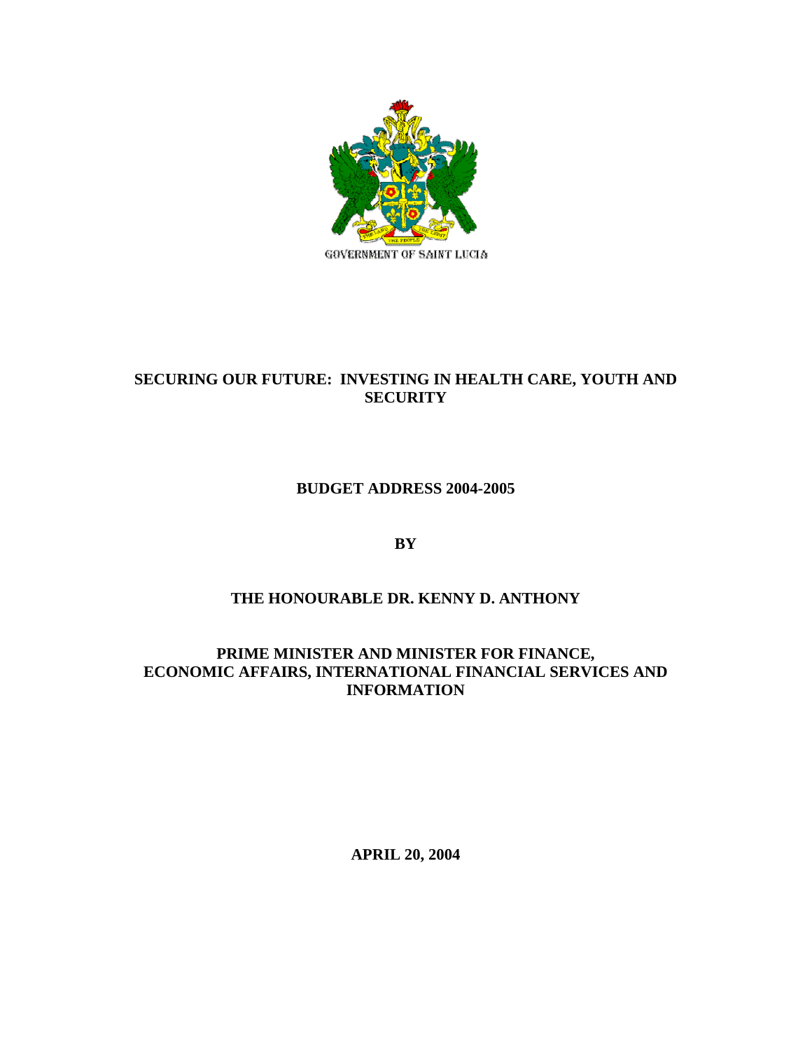GOVERNMENT OF SAINT LUCIA

# SECURING OUR FUTURE: INVESTING IN HEALTH CARE, YOUTH AND SECURITY

## BUDGET ADDRESS 2004-2005

**BY**

**THE HONOURABLE DR. KENNY D. ANTHONY**

**PRIME MINISTER AND MINISTER FOR FINANCE, ECONOMIC AFFAIRS, INTERNATIONAL FINANCIAL SERVICES AND INFORMATION**

**APRIL 20, 2004**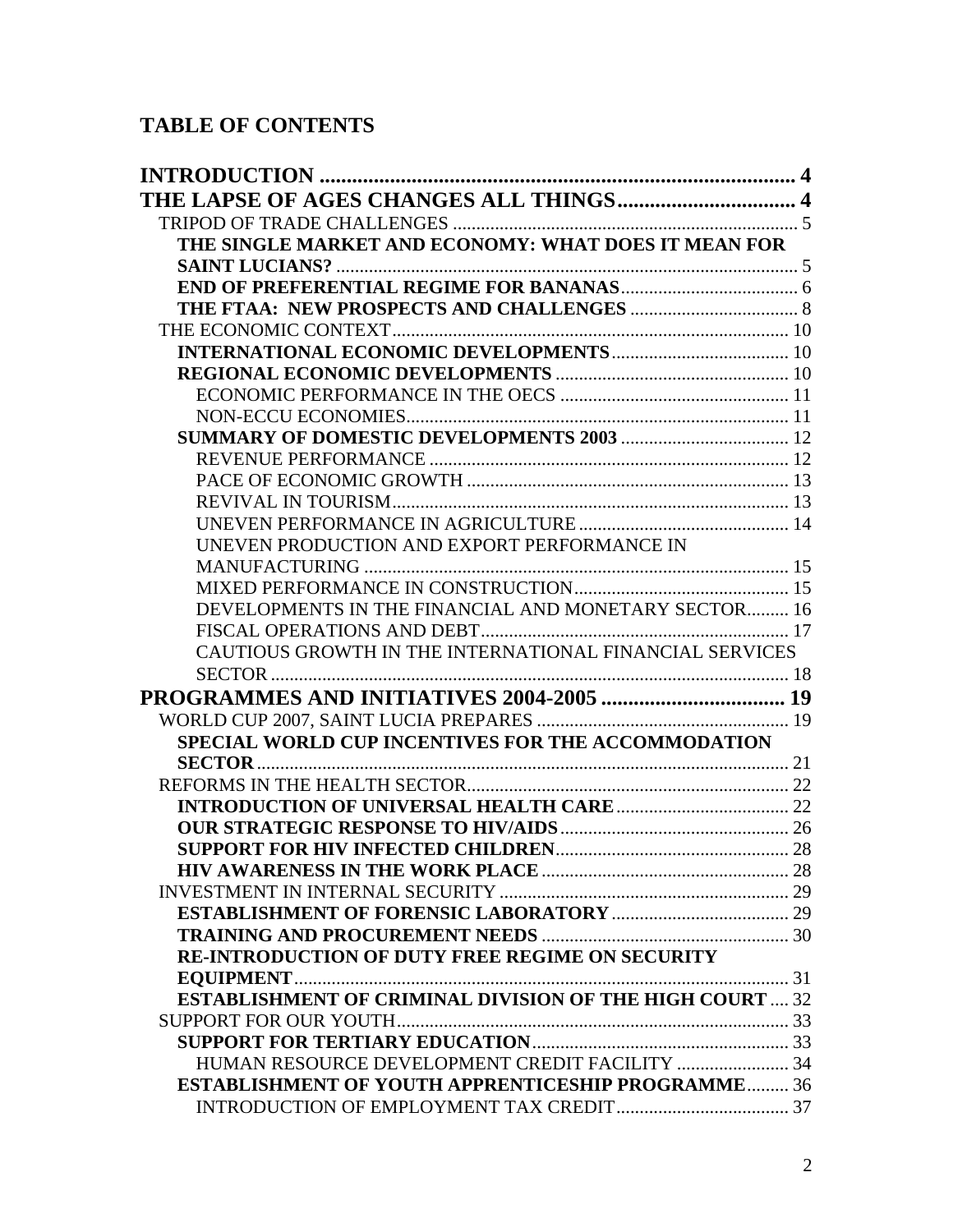## TABLE OF CONTENTS

**INTRODUCTION .......................................................................................... 4**

**THE LAPSE OF AGES CHANGES ALL THINGS................................. 4**

TRIPOD OF TRADE CHALLENGES .......................................................................... 5

**THE SINGLE MARKET AND ECONOMY: WHAT DOES IT MEAN FOR SAINT LUCIANS?** .................................................................................................. 5

**END OF PREFERENTIAL REGIME FOR BANANAS**...................................... 6

**THE FTAA: NEW PROSPECTS AND CHALLENGES** .................................... 8

THE ECONOMIC CONTEXT..................................................................................... 10

**INTERNATIONAL ECONOMIC DEVELOPMENTS**...................................... 10

**REGIONAL ECONOMIC DEVELOPMENTS** .................................................. 10

ECONOMIC PERFORMANCE IN THE OECS ................................................. 11

NON-ECCU ECONOMIES.................................................................................. 11

**SUMMARY OF DOMESTIC DEVELOPMENTS 2003** .................................... 12

REVENUE PERFORMANCE ............................................................................. 12

PACE OF ECONOMIC GROWTH ..................................................................... 13

REVIVAL IN TOURISM..................................................................................... 13

UNEVEN PERFORMANCE IN AGRICULTURE ............................................. 14

UNEVEN PRODUCTION AND EXPORT PERFORMANCE IN MANUFACTURING ........................................................................................... 15

MIXED PERFORMANCE IN CONSTRUCTION.............................................. 15

DEVELOPMENTS IN THE FINANCIAL AND MONETARY SECTOR......... 16

FISCAL OPERATIONS AND DEBT.................................................................. 17

CAUTIOUS GROWTH IN THE INTERNATIONAL FINANCIAL SERVICES SECTOR ............................................................................................................... 18

**PROGRAMMES AND INITIATIVES 2004-2005 .................................. 19**

WORLD CUP 2007, SAINT LUCIA PREPARES ...................................................... 19

**SPECIAL WORLD CUP INCENTIVES FOR THE ACCOMMODATION SECTOR** .................................................................................................................. 21

REFORMS IN THE HEALTH SECTOR..................................................................... 22

**INTRODUCTION OF UNIVERSAL HEALTH CARE**..................................... 22

**OUR STRATEGIC RESPONSE TO HIV/AIDS**................................................. 26

**SUPPORT FOR HIV INFECTED CHILDREN**.................................................. 28

**HIV AWARENESS IN THE WORK PLACE** ..................................................... 28

INVESTMENT IN INTERNAL SECURITY .............................................................. 29

**ESTABLISHMENT OF FORENSIC LABORATORY** ...................................... 29

**TRAINING AND PROCUREMENT NEEDS** ..................................................... 30

**RE-INTRODUCTION OF DUTY FREE REGIME ON SECURITY EQUIPMENT**......................................................................................................... 31

**ESTABLISHMENT OF CRIMINAL DIVISION OF THE HIGH COURT** .... 32

SUPPORT FOR OUR YOUTH.................................................................................... 33

**SUPPORT FOR TERTIARY EDUCATION**....................................................... 33

HUMAN RESOURCE DEVELOPMENT CREDIT FACILITY ........................ 34

**ESTABLISHMENT OF YOUTH APPRENTICESHIP PROGRAMME**......... 36

INTRODUCTION OF EMPLOYMENT TAX CREDIT..................................... 37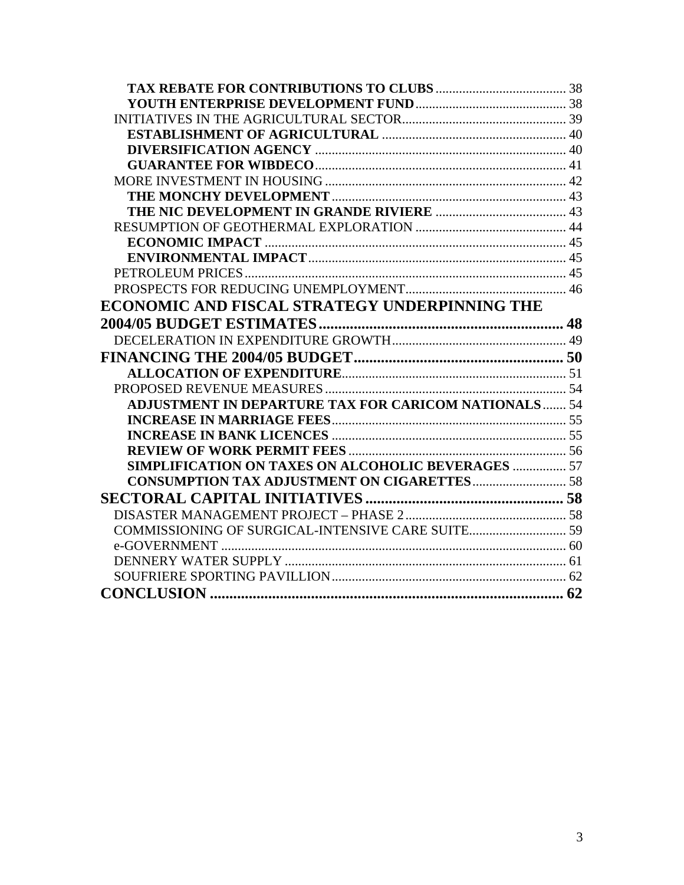**TAX REBATE FOR CONTRIBUTIONS TO CLUBS** ........................................ 38
**YOUTH ENTERPRISE DEVELOPMENT FUND** ............................................. 38
INITIATIVES IN THE AGRICULTURAL SECTOR................................................. 39
**ESTABLISHMENT OF AGRICULTURAL** ....................................................... 40
**DIVERSIFICATION AGENCY** .......................................................................... 40
**GUARANTEE FOR WIBDECO**......................................................................... 41
MORE INVESTMENT IN HOUSING ........................................................................ 42
**THE MONCHY DEVELOPMENT** ...................................................................... 43
**THE NIC DEVELOPMENT IN GRANDE RIVIERE** ........................................ 43
RESUMPTION OF GEOTHERMAL EXPLORATION ............................................. 44
**ECONOMIC IMPACT** .......................................................................................... 45
**ENVIRONMENTAL IMPACT**............................................................................. 45
PETROLEUM PRICES................................................................................................ 45
PROSPECTS FOR REDUCING UNEMPLOYMENT................................................ 46

**ECONOMIC AND FISCAL STRATEGY UNDERPINNING THE 2004/05 BUDGET ESTIMATES** ............................................................. 48

DECELERATION IN EXPENDITURE GROWTH.................................................... 49

**FINANCING THE 2004/05 BUDGET** ...................................................... 50

**ALLOCATION OF EXPENDITURE**.................................................................... 51
PROPOSED REVENUE MEASURES ........................................................................ 54
**ADJUSTMENT IN DEPARTURE TAX FOR CARICOM NATIONALS** ....... 54
**INCREASE IN MARRIAGE FEES**...................................................................... 55
**INCREASE IN BANK LICENCES** ...................................................................... 55
**REVIEW OF WORK PERMIT FEES** .................................................................. 56
**SIMPLIFICATION ON TAXES ON ALCOHOLIC BEVERAGES** ................ 57
**CONSUMPTION TAX ADJUSTMENT ON CIGARETTES**............................ 58

**SECTORAL CAPITAL INITIATIVES** .................................................. 58

DISASTER MANAGEMENT PROJECT – PHASE 2 ................................................ 58
COMMISSIONING OF SURGICAL-INTENSIVE CARE SUITE............................. 59
e-GOVERNMENT ........................................................................................................ 60
DENNERY WATER SUPPLY ..................................................................................... 61
SOUFRIERE SPORTING PAVILLION...................................................................... 62

**CONCLUSION** .......................................................................................... 62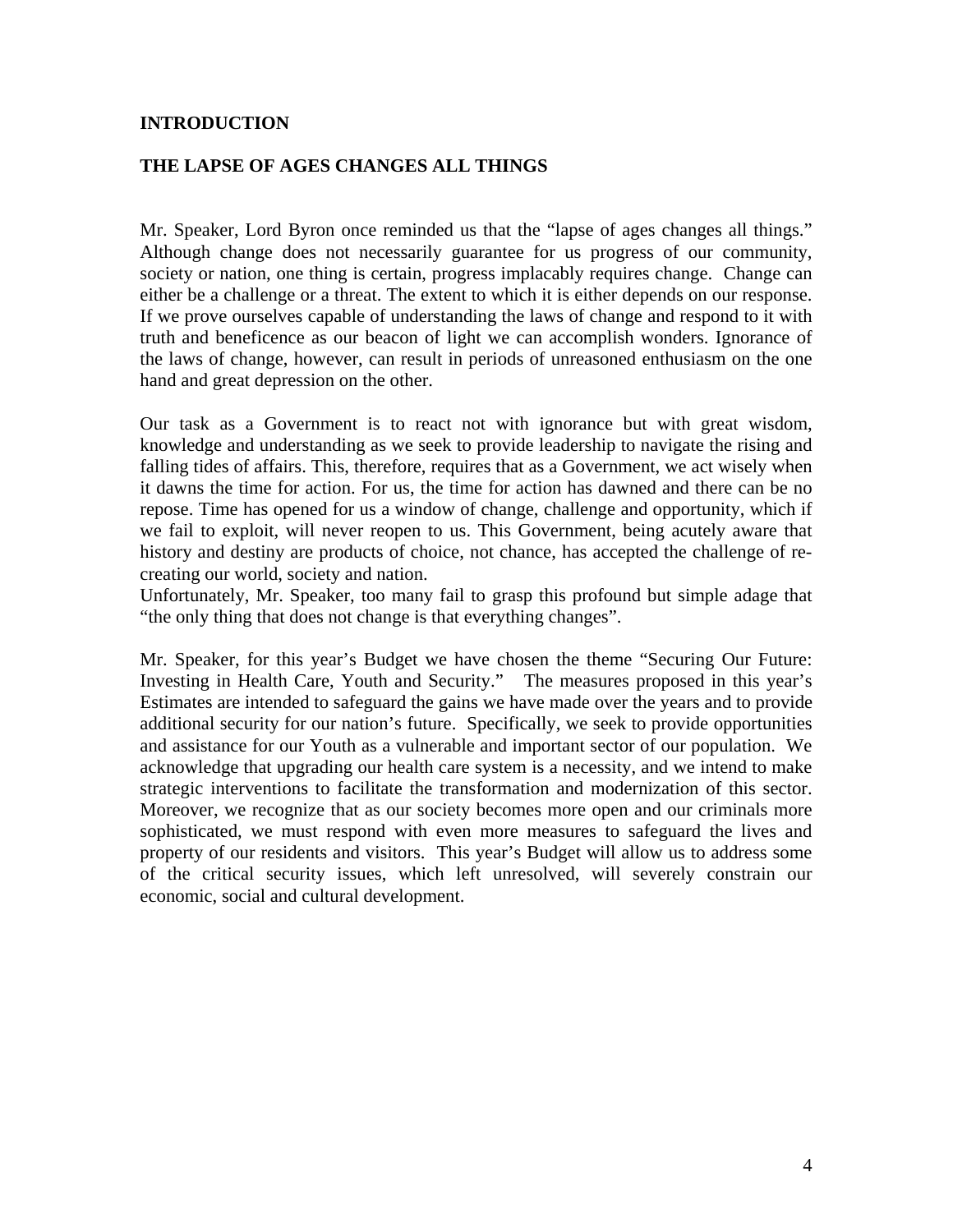## INTRODUCTION

## THE LAPSE OF AGES CHANGES ALL THINGS

Mr. Speaker, Lord Byron once reminded us that the "lapse of ages changes all things." Although change does not necessarily guarantee for us progress of our community, society or nation, one thing is certain, progress implacably requires change. Change can either be a challenge or a threat. The extent to which it is either depends on our response. If we prove ourselves capable of understanding the laws of change and respond to it with truth and beneficence as our beacon of light we can accomplish wonders. Ignorance of the laws of change, however, can result in periods of unreasoned enthusiasm on the one hand and great depression on the other.

Our task as a Government is to react not with ignorance but with great wisdom, knowledge and understanding as we seek to provide leadership to navigate the rising and falling tides of affairs. This, therefore, requires that as a Government, we act wisely when it dawns the time for action. For us, the time for action has dawned and there can be no repose. Time has opened for us a window of change, challenge and opportunity, which if we fail to exploit, will never reopen to us. This Government, being acutely aware that history and destiny are products of choice, not chance, has accepted the challenge of re-creating our world, society and nation.
Unfortunately, Mr. Speaker, too many fail to grasp this profound but simple adage that "the only thing that does not change is that everything changes".

Mr. Speaker, for this year's Budget we have chosen the theme "Securing Our Future: Investing in Health Care, Youth and Security." The measures proposed in this year's Estimates are intended to safeguard the gains we have made over the years and to provide additional security for our nation's future. Specifically, we seek to provide opportunities and assistance for our Youth as a vulnerable and important sector of our population. We acknowledge that upgrading our health care system is a necessity, and we intend to make strategic interventions to facilitate the transformation and modernization of this sector. Moreover, we recognize that as our society becomes more open and our criminals more sophisticated, we must respond with even more measures to safeguard the lives and property of our residents and visitors. This year's Budget will allow us to address some of the critical security issues, which left unresolved, will severely constrain our economic, social and cultural development.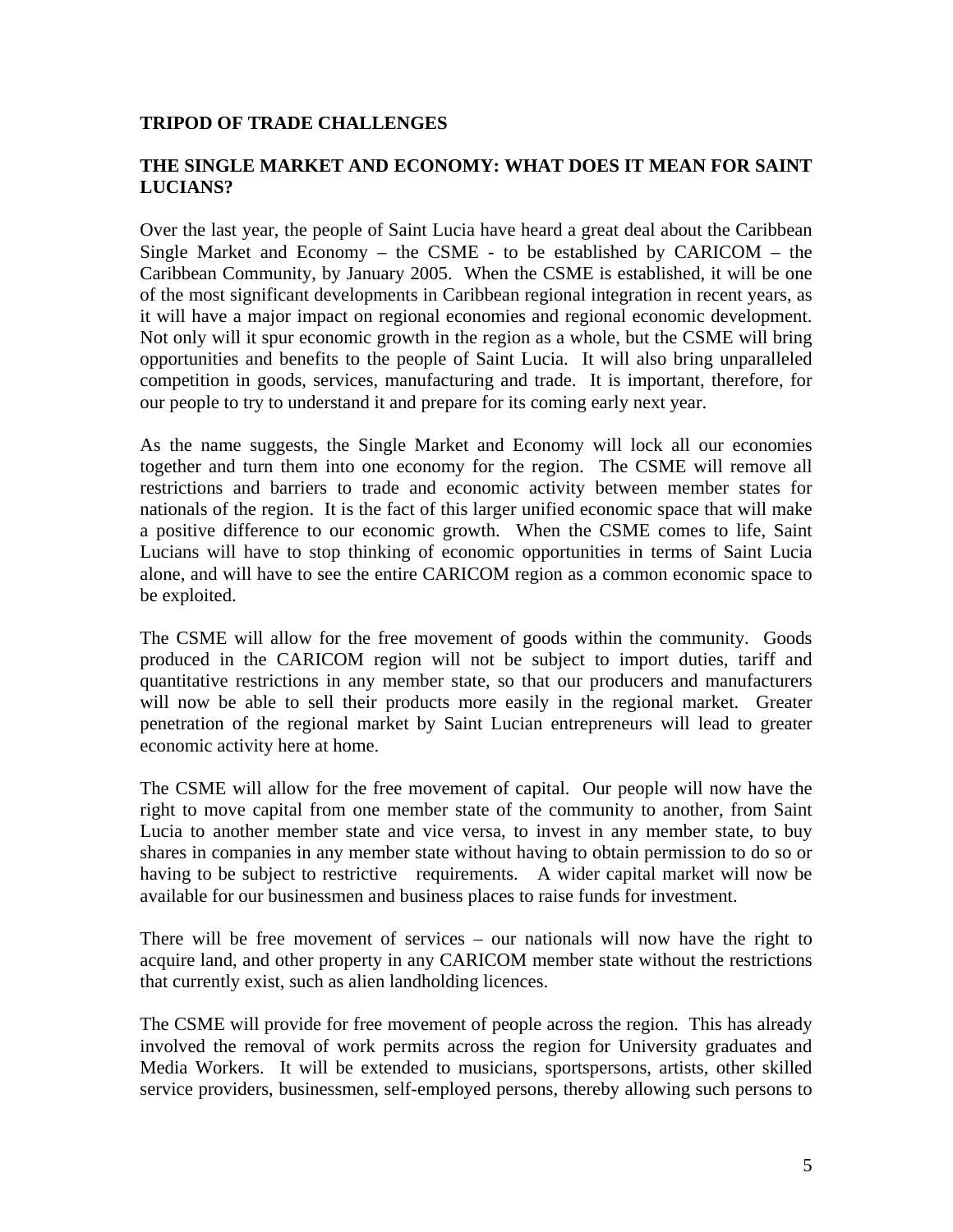**TRIPOD OF TRADE CHALLENGES**

**THE SINGLE MARKET AND ECONOMY: WHAT DOES IT MEAN FOR SAINT LUCIANS?**

Over the last year, the people of Saint Lucia have heard a great deal about the Caribbean Single Market and Economy – the CSME - to be established by CARICOM – the Caribbean Community, by January 2005. When the CSME is established, it will be one of the most significant developments in Caribbean regional integration in recent years, as it will have a major impact on regional economies and regional economic development. Not only will it spur economic growth in the region as a whole, but the CSME will bring opportunities and benefits to the people of Saint Lucia. It will also bring unparalleled competition in goods, services, manufacturing and trade. It is important, therefore, for our people to try to understand it and prepare for its coming early next year.

As the name suggests, the Single Market and Economy will lock all our economies together and turn them into one economy for the region. The CSME will remove all restrictions and barriers to trade and economic activity between member states for nationals of the region. It is the fact of this larger unified economic space that will make a positive difference to our economic growth. When the CSME comes to life, Saint Lucians will have to stop thinking of economic opportunities in terms of Saint Lucia alone, and will have to see the entire CARICOM region as a common economic space to be exploited.

The CSME will allow for the free movement of goods within the community. Goods produced in the CARICOM region will not be subject to import duties, tariff and quantitative restrictions in any member state, so that our producers and manufacturers will now be able to sell their products more easily in the regional market. Greater penetration of the regional market by Saint Lucian entrepreneurs will lead to greater economic activity here at home.

The CSME will allow for the free movement of capital. Our people will now have the right to move capital from one member state of the community to another, from Saint Lucia to another member state and vice versa, to invest in any member state, to buy shares in companies in any member state without having to obtain permission to do so or having to be subject to restrictive requirements. A wider capital market will now be available for our businessmen and business places to raise funds for investment.

There will be free movement of services – our nationals will now have the right to acquire land, and other property in any CARICOM member state without the restrictions that currently exist, such as alien landholding licences.

The CSME will provide for free movement of people across the region. This has already involved the removal of work permits across the region for University graduates and Media Workers. It will be extended to musicians, sportspersons, artists, other skilled service providers, businessmen, self-employed persons, thereby allowing such persons to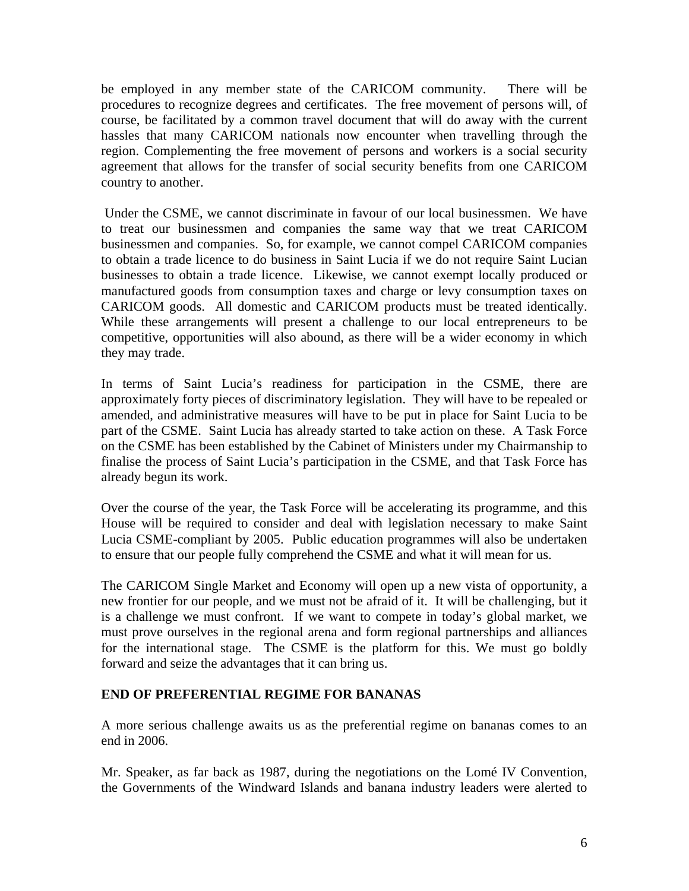be employed in any member state of the CARICOM community. There will be procedures to recognize degrees and certificates. The free movement of persons will, of course, be facilitated by a common travel document that will do away with the current hassles that many CARICOM nationals now encounter when travelling through the region. Complementing the free movement of persons and workers is a social security agreement that allows for the transfer of social security benefits from one CARICOM country to another.

Under the CSME, we cannot discriminate in favour of our local businessmen. We have to treat our businessmen and companies the same way that we treat CARICOM businessmen and companies. So, for example, we cannot compel CARICOM companies to obtain a trade licence to do business in Saint Lucia if we do not require Saint Lucian businesses to obtain a trade licence. Likewise, we cannot exempt locally produced or manufactured goods from consumption taxes and charge or levy consumption taxes on CARICOM goods. All domestic and CARICOM products must be treated identically. While these arrangements will present a challenge to our local entrepreneurs to be competitive, opportunities will also abound, as there will be a wider economy in which they may trade.

In terms of Saint Lucia's readiness for participation in the CSME, there are approximately forty pieces of discriminatory legislation. They will have to be repealed or amended, and administrative measures will have to be put in place for Saint Lucia to be part of the CSME. Saint Lucia has already started to take action on these. A Task Force on the CSME has been established by the Cabinet of Ministers under my Chairmanship to finalise the process of Saint Lucia's participation in the CSME, and that Task Force has already begun its work.

Over the course of the year, the Task Force will be accelerating its programme, and this House will be required to consider and deal with legislation necessary to make Saint Lucia CSME-compliant by 2005. Public education programmes will also be undertaken to ensure that our people fully comprehend the CSME and what it will mean for us.

The CARICOM Single Market and Economy will open up a new vista of opportunity, a new frontier for our people, and we must not be afraid of it. It will be challenging, but it is a challenge we must confront. If we want to compete in today's global market, we must prove ourselves in the regional arena and form regional partnerships and alliances for the international stage. The CSME is the platform for this. We must go boldly forward and seize the advantages that it can bring us.

## END OF PREFERENTIAL REGIME FOR BANANAS

A more serious challenge awaits us as the preferential regime on bananas comes to an end in 2006.

Mr. Speaker, as far back as 1987, during the negotiations on the Lomé IV Convention, the Governments of the Windward Islands and banana industry leaders were alerted to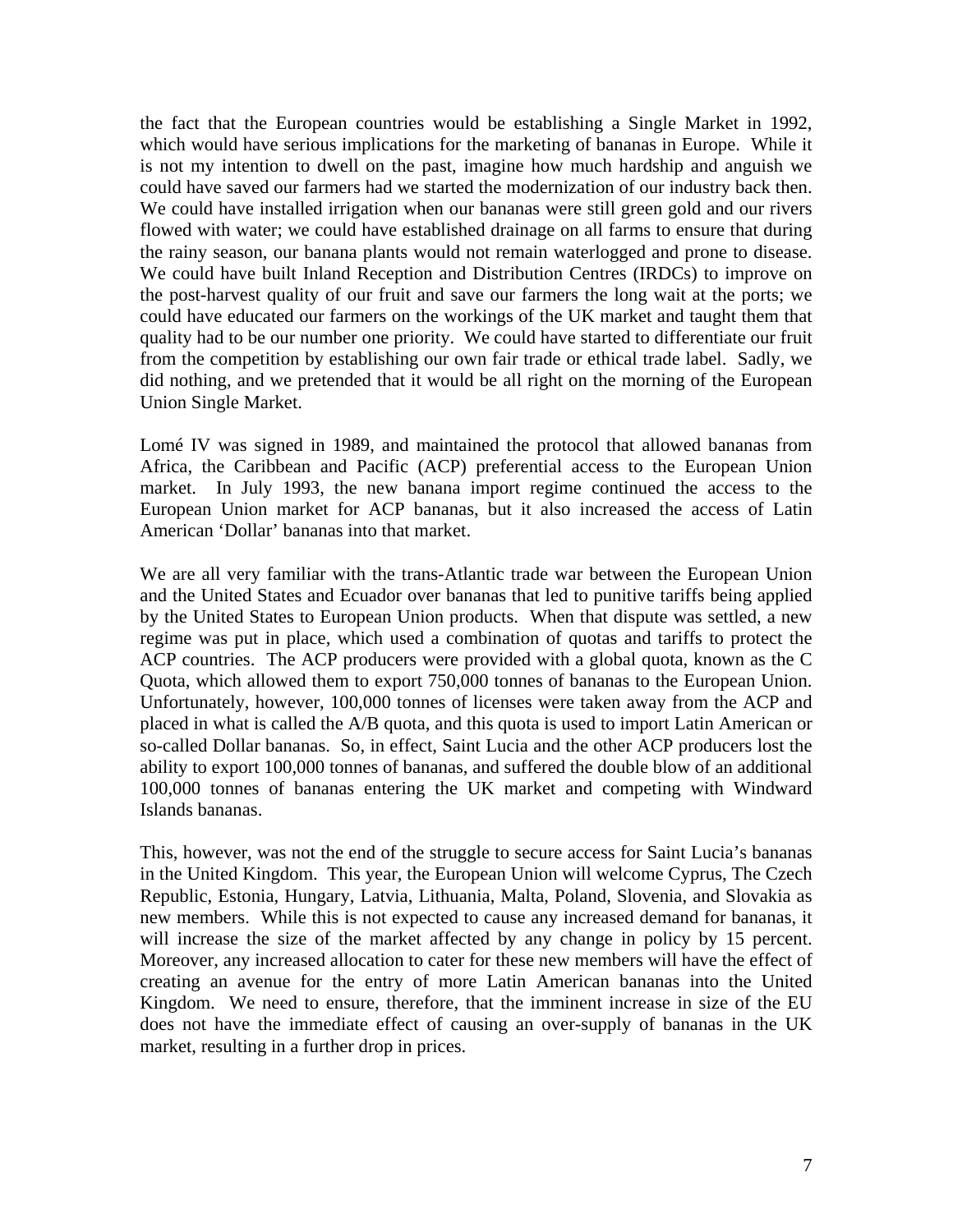the fact that the European countries would be establishing a Single Market in 1992, which would have serious implications for the marketing of bananas in Europe. While it is not my intention to dwell on the past, imagine how much hardship and anguish we could have saved our farmers had we started the modernization of our industry back then. We could have installed irrigation when our bananas were still green gold and our rivers flowed with water; we could have established drainage on all farms to ensure that during the rainy season, our banana plants would not remain waterlogged and prone to disease. We could have built Inland Reception and Distribution Centres (IRDCs) to improve on the post-harvest quality of our fruit and save our farmers the long wait at the ports; we could have educated our farmers on the workings of the UK market and taught them that quality had to be our number one priority. We could have started to differentiate our fruit from the competition by establishing our own fair trade or ethical trade label. Sadly, we did nothing, and we pretended that it would be all right on the morning of the European Union Single Market.

Lomé IV was signed in 1989, and maintained the protocol that allowed bananas from Africa, the Caribbean and Pacific (ACP) preferential access to the European Union market. In July 1993, the new banana import regime continued the access to the European Union market for ACP bananas, but it also increased the access of Latin American 'Dollar' bananas into that market.

We are all very familiar with the trans-Atlantic trade war between the European Union and the United States and Ecuador over bananas that led to punitive tariffs being applied by the United States to European Union products. When that dispute was settled, a new regime was put in place, which used a combination of quotas and tariffs to protect the ACP countries. The ACP producers were provided with a global quota, known as the C Quota, which allowed them to export 750,000 tonnes of bananas to the European Union. Unfortunately, however, 100,000 tonnes of licenses were taken away from the ACP and placed in what is called the A/B quota, and this quota is used to import Latin American or so-called Dollar bananas. So, in effect, Saint Lucia and the other ACP producers lost the ability to export 100,000 tonnes of bananas, and suffered the double blow of an additional 100,000 tonnes of bananas entering the UK market and competing with Windward Islands bananas.

This, however, was not the end of the struggle to secure access for Saint Lucia's bananas in the United Kingdom. This year, the European Union will welcome Cyprus, The Czech Republic, Estonia, Hungary, Latvia, Lithuania, Malta, Poland, Slovenia, and Slovakia as new members. While this is not expected to cause any increased demand for bananas, it will increase the size of the market affected by any change in policy by 15 percent. Moreover, any increased allocation to cater for these new members will have the effect of creating an avenue for the entry of more Latin American bananas into the United Kingdom. We need to ensure, therefore, that the imminent increase in size of the EU does not have the immediate effect of causing an over-supply of bananas in the UK market, resulting in a further drop in prices.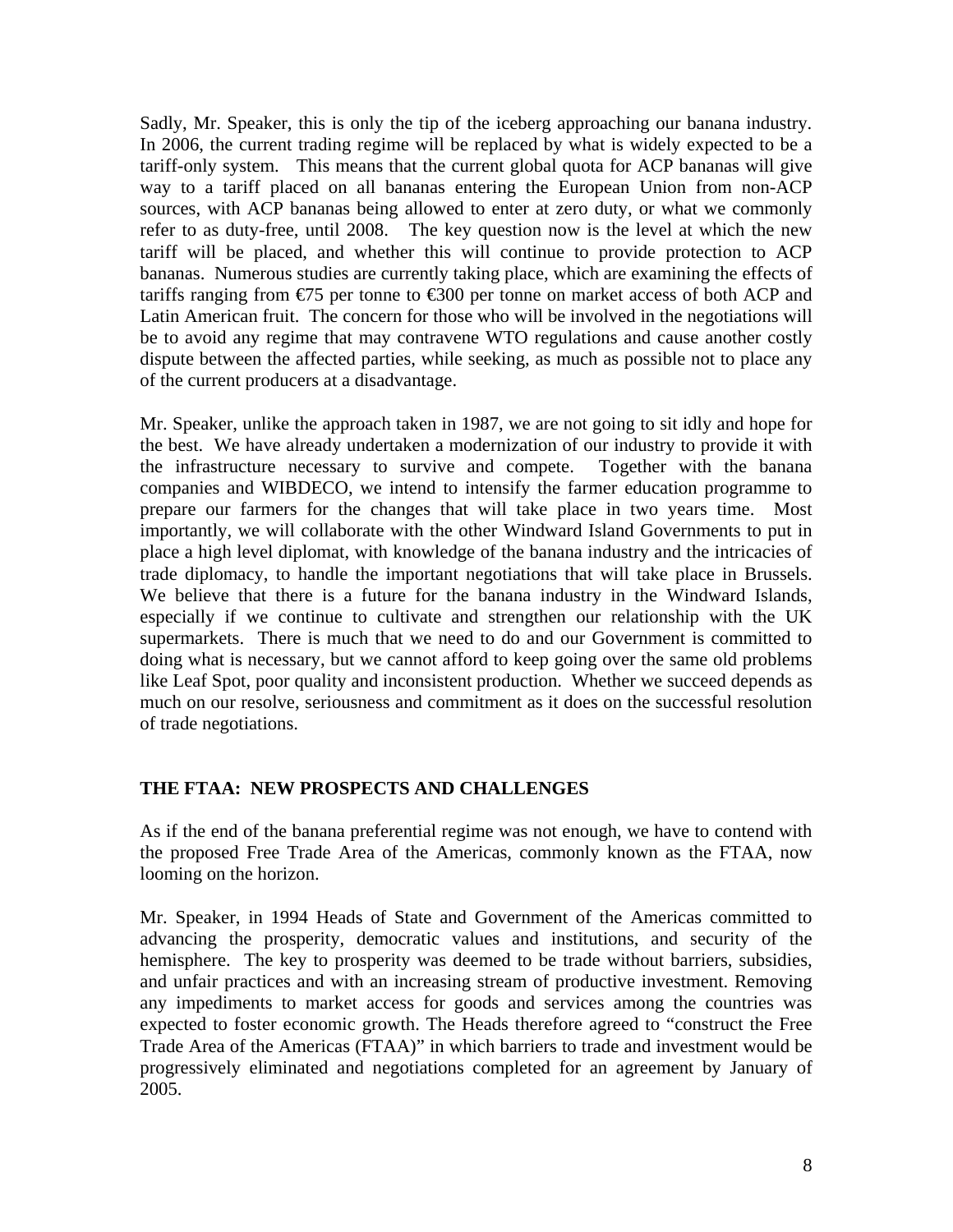Sadly, Mr. Speaker, this is only the tip of the iceberg approaching our banana industry. In 2006, the current trading regime will be replaced by what is widely expected to be a tariff-only system. This means that the current global quota for ACP bananas will give way to a tariff placed on all bananas entering the European Union from non-ACP sources, with ACP bananas being allowed to enter at zero duty, or what we commonly refer to as duty-free, until 2008. The key question now is the level at which the new tariff will be placed, and whether this will continue to provide protection to ACP bananas. Numerous studies are currently taking place, which are examining the effects of tariffs ranging from €75 per tonne to €300 per tonne on market access of both ACP and Latin American fruit. The concern for those who will be involved in the negotiations will be to avoid any regime that may contravene WTO regulations and cause another costly dispute between the affected parties, while seeking, as much as possible not to place any of the current producers at a disadvantage.

Mr. Speaker, unlike the approach taken in 1987, we are not going to sit idly and hope for the best. We have already undertaken a modernization of our industry to provide it with the infrastructure necessary to survive and compete. Together with the banana companies and WIBDECO, we intend to intensify the farmer education programme to prepare our farmers for the changes that will take place in two years time. Most importantly, we will collaborate with the other Windward Island Governments to put in place a high level diplomat, with knowledge of the banana industry and the intricacies of trade diplomacy, to handle the important negotiations that will take place in Brussels. We believe that there is a future for the banana industry in the Windward Islands, especially if we continue to cultivate and strengthen our relationship with the UK supermarkets. There is much that we need to do and our Government is committed to doing what is necessary, but we cannot afford to keep going over the same old problems like Leaf Spot, poor quality and inconsistent production. Whether we succeed depends as much on our resolve, seriousness and commitment as it does on the successful resolution of trade negotiations.

## THE FTAA: NEW PROSPECTS AND CHALLENGES

As if the end of the banana preferential regime was not enough, we have to contend with the proposed Free Trade Area of the Americas, commonly known as the FTAA, now looming on the horizon.

Mr. Speaker, in 1994 Heads of State and Government of the Americas committed to advancing the prosperity, democratic values and institutions, and security of the hemisphere. The key to prosperity was deemed to be trade without barriers, subsidies, and unfair practices and with an increasing stream of productive investment. Removing any impediments to market access for goods and services among the countries was expected to foster economic growth. The Heads therefore agreed to "construct the Free Trade Area of the Americas (FTAA)" in which barriers to trade and investment would be progressively eliminated and negotiations completed for an agreement by January of 2005.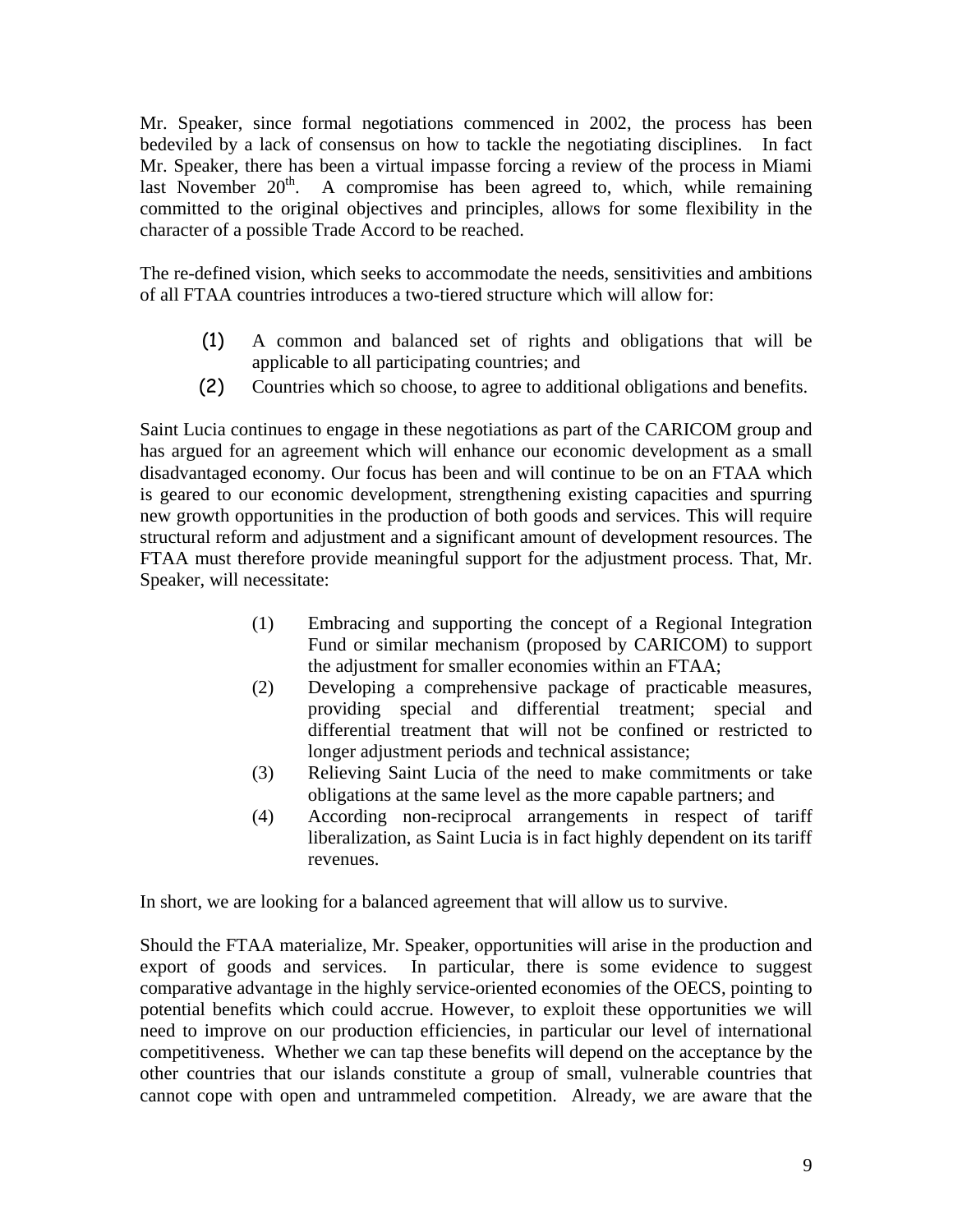Mr. Speaker, since formal negotiations commenced in 2002, the process has been bedeviled by a lack of consensus on how to tackle the negotiating disciplines. In fact Mr. Speaker, there has been a virtual impasse forcing a review of the process in Miami last November 20th. A compromise has been agreed to, which, while remaining committed to the original objectives and principles, allows for some flexibility in the character of a possible Trade Accord to be reached.

The re-defined vision, which seeks to accommodate the needs, sensitivities and ambitions of all FTAA countries introduces a two-tiered structure which will allow for:

(1) A common and balanced set of rights and obligations that will be applicable to all participating countries; and
(2) Countries which so choose, to agree to additional obligations and benefits.

Saint Lucia continues to engage in these negotiations as part of the CARICOM group and has argued for an agreement which will enhance our economic development as a small disadvantaged economy. Our focus has been and will continue to be on an FTAA which is geared to our economic development, strengthening existing capacities and spurring new growth opportunities in the production of both goods and services. This will require structural reform and adjustment and a significant amount of development resources. The FTAA must therefore provide meaningful support for the adjustment process. That, Mr. Speaker, will necessitate:

(1) Embracing and supporting the concept of a Regional Integration Fund or similar mechanism (proposed by CARICOM) to support the adjustment for smaller economies within an FTAA;
(2) Developing a comprehensive package of practicable measures, providing special and differential treatment; special and differential treatment that will not be confined or restricted to longer adjustment periods and technical assistance;
(3) Relieving Saint Lucia of the need to make commitments or take obligations at the same level as the more capable partners; and
(4) According non-reciprocal arrangements in respect of tariff liberalization, as Saint Lucia is in fact highly dependent on its tariff revenues.

In short, we are looking for a balanced agreement that will allow us to survive.

Should the FTAA materialize, Mr. Speaker, opportunities will arise in the production and export of goods and services. In particular, there is some evidence to suggest comparative advantage in the highly service-oriented economies of the OECS, pointing to potential benefits which could accrue. However, to exploit these opportunities we will need to improve on our production efficiencies, in particular our level of international competitiveness. Whether we can tap these benefits will depend on the acceptance by the other countries that our islands constitute a group of small, vulnerable countries that cannot cope with open and untrammeled competition. Already, we are aware that the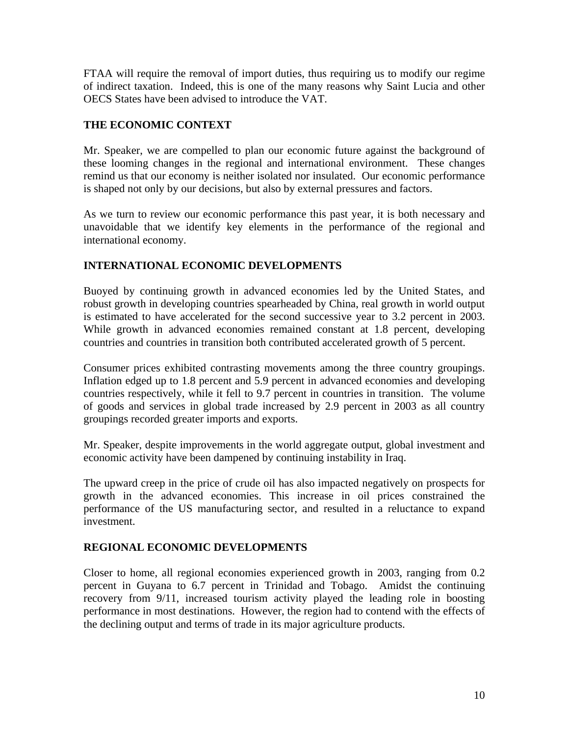FTAA will require the removal of import duties, thus requiring us to modify our regime of indirect taxation. Indeed, this is one of the many reasons why Saint Lucia and other OECS States have been advised to introduce the VAT.

## THE ECONOMIC CONTEXT

Mr. Speaker, we are compelled to plan our economic future against the background of these looming changes in the regional and international environment. These changes remind us that our economy is neither isolated nor insulated. Our economic performance is shaped not only by our decisions, but also by external pressures and factors.

As we turn to review our economic performance this past year, it is both necessary and unavoidable that we identify key elements in the performance of the regional and international economy.

## INTERNATIONAL ECONOMIC DEVELOPMENTS

Buoyed by continuing growth in advanced economies led by the United States, and robust growth in developing countries spearheaded by China, real growth in world output is estimated to have accelerated for the second successive year to 3.2 percent in 2003. While growth in advanced economies remained constant at 1.8 percent, developing countries and countries in transition both contributed accelerated growth of 5 percent.

Consumer prices exhibited contrasting movements among the three country groupings. Inflation edged up to 1.8 percent and 5.9 percent in advanced economies and developing countries respectively, while it fell to 9.7 percent in countries in transition. The volume of goods and services in global trade increased by 2.9 percent in 2003 as all country groupings recorded greater imports and exports.

Mr. Speaker, despite improvements in the world aggregate output, global investment and economic activity have been dampened by continuing instability in Iraq.

The upward creep in the price of crude oil has also impacted negatively on prospects for growth in the advanced economies. This increase in oil prices constrained the performance of the US manufacturing sector, and resulted in a reluctance to expand investment.

## REGIONAL ECONOMIC DEVELOPMENTS

Closer to home, all regional economies experienced growth in 2003, ranging from 0.2 percent in Guyana to 6.7 percent in Trinidad and Tobago. Amidst the continuing recovery from 9/11, increased tourism activity played the leading role in boosting performance in most destinations. However, the region had to contend with the effects of the declining output and terms of trade in its major agriculture products.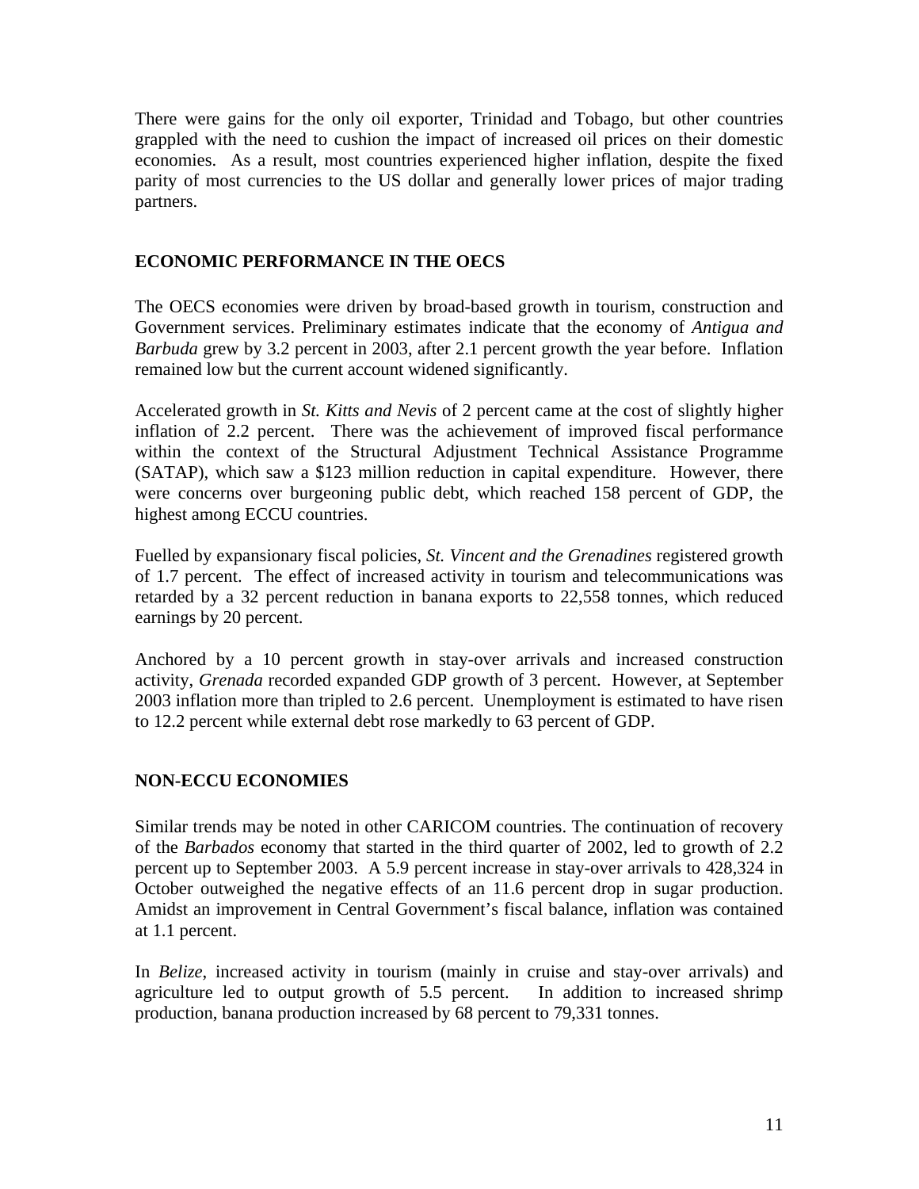There were gains for the only oil exporter, Trinidad and Tobago, but other countries grappled with the need to cushion the impact of increased oil prices on their domestic economies. As a result, most countries experienced higher inflation, despite the fixed parity of most currencies to the US dollar and generally lower prices of major trading partners.

## ECONOMIC PERFORMANCE IN THE OECS

The OECS economies were driven by broad-based growth in tourism, construction and Government services. Preliminary estimates indicate that the economy of *Antigua and Barbuda* grew by 3.2 percent in 2003, after 2.1 percent growth the year before. Inflation remained low but the current account widened significantly.

Accelerated growth in *St. Kitts and Nevis* of 2 percent came at the cost of slightly higher inflation of 2.2 percent. There was the achievement of improved fiscal performance within the context of the Structural Adjustment Technical Assistance Programme (SATAP), which saw a $123 million reduction in capital expenditure. However, there were concerns over burgeoning public debt, which reached 158 percent of GDP, the highest among ECCU countries.

Fuelled by expansionary fiscal policies, *St. Vincent and the Grenadines* registered growth of 1.7 percent. The effect of increased activity in tourism and telecommunications was retarded by a 32 percent reduction in banana exports to 22,558 tonnes, which reduced earnings by 20 percent.

Anchored by a 10 percent growth in stay-over arrivals and increased construction activity, *Grenada* recorded expanded GDP growth of 3 percent. However, at September 2003 inflation more than tripled to 2.6 percent. Unemployment is estimated to have risen to 12.2 percent while external debt rose markedly to 63 percent of GDP.

## NON-ECCU ECONOMIES

Similar trends may be noted in other CARICOM countries. The continuation of recovery of the *Barbados* economy that started in the third quarter of 2002, led to growth of 2.2 percent up to September 2003. A 5.9 percent increase in stay-over arrivals to 428,324 in October outweighed the negative effects of an 11.6 percent drop in sugar production. Amidst an improvement in Central Government's fiscal balance, inflation was contained at 1.1 percent.

In *Belize*, increased activity in tourism (mainly in cruise and stay-over arrivals) and agriculture led to output growth of 5.5 percent. In addition to increased shrimp production, banana production increased by 68 percent to 79,331 tonnes.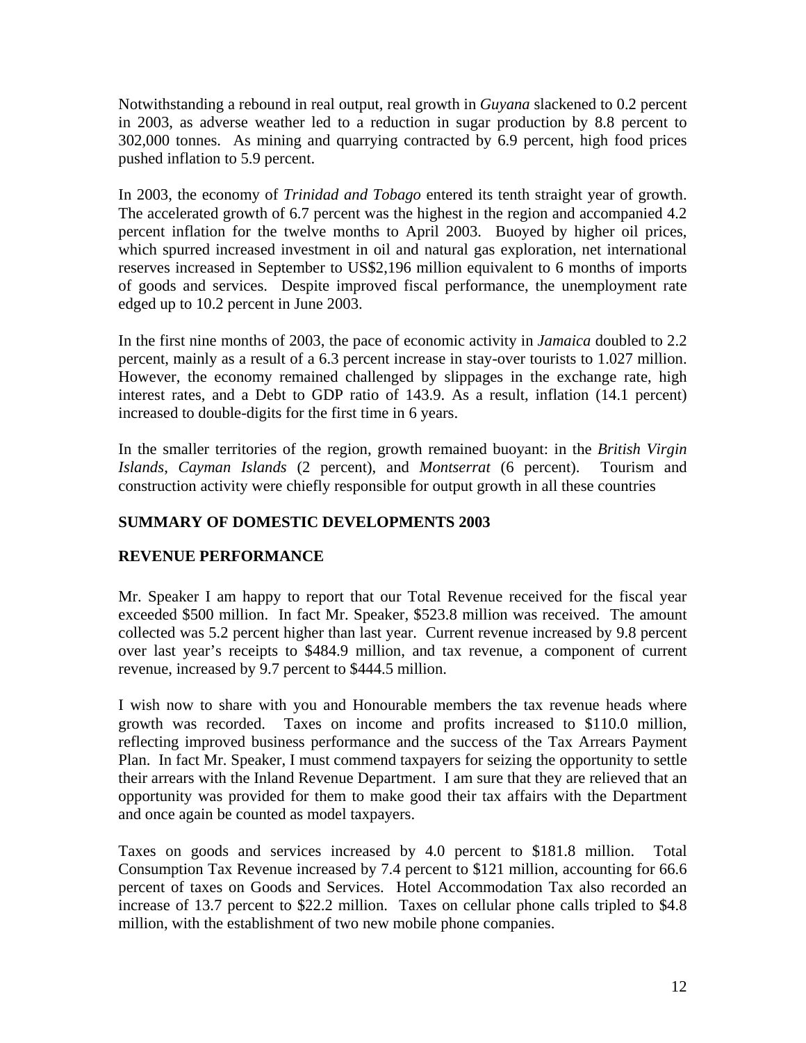Notwithstanding a rebound in real output, real growth in *Guyana* slackened to 0.2 percent in 2003, as adverse weather led to a reduction in sugar production by 8.8 percent to 302,000 tonnes. As mining and quarrying contracted by 6.9 percent, high food prices pushed inflation to 5.9 percent.

In 2003, the economy of *Trinidad and Tobago* entered its tenth straight year of growth. The accelerated growth of 6.7 percent was the highest in the region and accompanied 4.2 percent inflation for the twelve months to April 2003. Buoyed by higher oil prices, which spurred increased investment in oil and natural gas exploration, net international reserves increased in September to US$2,196 million equivalent to 6 months of imports of goods and services. Despite improved fiscal performance, the unemployment rate edged up to 10.2 percent in June 2003.

In the first nine months of 2003, the pace of economic activity in *Jamaica* doubled to 2.2 percent, mainly as a result of a 6.3 percent increase in stay-over tourists to 1.027 million. However, the economy remained challenged by slippages in the exchange rate, high interest rates, and a Debt to GDP ratio of 143.9. As a result, inflation (14.1 percent) increased to double-digits for the first time in 6 years.

In the smaller territories of the region, growth remained buoyant: in the *British Virgin Islands*, *Cayman Islands* (2 percent), and *Montserrat* (6 percent). Tourism and construction activity were chiefly responsible for output growth in all these countries

## SUMMARY OF DOMESTIC DEVELOPMENTS 2003

## REVENUE PERFORMANCE

Mr. Speaker I am happy to report that our Total Revenue received for the fiscal year exceeded $500 million. In fact Mr. Speaker, $523.8 million was received. The amount collected was 5.2 percent higher than last year. Current revenue increased by 9.8 percent over last year's receipts to $484.9 million, and tax revenue, a component of current revenue, increased by 9.7 percent to $444.5 million.

I wish now to share with you and Honourable members the tax revenue heads where growth was recorded. Taxes on income and profits increased to $110.0 million, reflecting improved business performance and the success of the Tax Arrears Payment Plan. In fact Mr. Speaker, I must commend taxpayers for seizing the opportunity to settle their arrears with the Inland Revenue Department. I am sure that they are relieved that an opportunity was provided for them to make good their tax affairs with the Department and once again be counted as model taxpayers.

Taxes on goods and services increased by 4.0 percent to $181.8 million. Total Consumption Tax Revenue increased by 7.4 percent to $121 million, accounting for 66.6 percent of taxes on Goods and Services. Hotel Accommodation Tax also recorded an increase of 13.7 percent to $22.2 million. Taxes on cellular phone calls tripled to $4.8 million, with the establishment of two new mobile phone companies.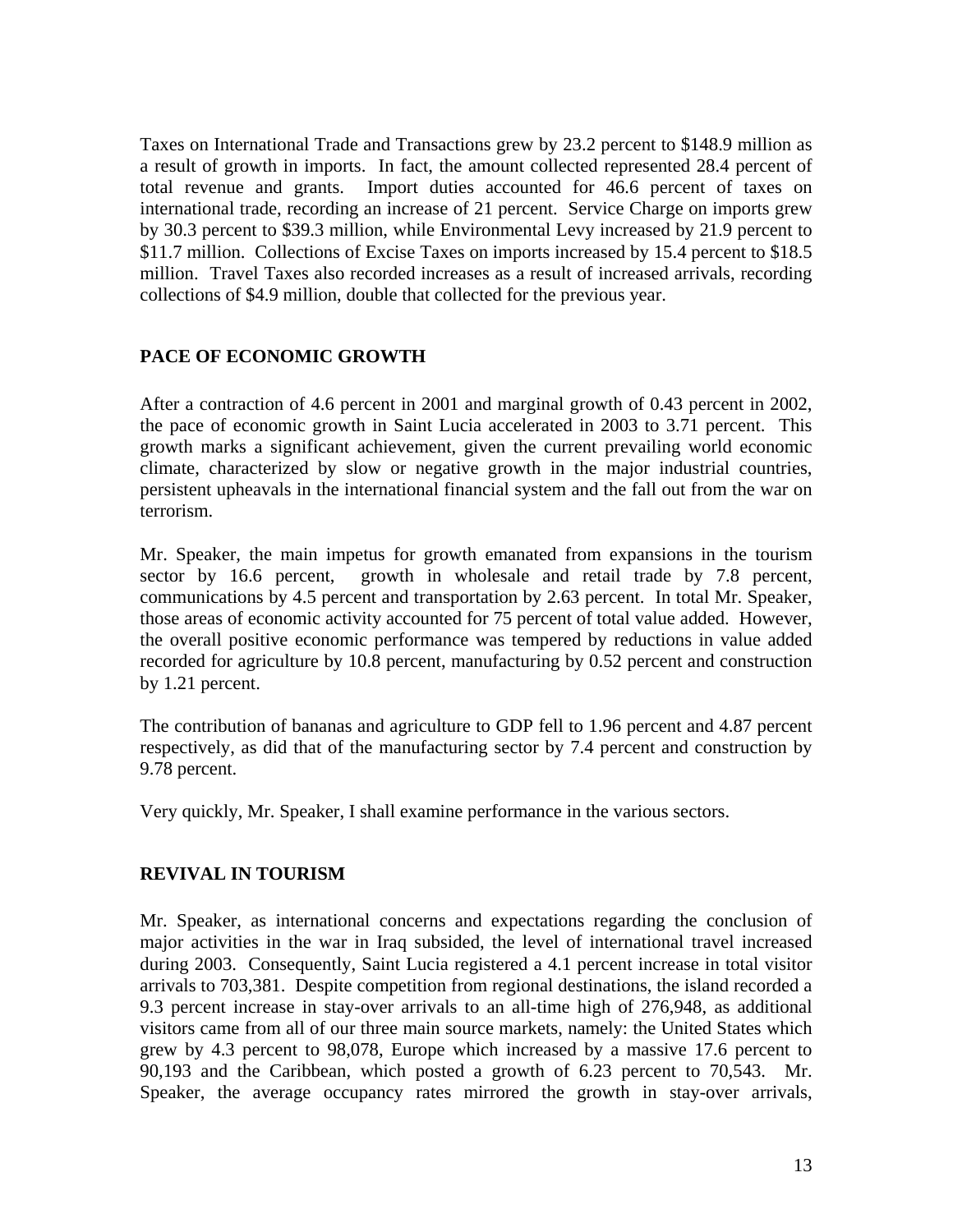Taxes on International Trade and Transactions grew by 23.2 percent to $148.9 million as a result of growth in imports. In fact, the amount collected represented 28.4 percent of total revenue and grants. Import duties accounted for 46.6 percent of taxes on international trade, recording an increase of 21 percent. Service Charge on imports grew by 30.3 percent to $39.3 million, while Environmental Levy increased by 21.9 percent to $11.7 million. Collections of Excise Taxes on imports increased by 15.4 percent to $18.5 million. Travel Taxes also recorded increases as a result of increased arrivals, recording collections of $4.9 million, double that collected for the previous year.

## PACE OF ECONOMIC GROWTH

After a contraction of 4.6 percent in 2001 and marginal growth of 0.43 percent in 2002, the pace of economic growth in Saint Lucia accelerated in 2003 to 3.71 percent. This growth marks a significant achievement, given the current prevailing world economic climate, characterized by slow or negative growth in the major industrial countries, persistent upheavals in the international financial system and the fall out from the war on terrorism.

Mr. Speaker, the main impetus for growth emanated from expansions in the tourism sector by 16.6 percent, growth in wholesale and retail trade by 7.8 percent, communications by 4.5 percent and transportation by 2.63 percent. In total Mr. Speaker, those areas of economic activity accounted for 75 percent of total value added. However, the overall positive economic performance was tempered by reductions in value added recorded for agriculture by 10.8 percent, manufacturing by 0.52 percent and construction by 1.21 percent.

The contribution of bananas and agriculture to GDP fell to 1.96 percent and 4.87 percent respectively, as did that of the manufacturing sector by 7.4 percent and construction by 9.78 percent.

Very quickly, Mr. Speaker, I shall examine performance in the various sectors.

## REVIVAL IN TOURISM

Mr. Speaker, as international concerns and expectations regarding the conclusion of major activities in the war in Iraq subsided, the level of international travel increased during 2003. Consequently, Saint Lucia registered a 4.1 percent increase in total visitor arrivals to 703,381. Despite competition from regional destinations, the island recorded a 9.3 percent increase in stay-over arrivals to an all-time high of 276,948, as additional visitors came from all of our three main source markets, namely: the United States which grew by 4.3 percent to 98,078, Europe which increased by a massive 17.6 percent to 90,193 and the Caribbean, which posted a growth of 6.23 percent to 70,543. Mr. Speaker, the average occupancy rates mirrored the growth in stay-over arrivals,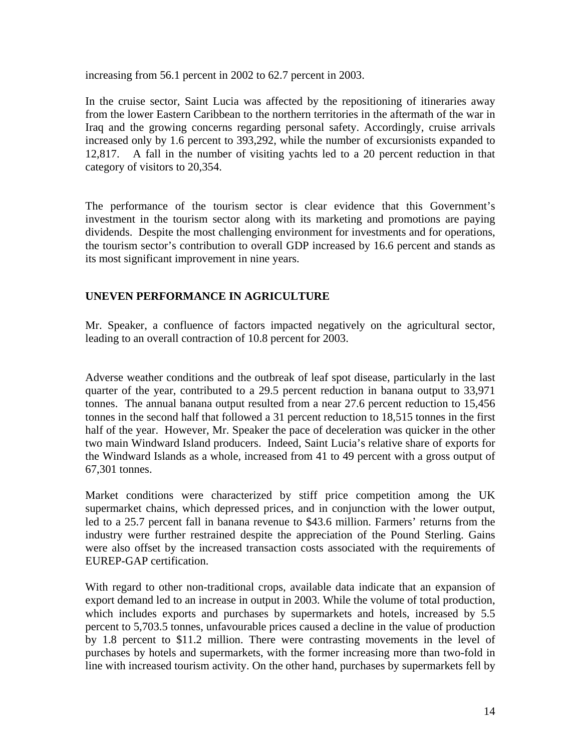increasing from 56.1 percent in 2002 to 62.7 percent in 2003.

In the cruise sector, Saint Lucia was affected by the repositioning of itineraries away from the lower Eastern Caribbean to the northern territories in the aftermath of the war in Iraq and the growing concerns regarding personal safety. Accordingly, cruise arrivals increased only by 1.6 percent to 393,292, while the number of excursionists expanded to 12,817. A fall in the number of visiting yachts led to a 20 percent reduction in that category of visitors to 20,354.

The performance of the tourism sector is clear evidence that this Government's investment in the tourism sector along with its marketing and promotions are paying dividends. Despite the most challenging environment for investments and for operations, the tourism sector's contribution to overall GDP increased by 16.6 percent and stands as its most significant improvement in nine years.

**UNEVEN PERFORMANCE IN AGRICULTURE**

Mr. Speaker, a confluence of factors impacted negatively on the agricultural sector, leading to an overall contraction of 10.8 percent for 2003.

Adverse weather conditions and the outbreak of leaf spot disease, particularly in the last quarter of the year, contributed to a 29.5 percent reduction in banana output to 33,971 tonnes. The annual banana output resulted from a near 27.6 percent reduction to 15,456 tonnes in the second half that followed a 31 percent reduction to 18,515 tonnes in the first half of the year. However, Mr. Speaker the pace of deceleration was quicker in the other two main Windward Island producers. Indeed, Saint Lucia's relative share of exports for the Windward Islands as a whole, increased from 41 to 49 percent with a gross output of 67,301 tonnes.

Market conditions were characterized by stiff price competition among the UK supermarket chains, which depressed prices, and in conjunction with the lower output, led to a 25.7 percent fall in banana revenue to $43.6 million. Farmers' returns from the industry were further restrained despite the appreciation of the Pound Sterling. Gains were also offset by the increased transaction costs associated with the requirements of EUREP-GAP certification.

With regard to other non-traditional crops, available data indicate that an expansion of export demand led to an increase in output in 2003. While the volume of total production, which includes exports and purchases by supermarkets and hotels, increased by 5.5 percent to 5,703.5 tonnes, unfavourable prices caused a decline in the value of production by 1.8 percent to $11.2 million. There were contrasting movements in the level of purchases by hotels and supermarkets, with the former increasing more than two-fold in line with increased tourism activity. On the other hand, purchases by supermarkets fell by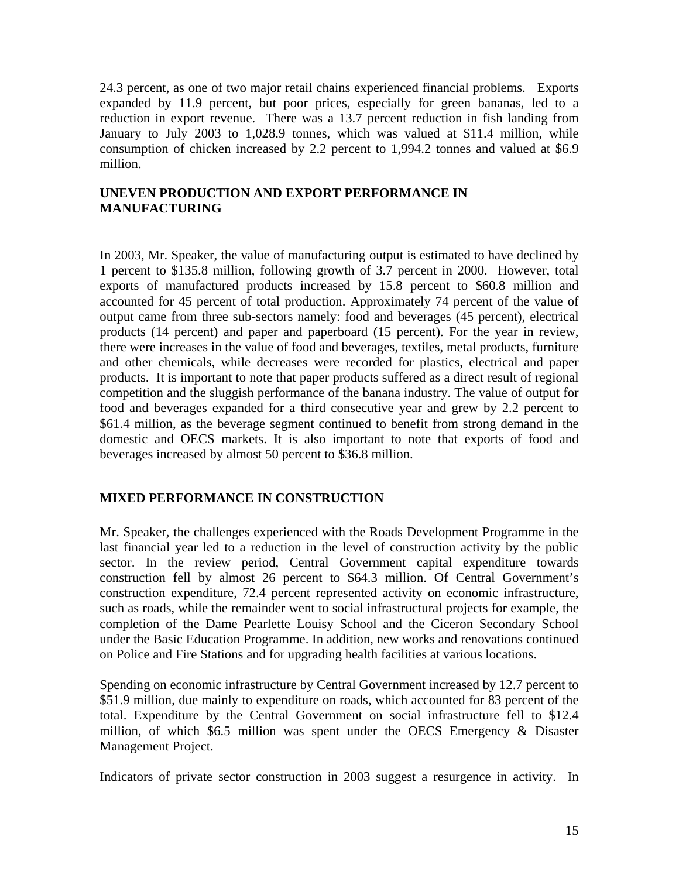24.3 percent, as one of two major retail chains experienced financial problems. Exports expanded by 11.9 percent, but poor prices, especially for green bananas, led to a reduction in export revenue. There was a 13.7 percent reduction in fish landing from January to July 2003 to 1,028.9 tonnes, which was valued at $11.4 million, while consumption of chicken increased by 2.2 percent to 1,994.2 tonnes and valued at $6.9 million.

**UNEVEN PRODUCTION AND EXPORT PERFORMANCE IN MANUFACTURING**

In 2003, Mr. Speaker, the value of manufacturing output is estimated to have declined by 1 percent to $135.8 million, following growth of 3.7 percent in 2000. However, total exports of manufactured products increased by 15.8 percent to $60.8 million and accounted for 45 percent of total production. Approximately 74 percent of the value of output came from three sub-sectors namely: food and beverages (45 percent), electrical products (14 percent) and paper and paperboard (15 percent). For the year in review, there were increases in the value of food and beverages, textiles, metal products, furniture and other chemicals, while decreases were recorded for plastics, electrical and paper products. It is important to note that paper products suffered as a direct result of regional competition and the sluggish performance of the banana industry. The value of output for food and beverages expanded for a third consecutive year and grew by 2.2 percent to $61.4 million, as the beverage segment continued to benefit from strong demand in the domestic and OECS markets. It is also important to note that exports of food and beverages increased by almost 50 percent to $36.8 million.

**MIXED PERFORMANCE IN CONSTRUCTION**

Mr. Speaker, the challenges experienced with the Roads Development Programme in the last financial year led to a reduction in the level of construction activity by the public sector. In the review period, Central Government capital expenditure towards construction fell by almost 26 percent to $64.3 million. Of Central Government's construction expenditure, 72.4 percent represented activity on economic infrastructure, such as roads, while the remainder went to social infrastructural projects for example, the completion of the Dame Pearlette Louisy School and the Ciceron Secondary School under the Basic Education Programme. In addition, new works and renovations continued on Police and Fire Stations and for upgrading health facilities at various locations.

Spending on economic infrastructure by Central Government increased by 12.7 percent to $51.9 million, due mainly to expenditure on roads, which accounted for 83 percent of the total. Expenditure by the Central Government on social infrastructure fell to $12.4 million, of which $6.5 million was spent under the OECS Emergency & Disaster Management Project.

Indicators of private sector construction in 2003 suggest a resurgence in activity. In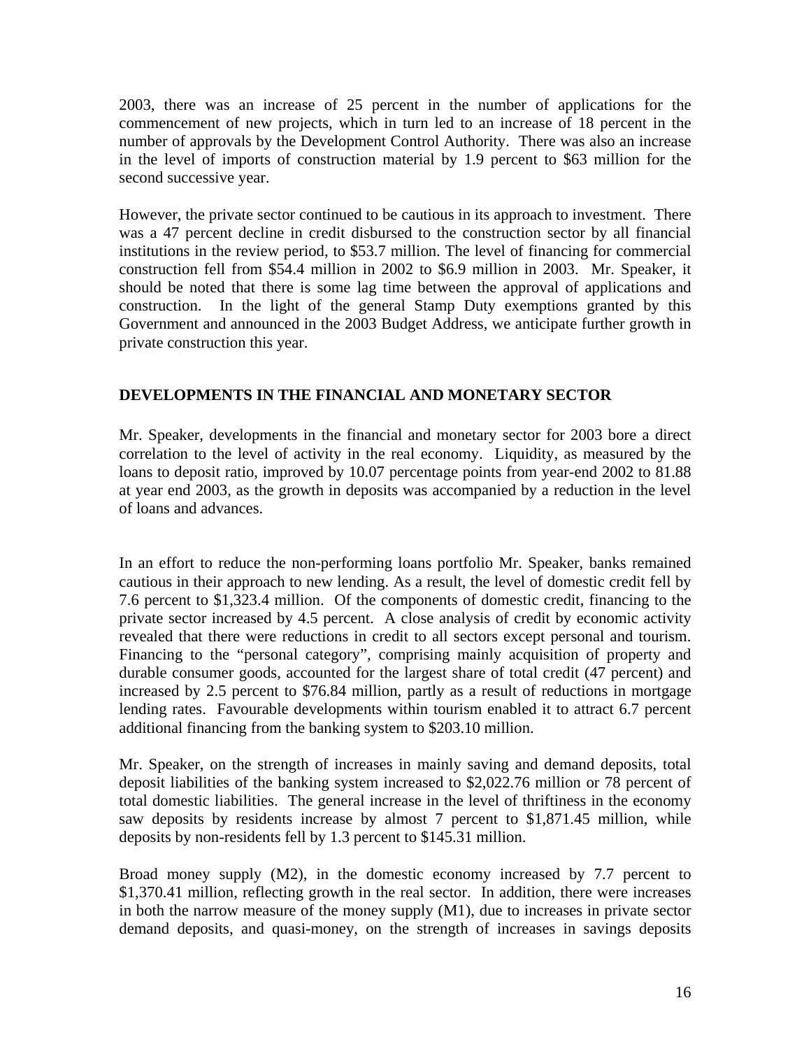2003, there was an increase of 25 percent in the number of applications for the commencement of new projects, which in turn led to an increase of 18 percent in the number of approvals by the Development Control Authority. There was also an increase in the level of imports of construction material by 1.9 percent to $63 million for the second successive year.

However, the private sector continued to be cautious in its approach to investment. There was a 47 percent decline in credit disbursed to the construction sector by all financial institutions in the review period, to $53.7 million. The level of financing for commercial construction fell from $54.4 million in 2002 to $6.9 million in 2003. Mr. Speaker, it should be noted that there is some lag time between the approval of applications and construction. In the light of the general Stamp Duty exemptions granted by this Government and announced in the 2003 Budget Address, we anticipate further growth in private construction this year.

## DEVELOPMENTS IN THE FINANCIAL AND MONETARY SECTOR

Mr. Speaker, developments in the financial and monetary sector for 2003 bore a direct correlation to the level of activity in the real economy. Liquidity, as measured by the loans to deposit ratio, improved by 10.07 percentage points from year-end 2002 to 81.88 at year end 2003, as the growth in deposits was accompanied by a reduction in the level of loans and advances.

In an effort to reduce the non-performing loans portfolio Mr. Speaker, banks remained cautious in their approach to new lending. As a result, the level of domestic credit fell by 7.6 percent to $1,323.4 million. Of the components of domestic credit, financing to the private sector increased by 4.5 percent. A close analysis of credit by economic activity revealed that there were reductions in credit to all sectors except personal and tourism. Financing to the "personal category", comprising mainly acquisition of property and durable consumer goods, accounted for the largest share of total credit (47 percent) and increased by 2.5 percent to $76.84 million, partly as a result of reductions in mortgage lending rates. Favourable developments within tourism enabled it to attract 6.7 percent additional financing from the banking system to $203.10 million.

Mr. Speaker, on the strength of increases in mainly saving and demand deposits, total deposit liabilities of the banking system increased to $2,022.76 million or 78 percent of total domestic liabilities. The general increase in the level of thriftiness in the economy saw deposits by residents increase by almost 7 percent to $1,871.45 million, while deposits by non-residents fell by 1.3 percent to $145.31 million.

Broad money supply (M2), in the domestic economy increased by 7.7 percent to $1,370.41 million, reflecting growth in the real sector. In addition, there were increases in both the narrow measure of the money supply (M1), due to increases in private sector demand deposits, and quasi-money, on the strength of increases in savings deposits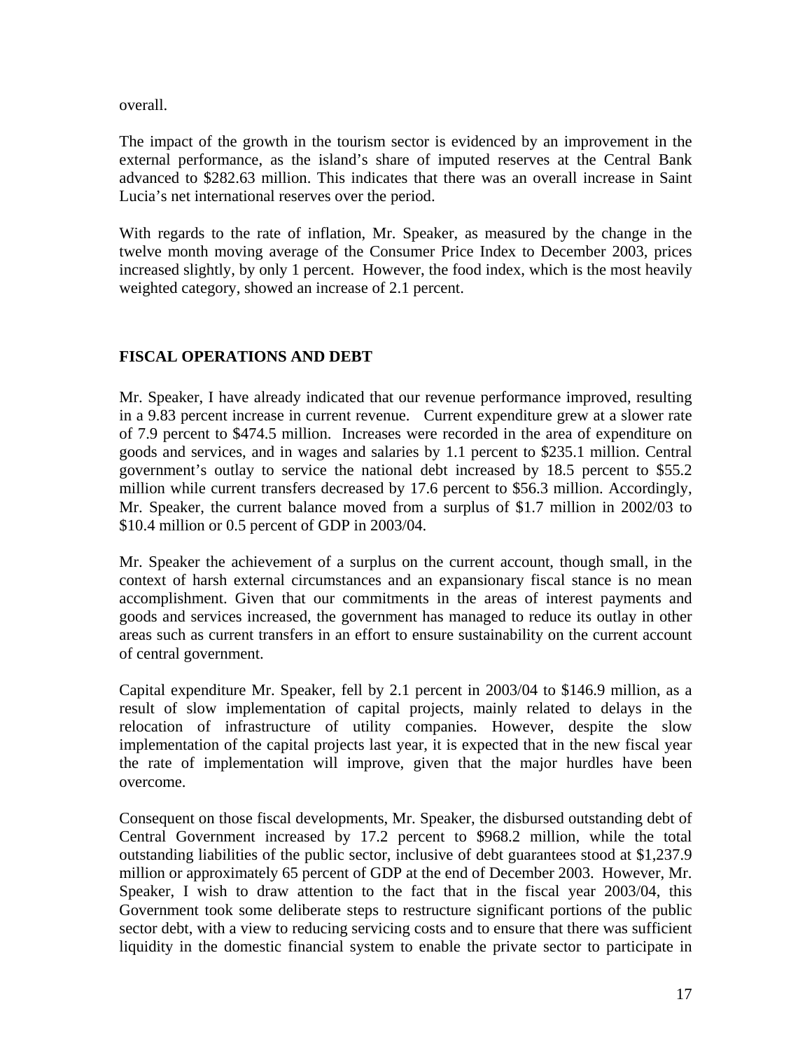overall.

The impact of the growth in the tourism sector is evidenced by an improvement in the external performance, as the island's share of imputed reserves at the Central Bank advanced to $282.63 million. This indicates that there was an overall increase in Saint Lucia's net international reserves over the period.

With regards to the rate of inflation, Mr. Speaker, as measured by the change in the twelve month moving average of the Consumer Price Index to December 2003, prices increased slightly, by only 1 percent. However, the food index, which is the most heavily weighted category, showed an increase of 2.1 percent.

## FISCAL OPERATIONS AND DEBT

Mr. Speaker, I have already indicated that our revenue performance improved, resulting in a 9.83 percent increase in current revenue. Current expenditure grew at a slower rate of 7.9 percent to $474.5 million. Increases were recorded in the area of expenditure on goods and services, and in wages and salaries by 1.1 percent to $235.1 million. Central government's outlay to service the national debt increased by 18.5 percent to $55.2 million while current transfers decreased by 17.6 percent to $56.3 million. Accordingly, Mr. Speaker, the current balance moved from a surplus of $1.7 million in 2002/03 to $10.4 million or 0.5 percent of GDP in 2003/04.

Mr. Speaker the achievement of a surplus on the current account, though small, in the context of harsh external circumstances and an expansionary fiscal stance is no mean accomplishment. Given that our commitments in the areas of interest payments and goods and services increased, the government has managed to reduce its outlay in other areas such as current transfers in an effort to ensure sustainability on the current account of central government.

Capital expenditure Mr. Speaker, fell by 2.1 percent in 2003/04 to $146.9 million, as a result of slow implementation of capital projects, mainly related to delays in the relocation of infrastructure of utility companies. However, despite the slow implementation of the capital projects last year, it is expected that in the new fiscal year the rate of implementation will improve, given that the major hurdles have been overcome.

Consequent on those fiscal developments, Mr. Speaker, the disbursed outstanding debt of Central Government increased by 17.2 percent to $968.2 million, while the total outstanding liabilities of the public sector, inclusive of debt guarantees stood at $1,237.9 million or approximately 65 percent of GDP at the end of December 2003. However, Mr. Speaker, I wish to draw attention to the fact that in the fiscal year 2003/04, this Government took some deliberate steps to restructure significant portions of the public sector debt, with a view to reducing servicing costs and to ensure that there was sufficient liquidity in the domestic financial system to enable the private sector to participate in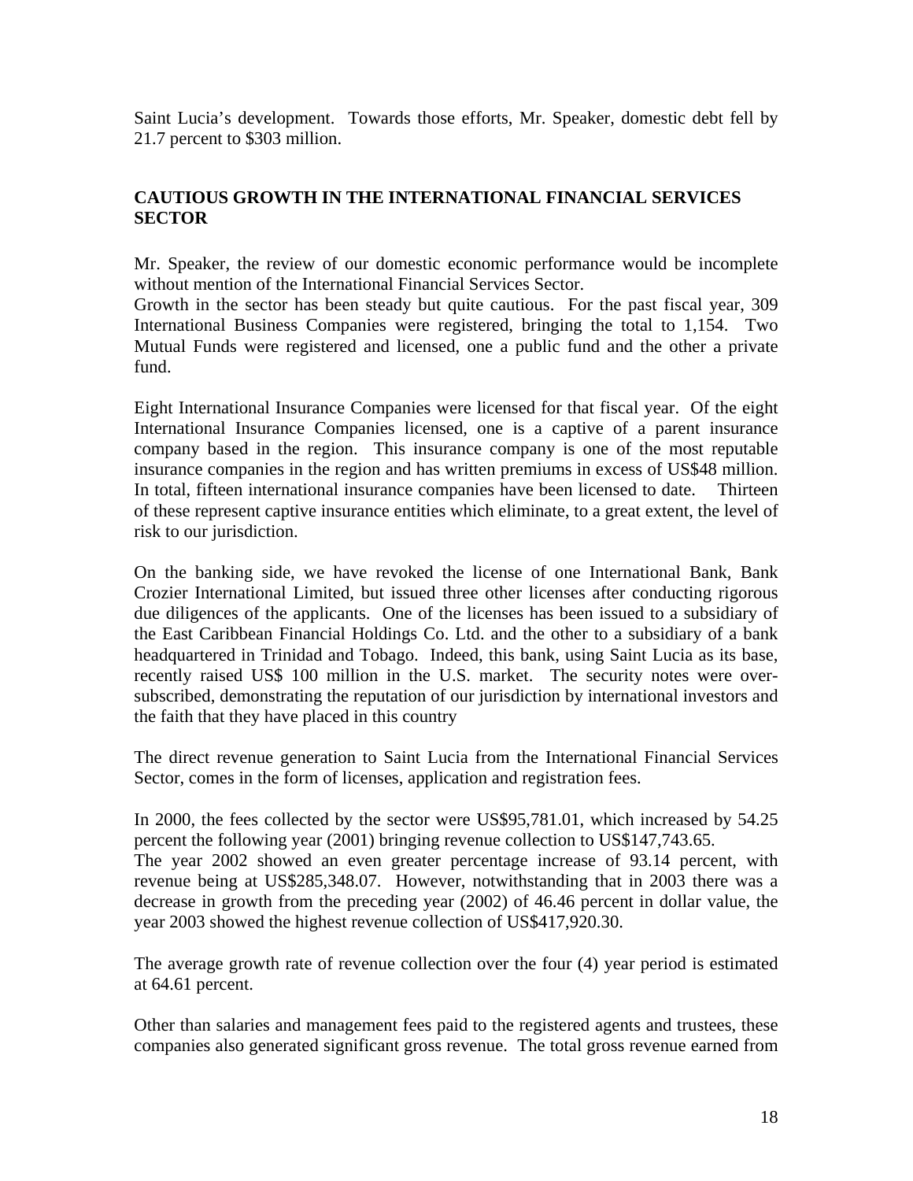Saint Lucia's development. Towards those efforts, Mr. Speaker, domestic debt fell by 21.7 percent to $303 million.

## CAUTIOUS GROWTH IN THE INTERNATIONAL FINANCIAL SERVICES SECTOR

Mr. Speaker, the review of our domestic economic performance would be incomplete without mention of the International Financial Services Sector.
Growth in the sector has been steady but quite cautious. For the past fiscal year, 309 International Business Companies were registered, bringing the total to 1,154. Two Mutual Funds were registered and licensed, one a public fund and the other a private fund.

Eight International Insurance Companies were licensed for that fiscal year. Of the eight International Insurance Companies licensed, one is a captive of a parent insurance company based in the region. This insurance company is one of the most reputable insurance companies in the region and has written premiums in excess of US$48 million. In total, fifteen international insurance companies have been licensed to date. Thirteen of these represent captive insurance entities which eliminate, to a great extent, the level of risk to our jurisdiction.

On the banking side, we have revoked the license of one International Bank, Bank Crozier International Limited, but issued three other licenses after conducting rigorous due diligences of the applicants. One of the licenses has been issued to a subsidiary of the East Caribbean Financial Holdings Co. Ltd. and the other to a subsidiary of a bank headquartered in Trinidad and Tobago. Indeed, this bank, using Saint Lucia as its base, recently raised US$ 100 million in the U.S. market. The security notes were over-subscribed, demonstrating the reputation of our jurisdiction by international investors and the faith that they have placed in this country

The direct revenue generation to Saint Lucia from the International Financial Services Sector, comes in the form of licenses, application and registration fees.

In 2000, the fees collected by the sector were US$95,781.01, which increased by 54.25 percent the following year (2001) bringing revenue collection to US$147,743.65.
The year 2002 showed an even greater percentage increase of 93.14 percent, with revenue being at US$285,348.07. However, notwithstanding that in 2003 there was a decrease in growth from the preceding year (2002) of 46.46 percent in dollar value, the year 2003 showed the highest revenue collection of US$417,920.30.

The average growth rate of revenue collection over the four (4) year period is estimated at 64.61 percent.

Other than salaries and management fees paid to the registered agents and trustees, these companies also generated significant gross revenue. The total gross revenue earned from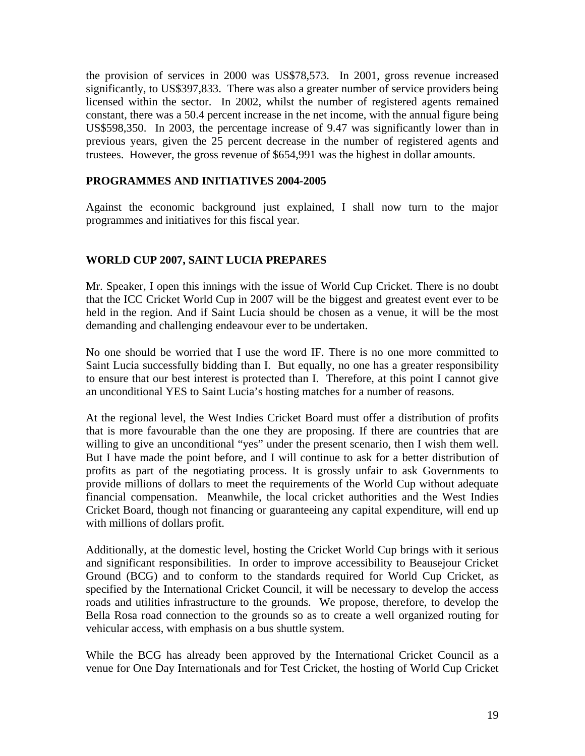the provision of services in 2000 was US$78,573. In 2001, gross revenue increased significantly, to US$397,833. There was also a greater number of service providers being licensed within the sector. In 2002, whilst the number of registered agents remained constant, there was a 50.4 percent increase in the net income, with the annual figure being US$598,350. In 2003, the percentage increase of 9.47 was significantly lower than in previous years, given the 25 percent decrease in the number of registered agents and trustees. However, the gross revenue of $654,991 was the highest in dollar amounts.

## PROGRAMMES AND INITIATIVES 2004-2005

Against the economic background just explained, I shall now turn to the major programmes and initiatives for this fiscal year.

## WORLD CUP 2007, SAINT LUCIA PREPARES

Mr. Speaker, I open this innings with the issue of World Cup Cricket. There is no doubt that the ICC Cricket World Cup in 2007 will be the biggest and greatest event ever to be held in the region. And if Saint Lucia should be chosen as a venue, it will be the most demanding and challenging endeavour ever to be undertaken.

No one should be worried that I use the word IF. There is no one more committed to Saint Lucia successfully bidding than I. But equally, no one has a greater responsibility to ensure that our best interest is protected than I. Therefore, at this point I cannot give an unconditional YES to Saint Lucia's hosting matches for a number of reasons.

At the regional level, the West Indies Cricket Board must offer a distribution of profits that is more favourable than the one they are proposing. If there are countries that are willing to give an unconditional "yes" under the present scenario, then I wish them well. But I have made the point before, and I will continue to ask for a better distribution of profits as part of the negotiating process. It is grossly unfair to ask Governments to provide millions of dollars to meet the requirements of the World Cup without adequate financial compensation. Meanwhile, the local cricket authorities and the West Indies Cricket Board, though not financing or guaranteeing any capital expenditure, will end up with millions of dollars profit.

Additionally, at the domestic level, hosting the Cricket World Cup brings with it serious and significant responsibilities. In order to improve accessibility to Beausejour Cricket Ground (BCG) and to conform to the standards required for World Cup Cricket, as specified by the International Cricket Council, it will be necessary to develop the access roads and utilities infrastructure to the grounds. We propose, therefore, to develop the Bella Rosa road connection to the grounds so as to create a well organized routing for vehicular access, with emphasis on a bus shuttle system.

While the BCG has already been approved by the International Cricket Council as a venue for One Day Internationals and for Test Cricket, the hosting of World Cup Cricket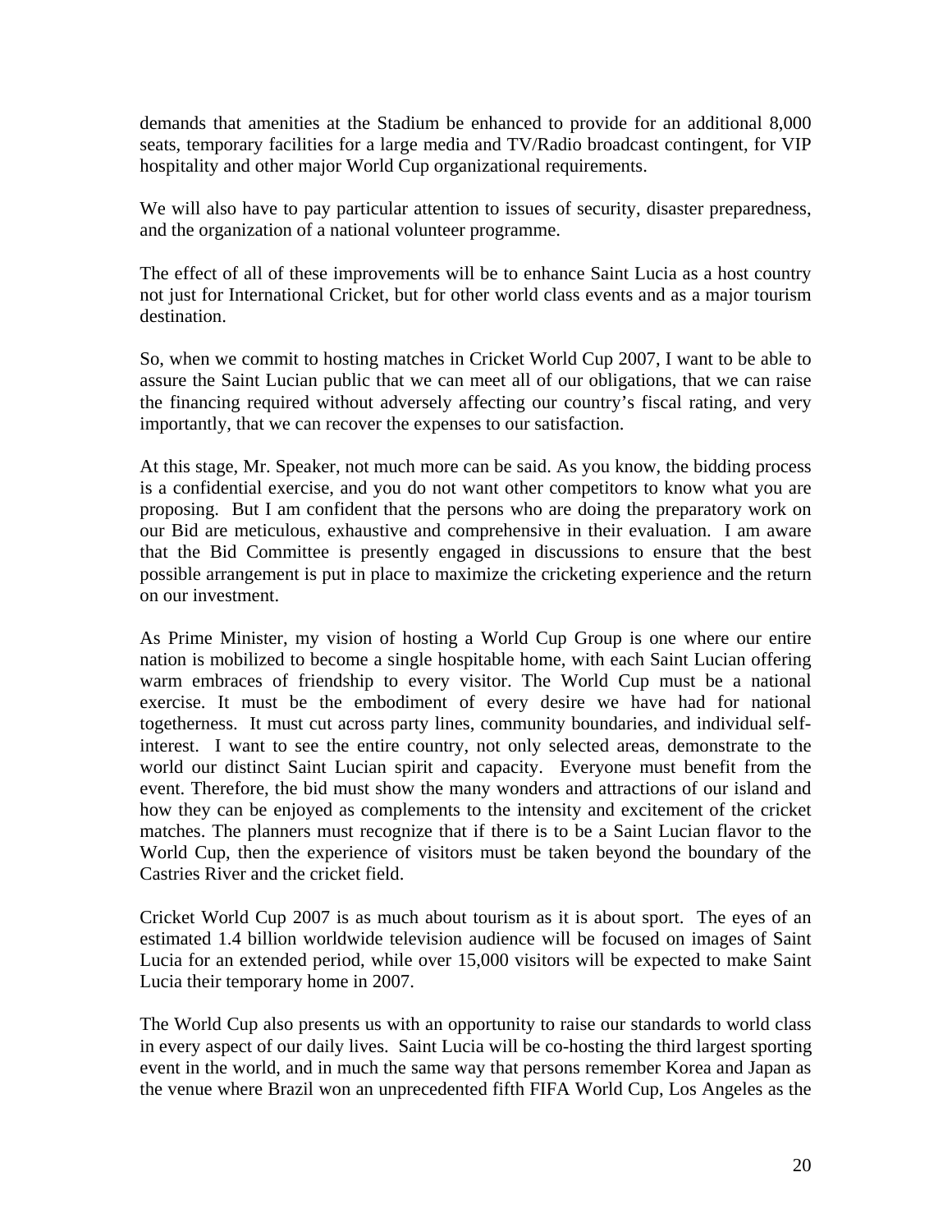demands that amenities at the Stadium be enhanced to provide for an additional 8,000 seats, temporary facilities for a large media and TV/Radio broadcast contingent, for VIP hospitality and other major World Cup organizational requirements.

We will also have to pay particular attention to issues of security, disaster preparedness, and the organization of a national volunteer programme.

The effect of all of these improvements will be to enhance Saint Lucia as a host country not just for International Cricket, but for other world class events and as a major tourism destination.

So, when we commit to hosting matches in Cricket World Cup 2007, I want to be able to assure the Saint Lucian public that we can meet all of our obligations, that we can raise the financing required without adversely affecting our country's fiscal rating, and very importantly, that we can recover the expenses to our satisfaction.

At this stage, Mr. Speaker, not much more can be said. As you know, the bidding process is a confidential exercise, and you do not want other competitors to know what you are proposing. But I am confident that the persons who are doing the preparatory work on our Bid are meticulous, exhaustive and comprehensive in their evaluation. I am aware that the Bid Committee is presently engaged in discussions to ensure that the best possible arrangement is put in place to maximize the cricketing experience and the return on our investment.

As Prime Minister, my vision of hosting a World Cup Group is one where our entire nation is mobilized to become a single hospitable home, with each Saint Lucian offering warm embraces of friendship to every visitor. The World Cup must be a national exercise. It must be the embodiment of every desire we have had for national togetherness. It must cut across party lines, community boundaries, and individual self-interest. I want to see the entire country, not only selected areas, demonstrate to the world our distinct Saint Lucian spirit and capacity. Everyone must benefit from the event. Therefore, the bid must show the many wonders and attractions of our island and how they can be enjoyed as complements to the intensity and excitement of the cricket matches. The planners must recognize that if there is to be a Saint Lucian flavor to the World Cup, then the experience of visitors must be taken beyond the boundary of the Castries River and the cricket field.

Cricket World Cup 2007 is as much about tourism as it is about sport. The eyes of an estimated 1.4 billion worldwide television audience will be focused on images of Saint Lucia for an extended period, while over 15,000 visitors will be expected to make Saint Lucia their temporary home in 2007.

The World Cup also presents us with an opportunity to raise our standards to world class in every aspect of our daily lives. Saint Lucia will be co-hosting the third largest sporting event in the world, and in much the same way that persons remember Korea and Japan as the venue where Brazil won an unprecedented fifth FIFA World Cup, Los Angeles as the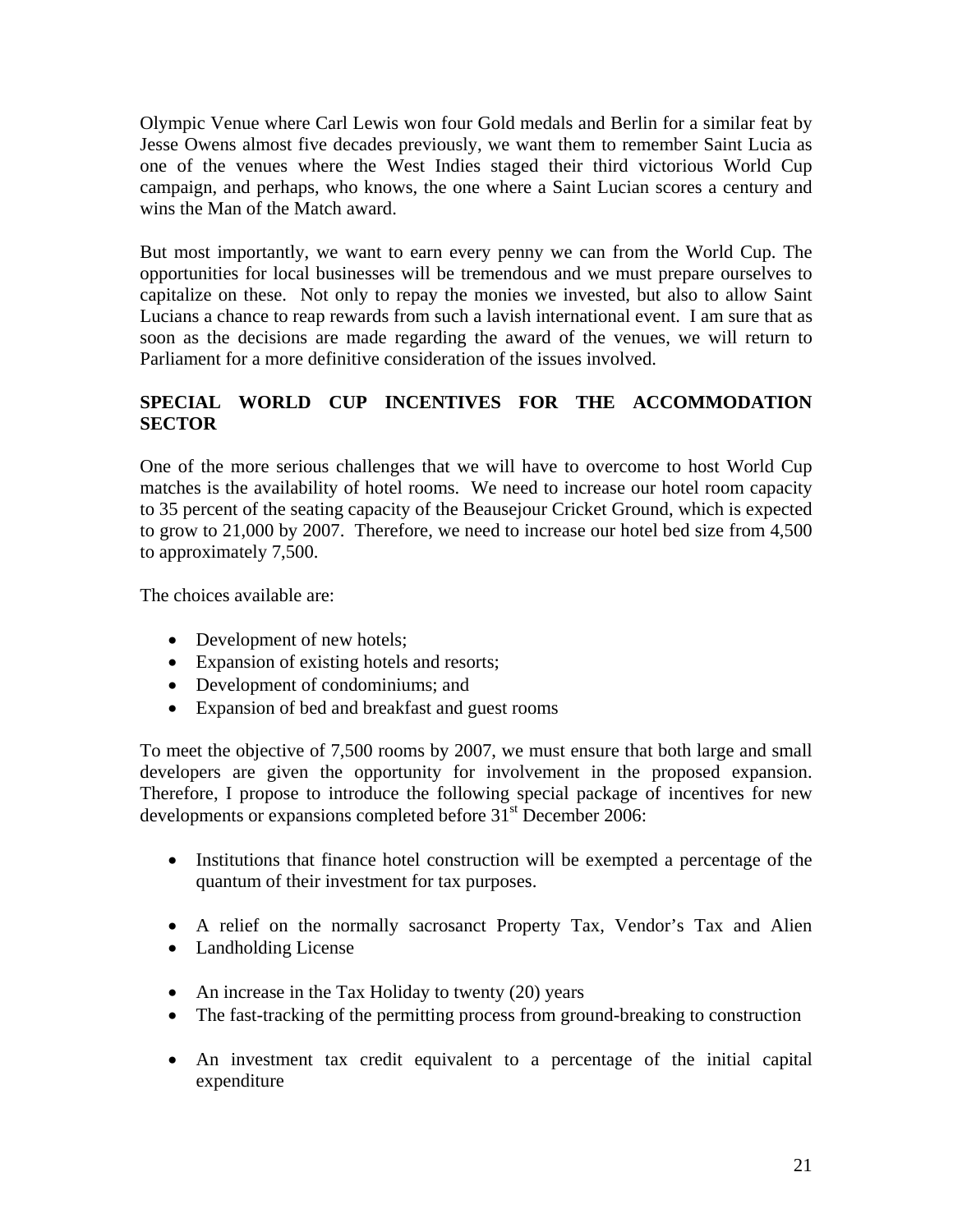Olympic Venue where Carl Lewis won four Gold medals and Berlin for a similar feat by Jesse Owens almost five decades previously, we want them to remember Saint Lucia as one of the venues where the West Indies staged their third victorious World Cup campaign, and perhaps, who knows, the one where a Saint Lucian scores a century and wins the Man of the Match award.

But most importantly, we want to earn every penny we can from the World Cup. The opportunities for local businesses will be tremendous and we must prepare ourselves to capitalize on these. Not only to repay the monies we invested, but also to allow Saint Lucians a chance to reap rewards from such a lavish international event. I am sure that as soon as the decisions are made regarding the award of the venues, we will return to Parliament for a more definitive consideration of the issues involved.

**SPECIAL WORLD CUP INCENTIVES FOR THE ACCOMMODATION SECTOR**

One of the more serious challenges that we will have to overcome to host World Cup matches is the availability of hotel rooms. We need to increase our hotel room capacity to 35 percent of the seating capacity of the Beausejour Cricket Ground, which is expected to grow to 21,000 by 2007. Therefore, we need to increase our hotel bed size from 4,500 to approximately 7,500.

The choices available are:

- Development of new hotels;
- Expansion of existing hotels and resorts;
- Development of condominiums; and
- Expansion of bed and breakfast and guest rooms

To meet the objective of 7,500 rooms by 2007, we must ensure that both large and small developers are given the opportunity for involvement in the proposed expansion. Therefore, I propose to introduce the following special package of incentives for new developments or expansions completed before 31st December 2006:

- Institutions that finance hotel construction will be exempted a percentage of the quantum of their investment for tax purposes.
- A relief on the normally sacrosanct Property Tax, Vendor's Tax and Alien
- Landholding License
- An increase in the Tax Holiday to twenty (20) years
- The fast-tracking of the permitting process from ground-breaking to construction
- An investment tax credit equivalent to a percentage of the initial capital expenditure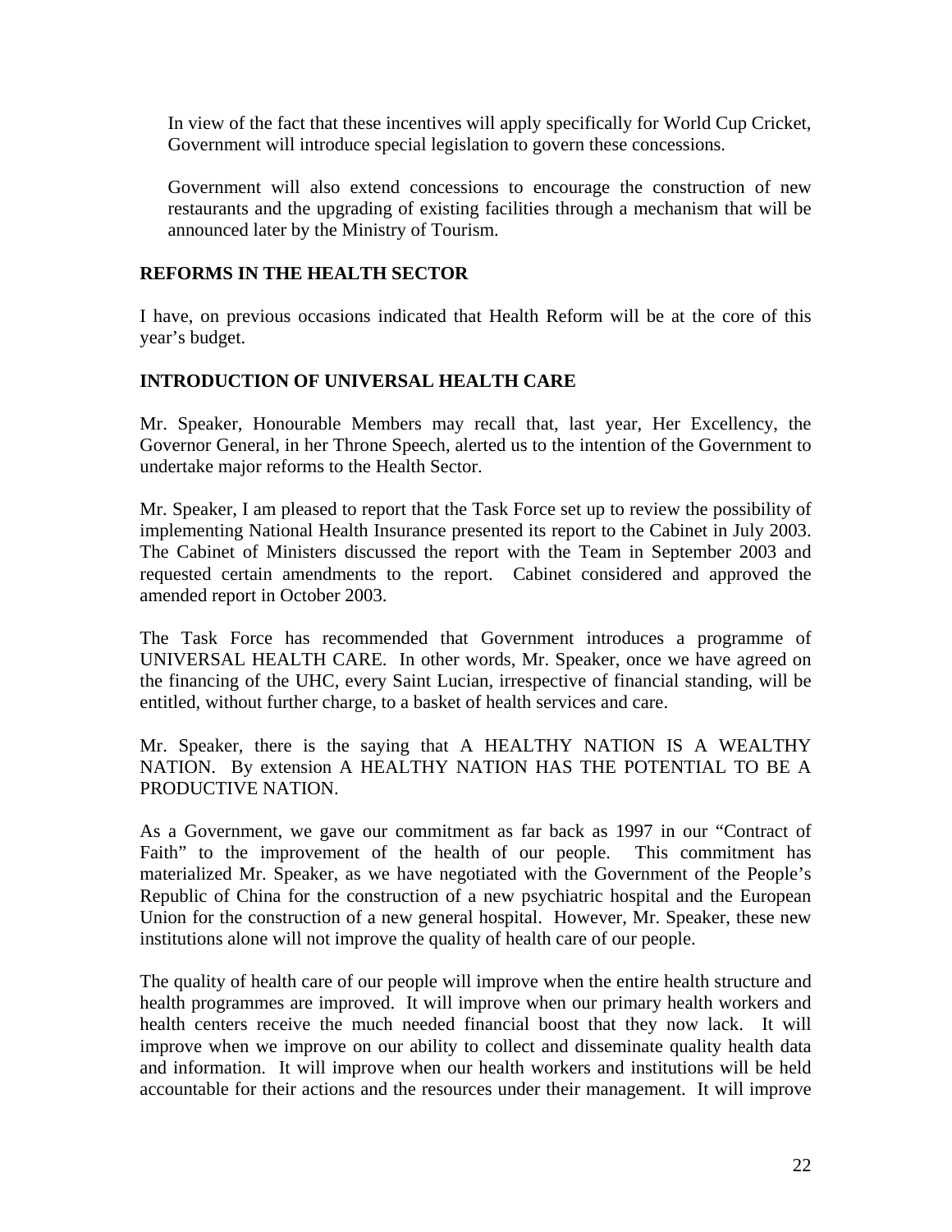In view of the fact that these incentives will apply specifically for World Cup Cricket, Government will introduce special legislation to govern these concessions.

Government will also extend concessions to encourage the construction of new restaurants and the upgrading of existing facilities through a mechanism that will be announced later by the Ministry of Tourism.

## REFORMS IN THE HEALTH SECTOR

I have, on previous occasions indicated that Health Reform will be at the core of this year's budget.

## INTRODUCTION OF UNIVERSAL HEALTH CARE

Mr. Speaker, Honourable Members may recall that, last year, Her Excellency, the Governor General, in her Throne Speech, alerted us to the intention of the Government to undertake major reforms to the Health Sector.

Mr. Speaker, I am pleased to report that the Task Force set up to review the possibility of implementing National Health Insurance presented its report to the Cabinet in July 2003. The Cabinet of Ministers discussed the report with the Team in September 2003 and requested certain amendments to the report. Cabinet considered and approved the amended report in October 2003.

The Task Force has recommended that Government introduces a programme of UNIVERSAL HEALTH CARE. In other words, Mr. Speaker, once we have agreed on the financing of the UHC, every Saint Lucian, irrespective of financial standing, will be entitled, without further charge, to a basket of health services and care.

Mr. Speaker, there is the saying that A HEALTHY NATION IS A WEALTHY NATION. By extension A HEALTHY NATION HAS THE POTENTIAL TO BE A PRODUCTIVE NATION.

As a Government, we gave our commitment as far back as 1997 in our "Contract of Faith" to the improvement of the health of our people. This commitment has materialized Mr. Speaker, as we have negotiated with the Government of the People's Republic of China for the construction of a new psychiatric hospital and the European Union for the construction of a new general hospital. However, Mr. Speaker, these new institutions alone will not improve the quality of health care of our people.

The quality of health care of our people will improve when the entire health structure and health programmes are improved. It will improve when our primary health workers and health centers receive the much needed financial boost that they now lack. It will improve when we improve on our ability to collect and disseminate quality health data and information. It will improve when our health workers and institutions will be held accountable for their actions and the resources under their management. It will improve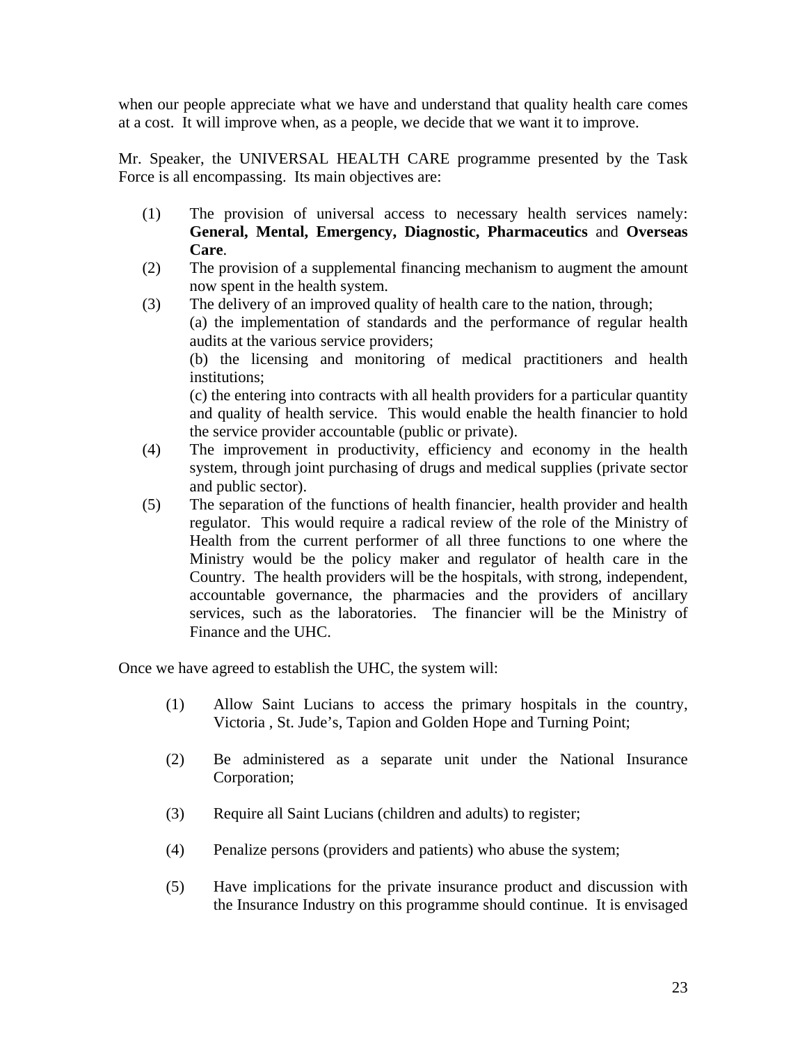when our people appreciate what we have and understand that quality health care comes at a cost. It will improve when, as a people, we decide that we want it to improve.

Mr. Speaker, the UNIVERSAL HEALTH CARE programme presented by the Task Force is all encompassing. Its main objectives are:

(1) The provision of universal access to necessary health services namely: **General, Mental, Emergency, Diagnostic, Pharmaceutics** and **Overseas Care**.

(2) The provision of a supplemental financing mechanism to augment the amount now spent in the health system.

(3) The delivery of an improved quality of health care to the nation, through;
(a) the implementation of standards and the performance of regular health audits at the various service providers;
(b) the licensing and monitoring of medical practitioners and health institutions;
(c) the entering into contracts with all health providers for a particular quantity and quality of health service. This would enable the health financier to hold the service provider accountable (public or private).

(4) The improvement in productivity, efficiency and economy in the health system, through joint purchasing of drugs and medical supplies (private sector and public sector).

(5) The separation of the functions of health financier, health provider and health regulator. This would require a radical review of the role of the Ministry of Health from the current performer of all three functions to one where the Ministry would be the policy maker and regulator of health care in the Country. The health providers will be the hospitals, with strong, independent, accountable governance, the pharmacies and the providers of ancillary services, such as the laboratories. The financier will be the Ministry of Finance and the UHC.

Once we have agreed to establish the UHC, the system will:

(1) Allow Saint Lucians to access the primary hospitals in the country, Victoria , St. Jude's, Tapion and Golden Hope and Turning Point;

(2) Be administered as a separate unit under the National Insurance Corporation;

(3) Require all Saint Lucians (children and adults) to register;

(4) Penalize persons (providers and patients) who abuse the system;

(5) Have implications for the private insurance product and discussion with the Insurance Industry on this programme should continue. It is envisaged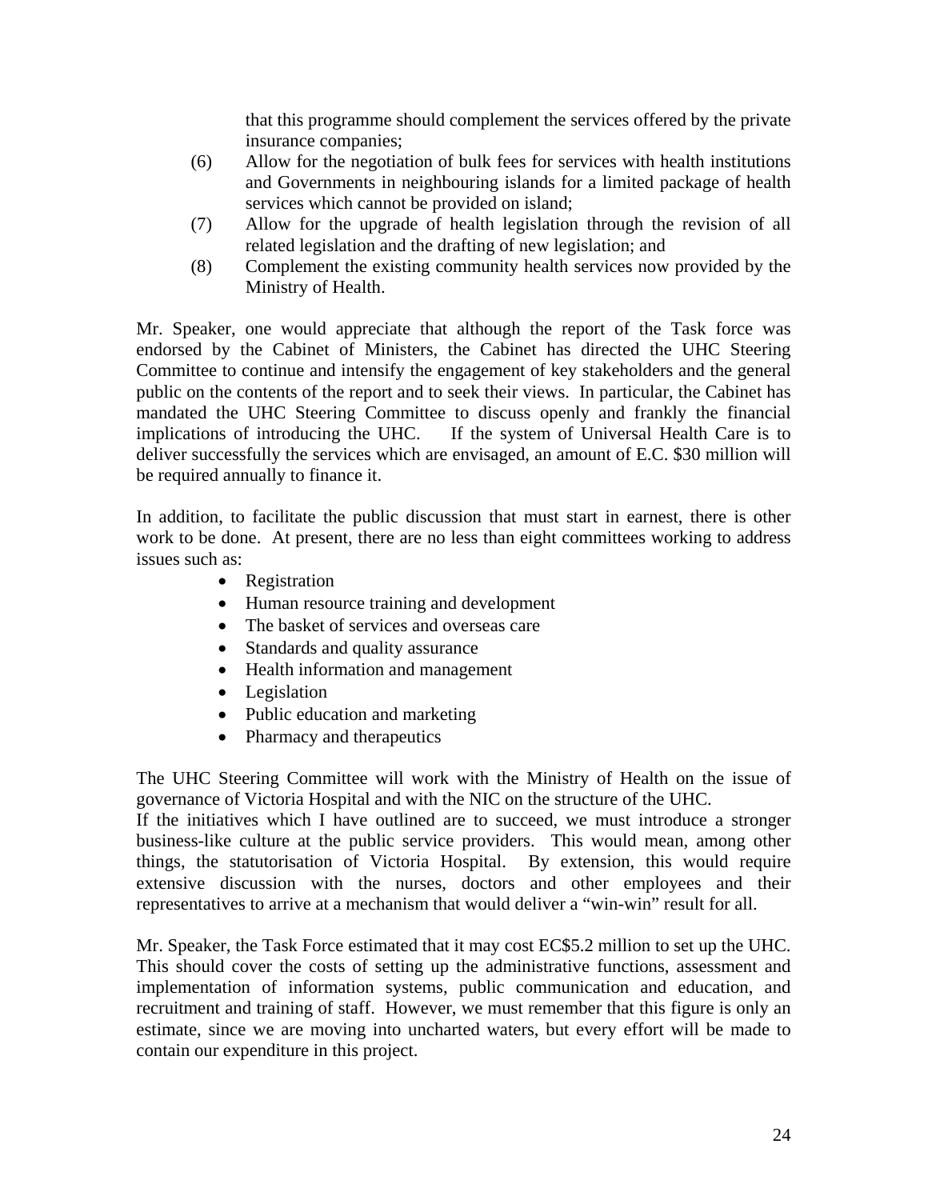that this programme should complement the services offered by the private insurance companies;

(6) Allow for the negotiation of bulk fees for services with health institutions and Governments in neighbouring islands for a limited package of health services which cannot be provided on island;

(7) Allow for the upgrade of health legislation through the revision of all related legislation and the drafting of new legislation; and

(8) Complement the existing community health services now provided by the Ministry of Health.

Mr. Speaker, one would appreciate that although the report of the Task force was endorsed by the Cabinet of Ministers, the Cabinet has directed the UHC Steering Committee to continue and intensify the engagement of key stakeholders and the general public on the contents of the report and to seek their views. In particular, the Cabinet has mandated the UHC Steering Committee to discuss openly and frankly the financial implications of introducing the UHC. If the system of Universal Health Care is to deliver successfully the services which are envisaged, an amount of E.C. $30 million will be required annually to finance it.

In addition, to facilitate the public discussion that must start in earnest, there is other work to be done. At present, there are no less than eight committees working to address issues such as:

- Registration
- Human resource training and development
- The basket of services and overseas care
- Standards and quality assurance
- Health information and management
- Legislation
- Public education and marketing
- Pharmacy and therapeutics

The UHC Steering Committee will work with the Ministry of Health on the issue of governance of Victoria Hospital and with the NIC on the structure of the UHC.

If the initiatives which I have outlined are to succeed, we must introduce a stronger business-like culture at the public service providers. This would mean, among other things, the statutorisation of Victoria Hospital. By extension, this would require extensive discussion with the nurses, doctors and other employees and their representatives to arrive at a mechanism that would deliver a "win-win" result for all.

Mr. Speaker, the Task Force estimated that it may cost EC$5.2 million to set up the UHC. This should cover the costs of setting up the administrative functions, assessment and implementation of information systems, public communication and education, and recruitment and training of staff. However, we must remember that this figure is only an estimate, since we are moving into uncharted waters, but every effort will be made to contain our expenditure in this project.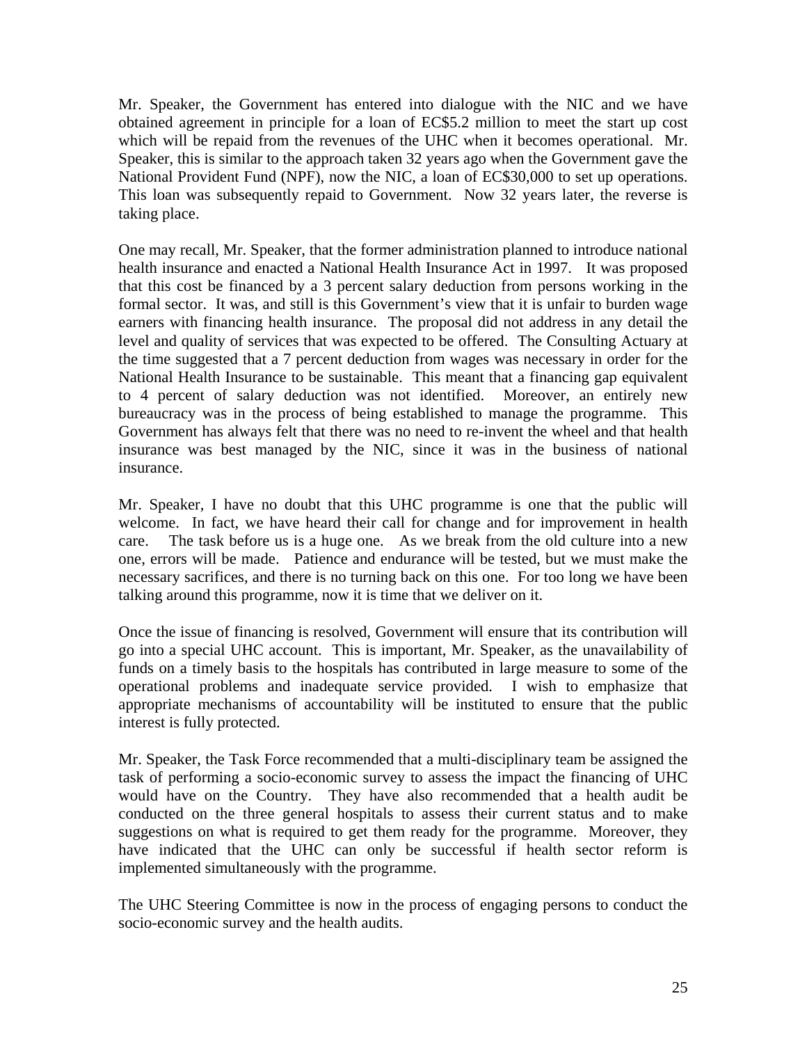Mr. Speaker, the Government has entered into dialogue with the NIC and we have obtained agreement in principle for a loan of EC$5.2 million to meet the start up cost which will be repaid from the revenues of the UHC when it becomes operational. Mr. Speaker, this is similar to the approach taken 32 years ago when the Government gave the National Provident Fund (NPF), now the NIC, a loan of EC$30,000 to set up operations. This loan was subsequently repaid to Government. Now 32 years later, the reverse is taking place.

One may recall, Mr. Speaker, that the former administration planned to introduce national health insurance and enacted a National Health Insurance Act in 1997. It was proposed that this cost be financed by a 3 percent salary deduction from persons working in the formal sector. It was, and still is this Government's view that it is unfair to burden wage earners with financing health insurance. The proposal did not address in any detail the level and quality of services that was expected to be offered. The Consulting Actuary at the time suggested that a 7 percent deduction from wages was necessary in order for the National Health Insurance to be sustainable. This meant that a financing gap equivalent to 4 percent of salary deduction was not identified. Moreover, an entirely new bureaucracy was in the process of being established to manage the programme. This Government has always felt that there was no need to re-invent the wheel and that health insurance was best managed by the NIC, since it was in the business of national insurance.

Mr. Speaker, I have no doubt that this UHC programme is one that the public will welcome. In fact, we have heard their call for change and for improvement in health care. The task before us is a huge one. As we break from the old culture into a new one, errors will be made. Patience and endurance will be tested, but we must make the necessary sacrifices, and there is no turning back on this one. For too long we have been talking around this programme, now it is time that we deliver on it.

Once the issue of financing is resolved, Government will ensure that its contribution will go into a special UHC account. This is important, Mr. Speaker, as the unavailability of funds on a timely basis to the hospitals has contributed in large measure to some of the operational problems and inadequate service provided. I wish to emphasize that appropriate mechanisms of accountability will be instituted to ensure that the public interest is fully protected.

Mr. Speaker, the Task Force recommended that a multi-disciplinary team be assigned the task of performing a socio-economic survey to assess the impact the financing of UHC would have on the Country. They have also recommended that a health audit be conducted on the three general hospitals to assess their current status and to make suggestions on what is required to get them ready for the programme. Moreover, they have indicated that the UHC can only be successful if health sector reform is implemented simultaneously with the programme.

The UHC Steering Committee is now in the process of engaging persons to conduct the socio-economic survey and the health audits.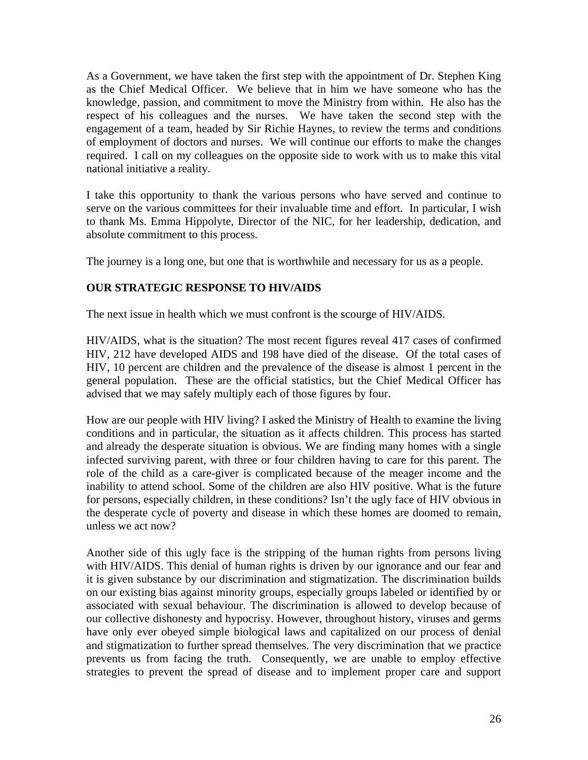As a Government, we have taken the first step with the appointment of Dr. Stephen King as the Chief Medical Officer. We believe that in him we have someone who has the knowledge, passion, and commitment to move the Ministry from within. He also has the respect of his colleagues and the nurses. We have taken the second step with the engagement of a team, headed by Sir Richie Haynes, to review the terms and conditions of employment of doctors and nurses. We will continue our efforts to make the changes required. I call on my colleagues on the opposite side to work with us to make this vital national initiative a reality.

I take this opportunity to thank the various persons who have served and continue to serve on the various committees for their invaluable time and effort. In particular, I wish to thank Ms. Emma Hippolyte, Director of the NIC, for her leadership, dedication, and absolute commitment to this process.

The journey is a long one, but one that is worthwhile and necessary for us as a people.

## OUR STRATEGIC RESPONSE TO HIV/AIDS

The next issue in health which we must confront is the scourge of HIV/AIDS.

HIV/AIDS, what is the situation? The most recent figures reveal 417 cases of confirmed HIV, 212 have developed AIDS and 198 have died of the disease. Of the total cases of HIV, 10 percent are children and the prevalence of the disease is almost 1 percent in the general population. These are the official statistics, but the Chief Medical Officer has advised that we may safely multiply each of those figures by four.

How are our people with HIV living? I asked the Ministry of Health to examine the living conditions and in particular, the situation as it affects children. This process has started and already the desperate situation is obvious. We are finding many homes with a single infected surviving parent, with three or four children having to care for this parent. The role of the child as a care-giver is complicated because of the meager income and the inability to attend school. Some of the children are also HIV positive. What is the future for persons, especially children, in these conditions? Isn't the ugly face of HIV obvious in the desperate cycle of poverty and disease in which these homes are doomed to remain, unless we act now?

Another side of this ugly face is the stripping of the human rights from persons living with HIV/AIDS. This denial of human rights is driven by our ignorance and our fear and it is given substance by our discrimination and stigmatization. The discrimination builds on our existing bias against minority groups, especially groups labeled or identified by or associated with sexual behaviour. The discrimination is allowed to develop because of our collective dishonesty and hypocrisy. However, throughout history, viruses and germs have only ever obeyed simple biological laws and capitalized on our process of denial and stigmatization to further spread themselves. The very discrimination that we practice prevents us from facing the truth. Consequently, we are unable to employ effective strategies to prevent the spread of disease and to implement proper care and support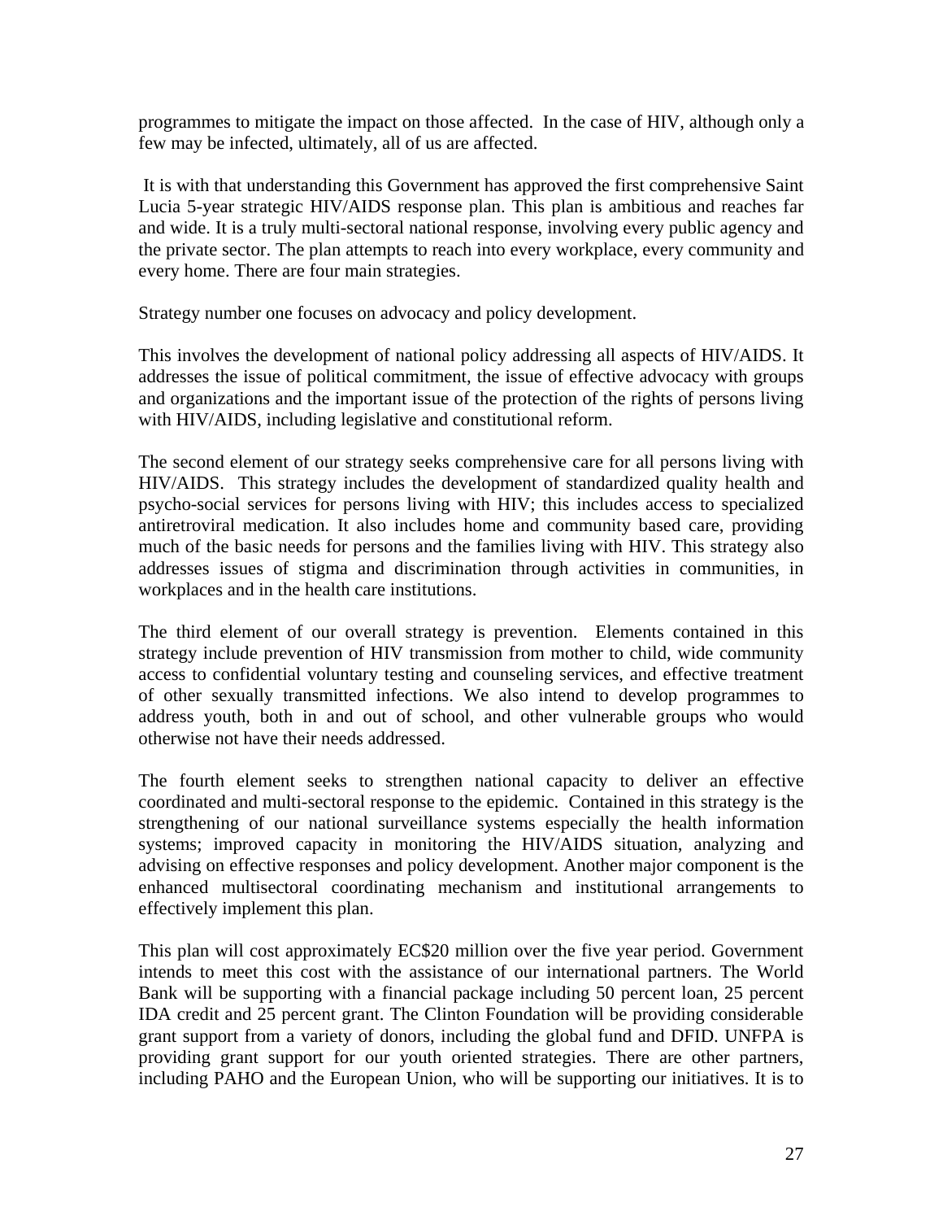programmes to mitigate the impact on those affected. In the case of HIV, although only a few may be infected, ultimately, all of us are affected.

It is with that understanding this Government has approved the first comprehensive Saint Lucia 5-year strategic HIV/AIDS response plan. This plan is ambitious and reaches far and wide. It is a truly multi-sectoral national response, involving every public agency and the private sector. The plan attempts to reach into every workplace, every community and every home. There are four main strategies.

Strategy number one focuses on advocacy and policy development.

This involves the development of national policy addressing all aspects of HIV/AIDS. It addresses the issue of political commitment, the issue of effective advocacy with groups and organizations and the important issue of the protection of the rights of persons living with HIV/AIDS, including legislative and constitutional reform.

The second element of our strategy seeks comprehensive care for all persons living with HIV/AIDS. This strategy includes the development of standardized quality health and psycho-social services for persons living with HIV; this includes access to specialized antiretroviral medication. It also includes home and community based care, providing much of the basic needs for persons and the families living with HIV. This strategy also addresses issues of stigma and discrimination through activities in communities, in workplaces and in the health care institutions.

The third element of our overall strategy is prevention. Elements contained in this strategy include prevention of HIV transmission from mother to child, wide community access to confidential voluntary testing and counseling services, and effective treatment of other sexually transmitted infections. We also intend to develop programmes to address youth, both in and out of school, and other vulnerable groups who would otherwise not have their needs addressed.

The fourth element seeks to strengthen national capacity to deliver an effective coordinated and multi-sectoral response to the epidemic. Contained in this strategy is the strengthening of our national surveillance systems especially the health information systems; improved capacity in monitoring the HIV/AIDS situation, analyzing and advising on effective responses and policy development. Another major component is the enhanced multisectoral coordinating mechanism and institutional arrangements to effectively implement this plan.

This plan will cost approximately EC$20 million over the five year period. Government intends to meet this cost with the assistance of our international partners. The World Bank will be supporting with a financial package including 50 percent loan, 25 percent IDA credit and 25 percent grant. The Clinton Foundation will be providing considerable grant support from a variety of donors, including the global fund and DFID. UNFPA is providing grant support for our youth oriented strategies. There are other partners, including PAHO and the European Union, who will be supporting our initiatives. It is to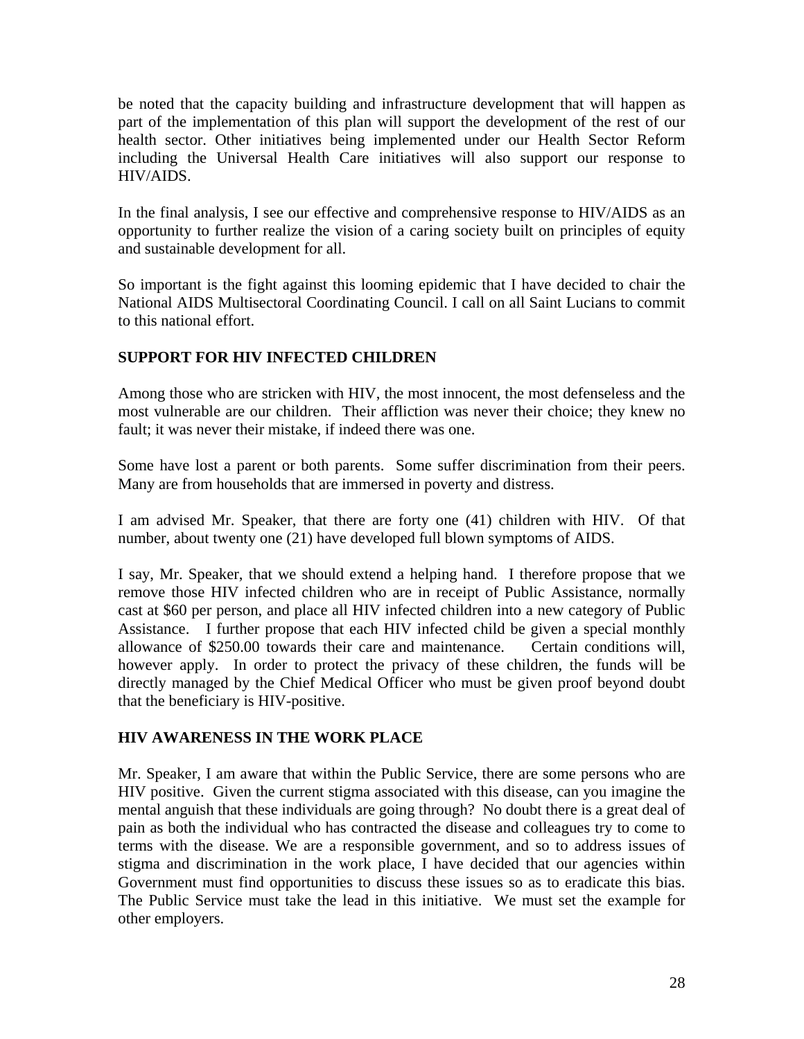be noted that the capacity building and infrastructure development that will happen as part of the implementation of this plan will support the development of the rest of our health sector. Other initiatives being implemented under our Health Sector Reform including the Universal Health Care initiatives will also support our response to HIV/AIDS.

In the final analysis, I see our effective and comprehensive response to HIV/AIDS as an opportunity to further realize the vision of a caring society built on principles of equity and sustainable development for all.

So important is the fight against this looming epidemic that I have decided to chair the National AIDS Multisectoral Coordinating Council. I call on all Saint Lucians to commit to this national effort.

## SUPPORT FOR HIV INFECTED CHILDREN

Among those who are stricken with HIV, the most innocent, the most defenseless and the most vulnerable are our children. Their affliction was never their choice; they knew no fault; it was never their mistake, if indeed there was one.

Some have lost a parent or both parents. Some suffer discrimination from their peers. Many are from households that are immersed in poverty and distress.

I am advised Mr. Speaker, that there are forty one (41) children with HIV. Of that number, about twenty one (21) have developed full blown symptoms of AIDS.

I say, Mr. Speaker, that we should extend a helping hand. I therefore propose that we remove those HIV infected children who are in receipt of Public Assistance, normally cast at $60 per person, and place all HIV infected children into a new category of Public Assistance. I further propose that each HIV infected child be given a special monthly allowance of $250.00 towards their care and maintenance. Certain conditions will, however apply. In order to protect the privacy of these children, the funds will be directly managed by the Chief Medical Officer who must be given proof beyond doubt that the beneficiary is HIV-positive.

## HIV AWARENESS IN THE WORK PLACE

Mr. Speaker, I am aware that within the Public Service, there are some persons who are HIV positive. Given the current stigma associated with this disease, can you imagine the mental anguish that these individuals are going through? No doubt there is a great deal of pain as both the individual who has contracted the disease and colleagues try to come to terms with the disease. We are a responsible government, and so to address issues of stigma and discrimination in the work place, I have decided that our agencies within Government must find opportunities to discuss these issues so as to eradicate this bias. The Public Service must take the lead in this initiative. We must set the example for other employers.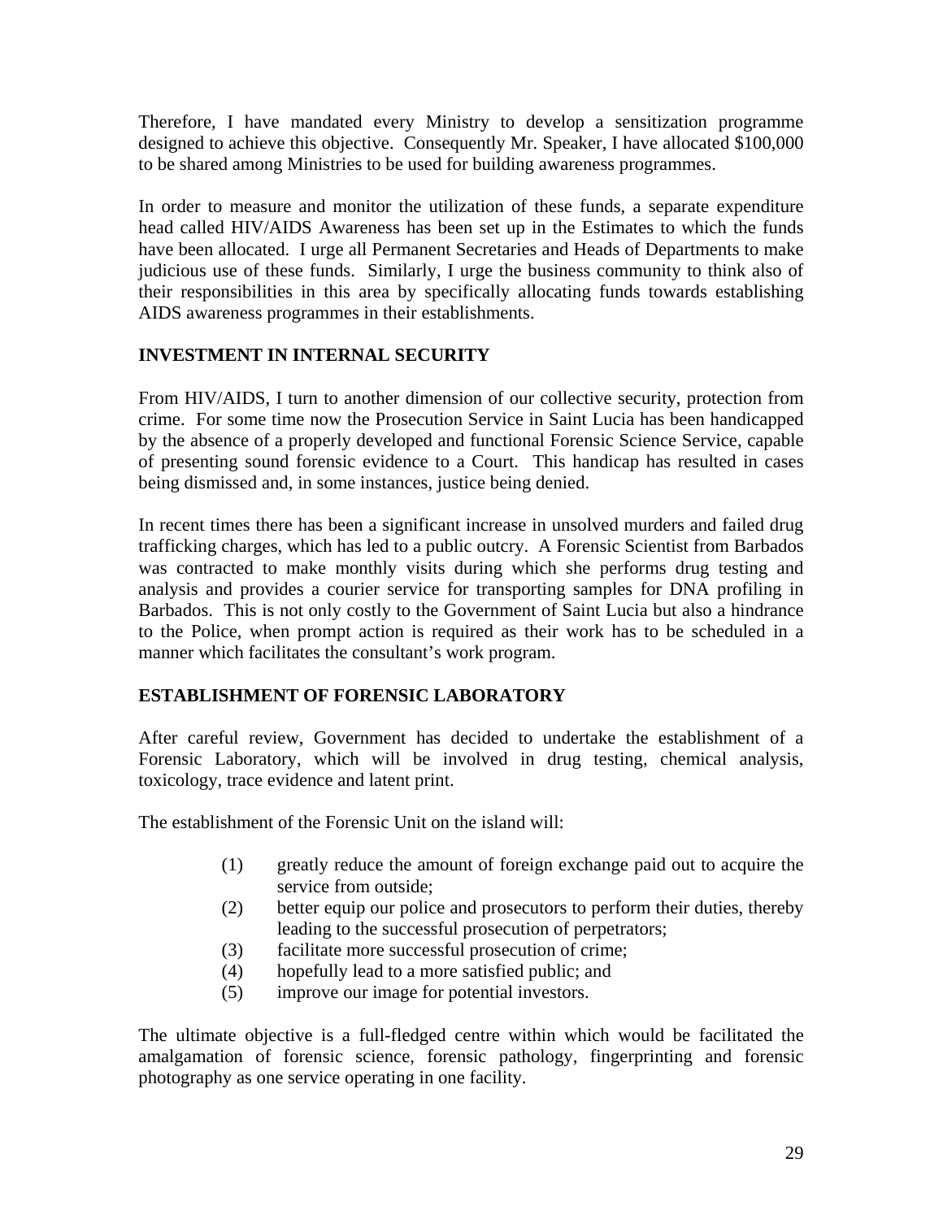Therefore, I have mandated every Ministry to develop a sensitization programme designed to achieve this objective. Consequently Mr. Speaker, I have allocated $100,000 to be shared among Ministries to be used for building awareness programmes.

In order to measure and monitor the utilization of these funds, a separate expenditure head called HIV/AIDS Awareness has been set up in the Estimates to which the funds have been allocated. I urge all Permanent Secretaries and Heads of Departments to make judicious use of these funds. Similarly, I urge the business community to think also of their responsibilities in this area by specifically allocating funds towards establishing AIDS awareness programmes in their establishments.

## INVESTMENT IN INTERNAL SECURITY

From HIV/AIDS, I turn to another dimension of our collective security, protection from crime. For some time now the Prosecution Service in Saint Lucia has been handicapped by the absence of a properly developed and functional Forensic Science Service, capable of presenting sound forensic evidence to a Court. This handicap has resulted in cases being dismissed and, in some instances, justice being denied.

In recent times there has been a significant increase in unsolved murders and failed drug trafficking charges, which has led to a public outcry. A Forensic Scientist from Barbados was contracted to make monthly visits during which she performs drug testing and analysis and provides a courier service for transporting samples for DNA profiling in Barbados. This is not only costly to the Government of Saint Lucia but also a hindrance to the Police, when prompt action is required as their work has to be scheduled in a manner which facilitates the consultant's work program.

## ESTABLISHMENT OF FORENSIC LABORATORY

After careful review, Government has decided to undertake the establishment of a Forensic Laboratory, which will be involved in drug testing, chemical analysis, toxicology, trace evidence and latent print.

The establishment of the Forensic Unit on the island will:

(1) greatly reduce the amount of foreign exchange paid out to acquire the service from outside;
(2) better equip our police and prosecutors to perform their duties, thereby leading to the successful prosecution of perpetrators;
(3) facilitate more successful prosecution of crime;
(4) hopefully lead to a more satisfied public; and
(5) improve our image for potential investors.

The ultimate objective is a full-fledged centre within which would be facilitated the amalgamation of forensic science, forensic pathology, fingerprinting and forensic photography as one service operating in one facility.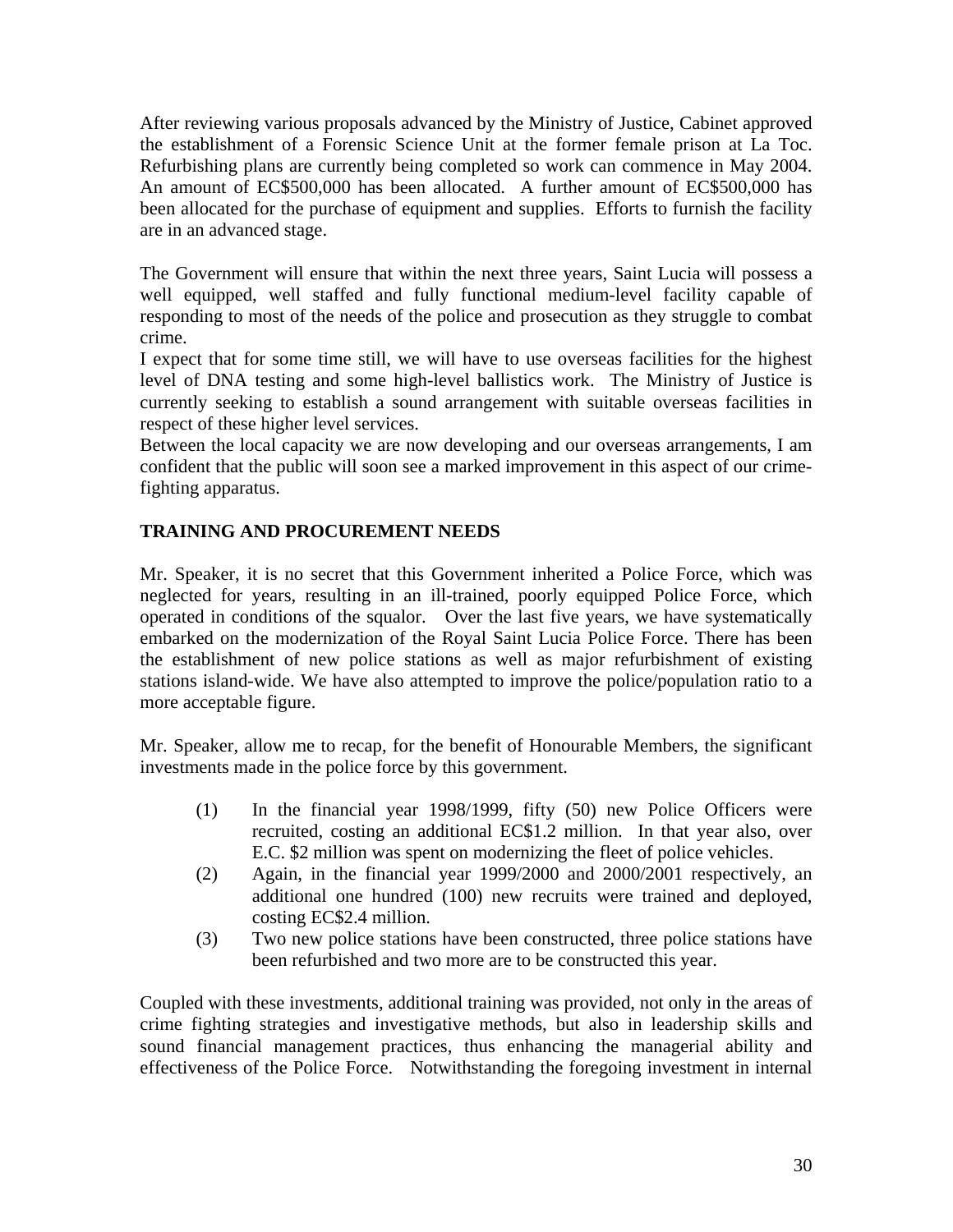After reviewing various proposals advanced by the Ministry of Justice, Cabinet approved the establishment of a Forensic Science Unit at the former female prison at La Toc. Refurbishing plans are currently being completed so work can commence in May 2004. An amount of EC$500,000 has been allocated. A further amount of EC$500,000 has been allocated for the purchase of equipment and supplies. Efforts to furnish the facility are in an advanced stage.

The Government will ensure that within the next three years, Saint Lucia will possess a well equipped, well staffed and fully functional medium-level facility capable of responding to most of the needs of the police and prosecution as they struggle to combat crime.

I expect that for some time still, we will have to use overseas facilities for the highest level of DNA testing and some high-level ballistics work. The Ministry of Justice is currently seeking to establish a sound arrangement with suitable overseas facilities in respect of these higher level services.

Between the local capacity we are now developing and our overseas arrangements, I am confident that the public will soon see a marked improvement in this aspect of our crime-fighting apparatus.

**TRAINING AND PROCUREMENT NEEDS**

Mr. Speaker, it is no secret that this Government inherited a Police Force, which was neglected for years, resulting in an ill-trained, poorly equipped Police Force, which operated in conditions of the squalor. Over the last five years, we have systematically embarked on the modernization of the Royal Saint Lucia Police Force. There has been the establishment of new police stations as well as major refurbishment of existing stations island-wide. We have also attempted to improve the police/population ratio to a more acceptable figure.

Mr. Speaker, allow me to recap, for the benefit of Honourable Members, the significant investments made in the police force by this government.

(1) In the financial year 1998/1999, fifty (50) new Police Officers were recruited, costing an additional EC$1.2 million. In that year also, over E.C. $2 million was spent on modernizing the fleet of police vehicles.

(2) Again, in the financial year 1999/2000 and 2000/2001 respectively, an additional one hundred (100) new recruits were trained and deployed, costing EC$2.4 million.

(3) Two new police stations have been constructed, three police stations have been refurbished and two more are to be constructed this year.

Coupled with these investments, additional training was provided, not only in the areas of crime fighting strategies and investigative methods, but also in leadership skills and sound financial management practices, thus enhancing the managerial ability and effectiveness of the Police Force. Notwithstanding the foregoing investment in internal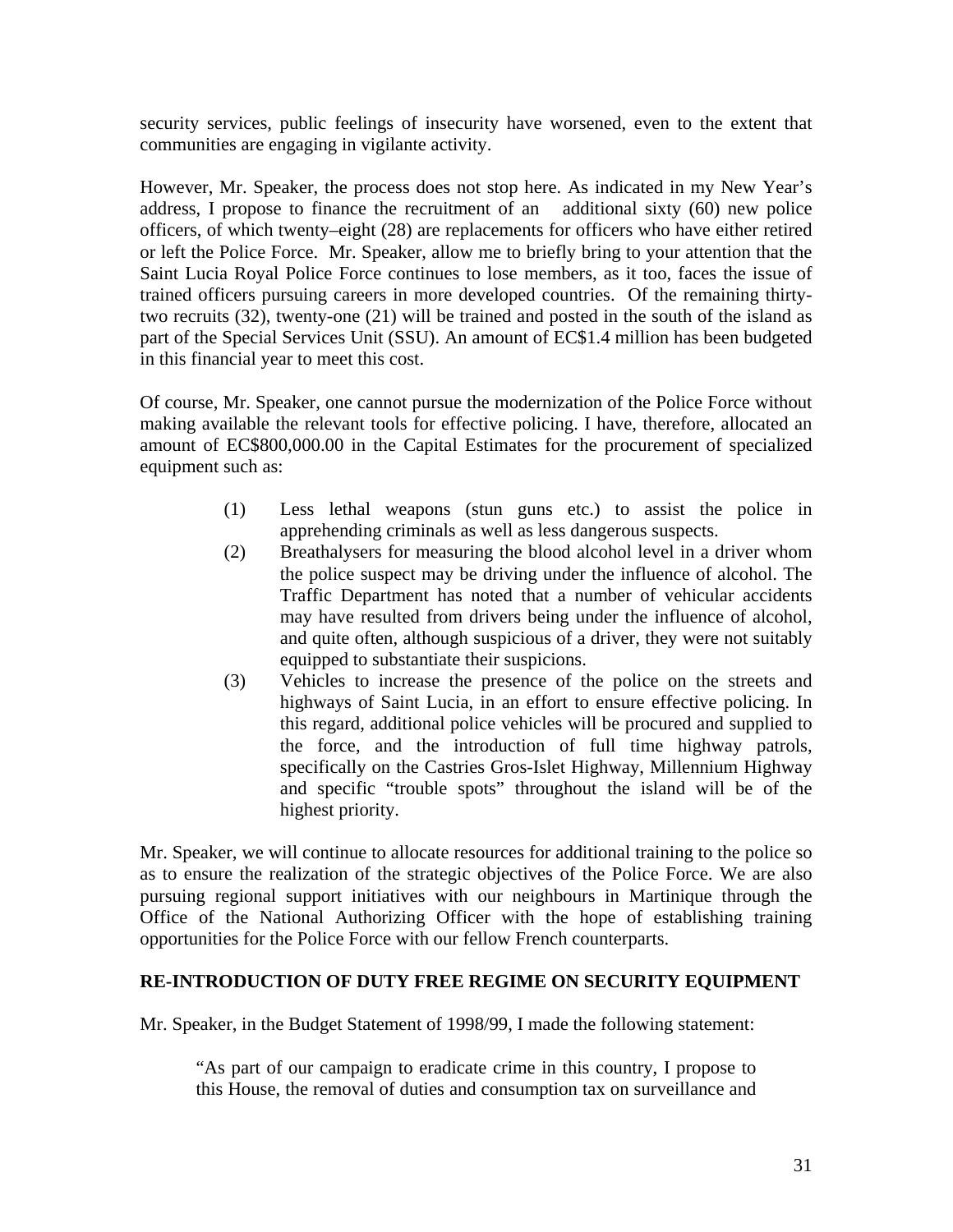security services, public feelings of insecurity have worsened, even to the extent that communities are engaging in vigilante activity.

However, Mr. Speaker, the process does not stop here. As indicated in my New Year's address, I propose to finance the recruitment of an additional sixty (60) new police officers, of which twenty–eight (28) are replacements for officers who have either retired or left the Police Force. Mr. Speaker, allow me to briefly bring to your attention that the Saint Lucia Royal Police Force continues to lose members, as it too, faces the issue of trained officers pursuing careers in more developed countries. Of the remaining thirty-two recruits (32), twenty-one (21) will be trained and posted in the south of the island as part of the Special Services Unit (SSU). An amount of EC$1.4 million has been budgeted in this financial year to meet this cost.

Of course, Mr. Speaker, one cannot pursue the modernization of the Police Force without making available the relevant tools for effective policing. I have, therefore, allocated an amount of EC$800,000.00 in the Capital Estimates for the procurement of specialized equipment such as:

(1) Less lethal weapons (stun guns etc.) to assist the police in apprehending criminals as well as less dangerous suspects.

(2) Breathalysers for measuring the blood alcohol level in a driver whom the police suspect may be driving under the influence of alcohol. The Traffic Department has noted that a number of vehicular accidents may have resulted from drivers being under the influence of alcohol, and quite often, although suspicious of a driver, they were not suitably equipped to substantiate their suspicions.

(3) Vehicles to increase the presence of the police on the streets and highways of Saint Lucia, in an effort to ensure effective policing. In this regard, additional police vehicles will be procured and supplied to the force, and the introduction of full time highway patrols, specifically on the Castries Gros-Islet Highway, Millennium Highway and specific "trouble spots" throughout the island will be of the highest priority.

Mr. Speaker, we will continue to allocate resources for additional training to the police so as to ensure the realization of the strategic objectives of the Police Force. We are also pursuing regional support initiatives with our neighbours in Martinique through the Office of the National Authorizing Officer with the hope of establishing training opportunities for the Police Force with our fellow French counterparts.

**RE-INTRODUCTION OF DUTY FREE REGIME ON SECURITY EQUIPMENT**

Mr. Speaker, in the Budget Statement of 1998/99, I made the following statement:

> "As part of our campaign to eradicate crime in this country, I propose to this House, the removal of duties and consumption tax on surveillance and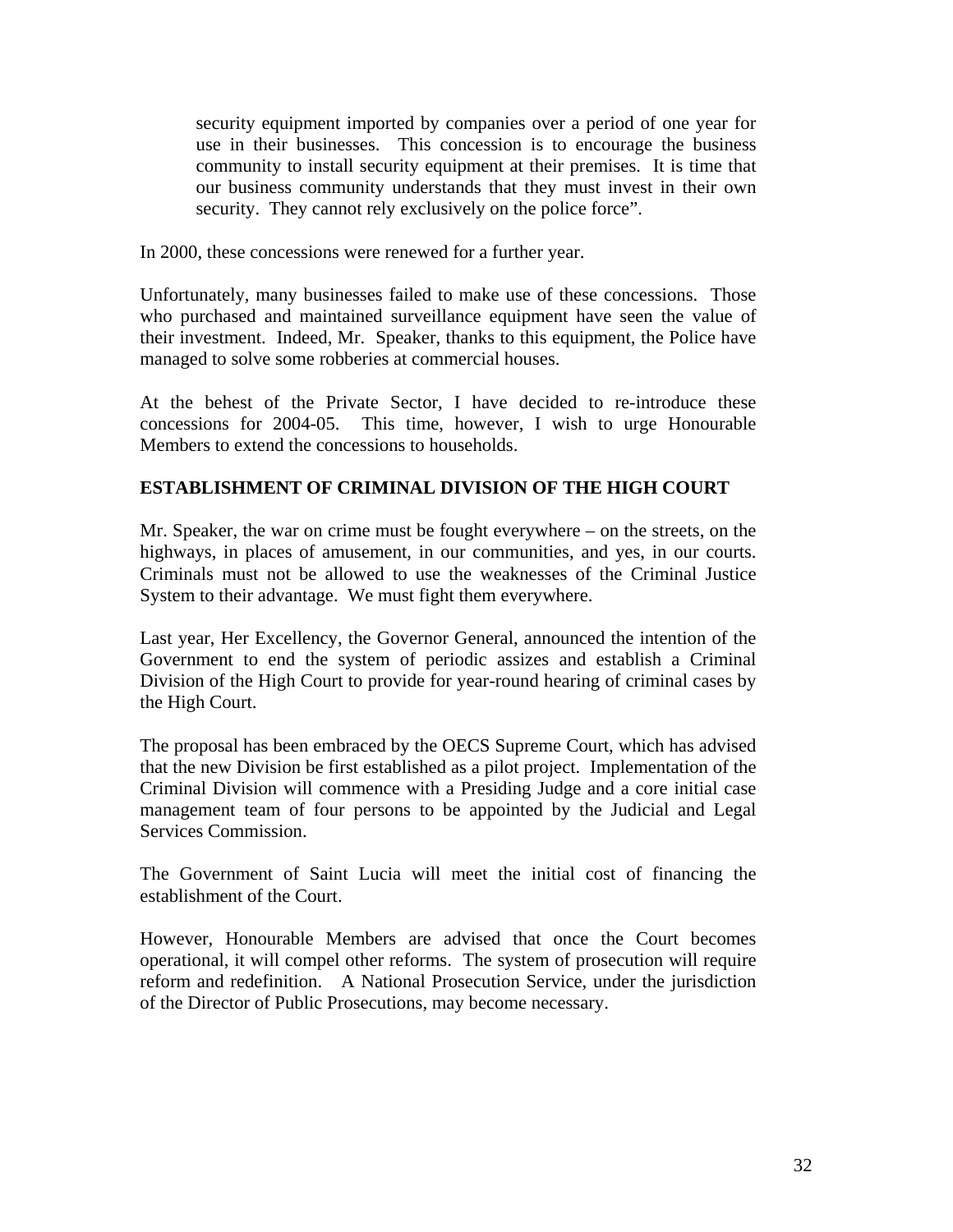> security equipment imported by companies over a period of one year for use in their businesses. This concession is to encourage the business community to install security equipment at their premises. It is time that our business community understands that they must invest in their own security. They cannot rely exclusively on the police force".

In 2000, these concessions were renewed for a further year.

Unfortunately, many businesses failed to make use of these concessions. Those who purchased and maintained surveillance equipment have seen the value of their investment. Indeed, Mr. Speaker, thanks to this equipment, the Police have managed to solve some robberies at commercial houses.

At the behest of the Private Sector, I have decided to re-introduce these concessions for 2004-05. This time, however, I wish to urge Honourable Members to extend the concessions to households.

**ESTABLISHMENT OF CRIMINAL DIVISION OF THE HIGH COURT**

Mr. Speaker, the war on crime must be fought everywhere – on the streets, on the highways, in places of amusement, in our communities, and yes, in our courts. Criminals must not be allowed to use the weaknesses of the Criminal Justice System to their advantage. We must fight them everywhere.

Last year, Her Excellency, the Governor General, announced the intention of the Government to end the system of periodic assizes and establish a Criminal Division of the High Court to provide for year-round hearing of criminal cases by the High Court.

The proposal has been embraced by the OECS Supreme Court, which has advised that the new Division be first established as a pilot project. Implementation of the Criminal Division will commence with a Presiding Judge and a core initial case management team of four persons to be appointed by the Judicial and Legal Services Commission.

The Government of Saint Lucia will meet the initial cost of financing the establishment of the Court.

However, Honourable Members are advised that once the Court becomes operational, it will compel other reforms. The system of prosecution will require reform and redefinition. A National Prosecution Service, under the jurisdiction of the Director of Public Prosecutions, may become necessary.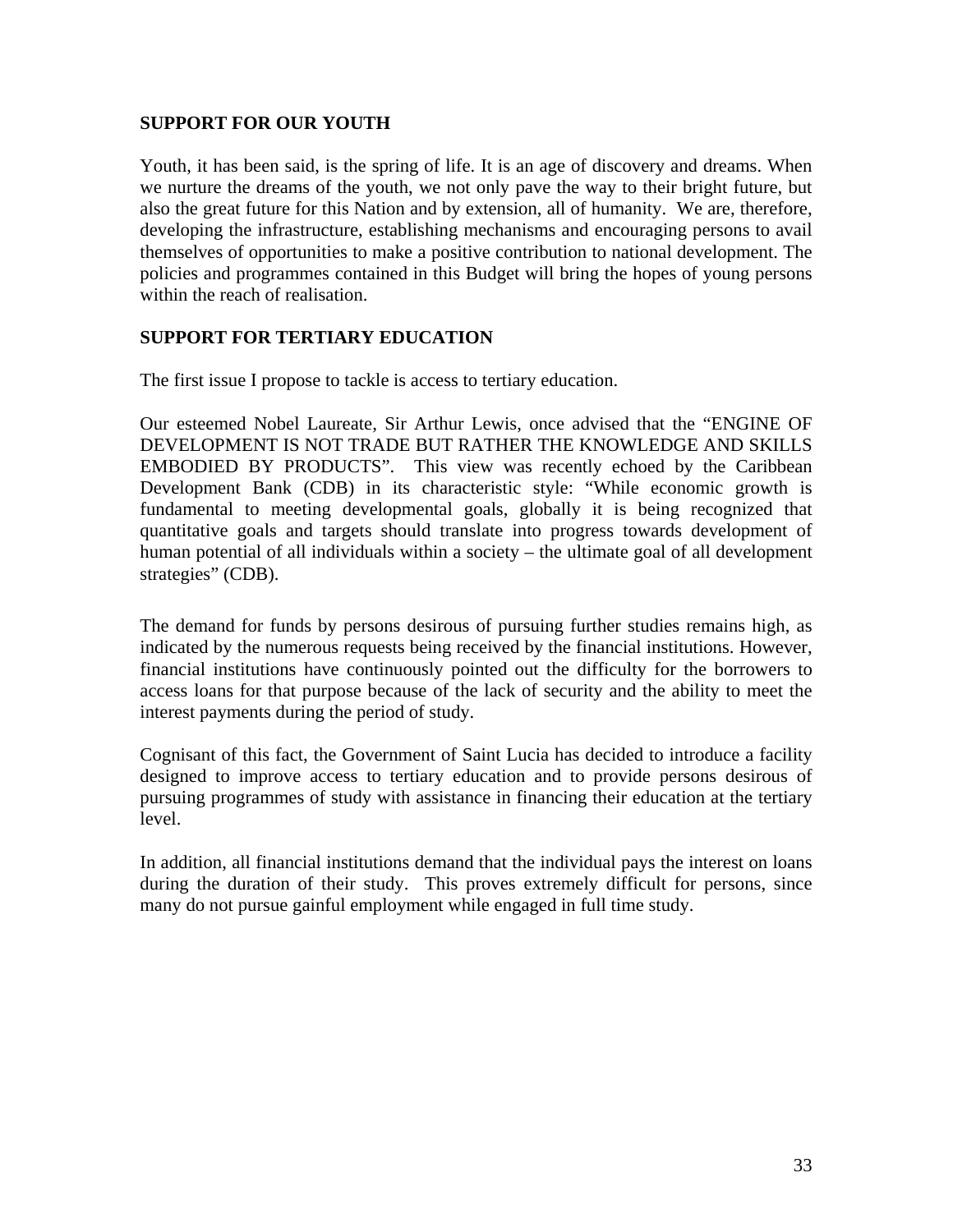## SUPPORT FOR OUR YOUTH

Youth, it has been said, is the spring of life. It is an age of discovery and dreams. When we nurture the dreams of the youth, we not only pave the way to their bright future, but also the great future for this Nation and by extension, all of humanity. We are, therefore, developing the infrastructure, establishing mechanisms and encouraging persons to avail themselves of opportunities to make a positive contribution to national development. The policies and programmes contained in this Budget will bring the hopes of young persons within the reach of realisation.

## SUPPORT FOR TERTIARY EDUCATION

The first issue I propose to tackle is access to tertiary education.

Our esteemed Nobel Laureate, Sir Arthur Lewis, once advised that the "ENGINE OF DEVELOPMENT IS NOT TRADE BUT RATHER THE KNOWLEDGE AND SKILLS EMBODIED BY PRODUCTS". This view was recently echoed by the Caribbean Development Bank (CDB) in its characteristic style: "While economic growth is fundamental to meeting developmental goals, globally it is being recognized that quantitative goals and targets should translate into progress towards development of human potential of all individuals within a society – the ultimate goal of all development strategies" (CDB).

The demand for funds by persons desirous of pursuing further studies remains high, as indicated by the numerous requests being received by the financial institutions. However, financial institutions have continuously pointed out the difficulty for the borrowers to access loans for that purpose because of the lack of security and the ability to meet the interest payments during the period of study.

Cognisant of this fact, the Government of Saint Lucia has decided to introduce a facility designed to improve access to tertiary education and to provide persons desirous of pursuing programmes of study with assistance in financing their education at the tertiary level.

In addition, all financial institutions demand that the individual pays the interest on loans during the duration of their study. This proves extremely difficult for persons, since many do not pursue gainful employment while engaged in full time study.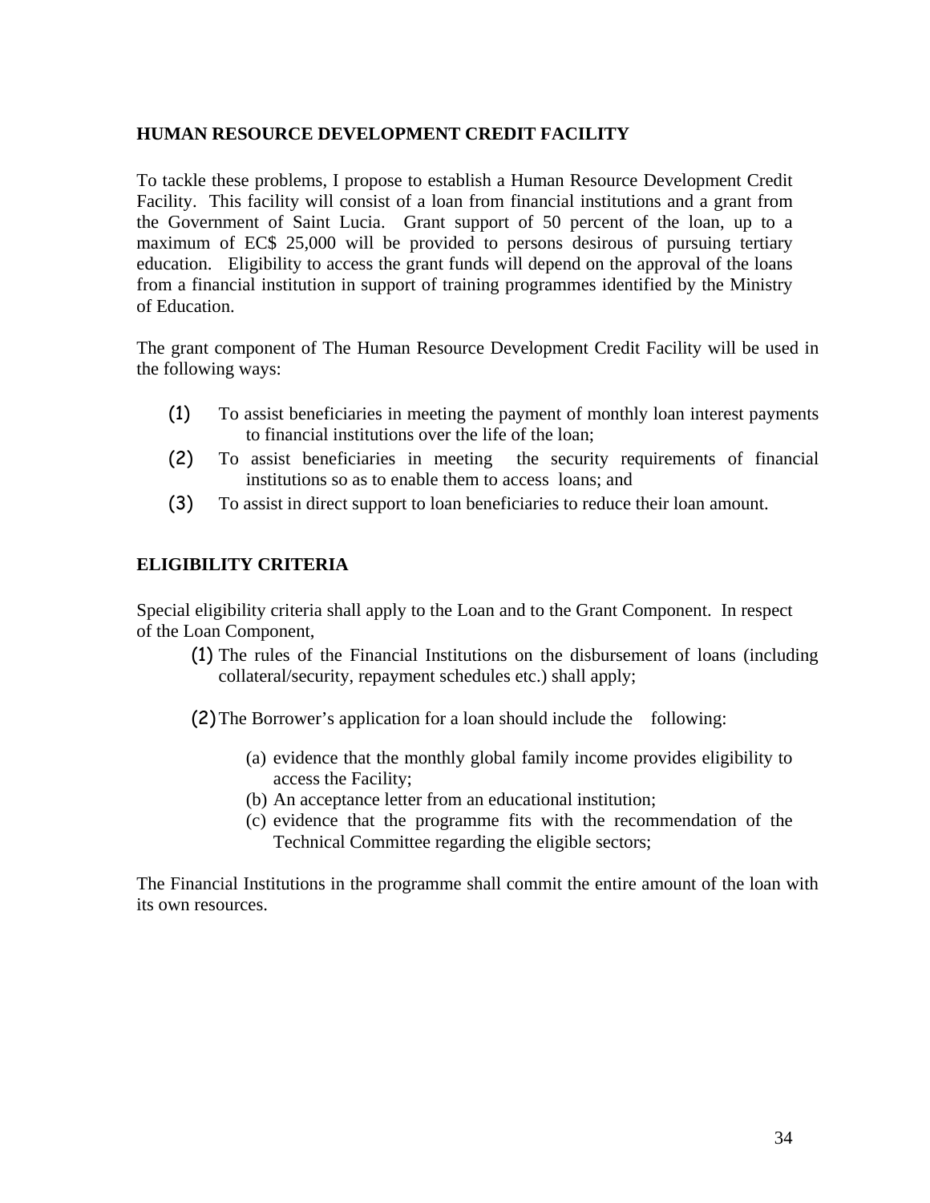## HUMAN RESOURCE DEVELOPMENT CREDIT FACILITY

To tackle these problems, I propose to establish a Human Resource Development Credit Facility. This facility will consist of a loan from financial institutions and a grant from the Government of Saint Lucia. Grant support of 50 percent of the loan, up to a maximum of EC$ 25,000 will be provided to persons desirous of pursuing tertiary education. Eligibility to access the grant funds will depend on the approval of the loans from a financial institution in support of training programmes identified by the Ministry of Education.

The grant component of The Human Resource Development Credit Facility will be used in the following ways:

(1) To assist beneficiaries in meeting the payment of monthly loan interest payments to financial institutions over the life of the loan;

(2) To assist beneficiaries in meeting the security requirements of financial institutions so as to enable them to access loans; and

(3) To assist in direct support to loan beneficiaries to reduce their loan amount.

## ELIGIBILITY CRITERIA

Special eligibility criteria shall apply to the Loan and to the Grant Component. In respect of the Loan Component,

(1) The rules of the Financial Institutions on the disbursement of loans (including collateral/security, repayment schedules etc.) shall apply;

(2) The Borrower's application for a loan should include the following:

- (a) evidence that the monthly global family income provides eligibility to access the Facility;
- (b) An acceptance letter from an educational institution;
- (c) evidence that the programme fits with the recommendation of the Technical Committee regarding the eligible sectors;

The Financial Institutions in the programme shall commit the entire amount of the loan with its own resources.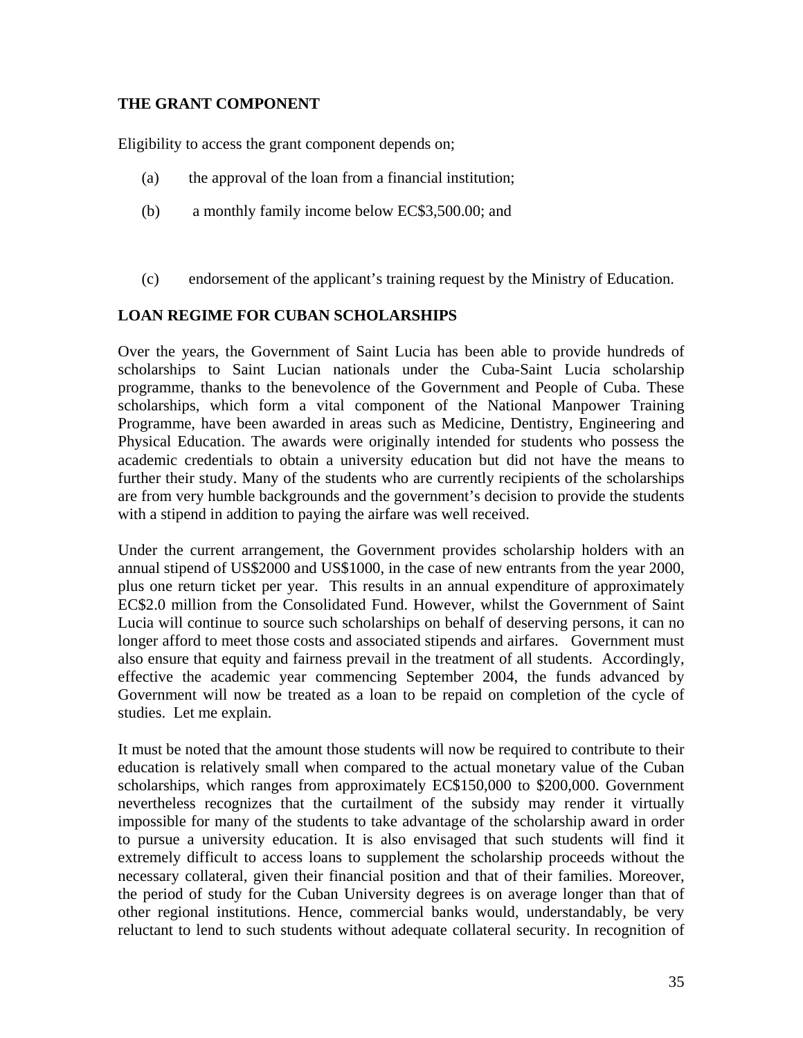## THE GRANT COMPONENT

Eligibility to access the grant component depends on;

(a) the approval of the loan from a financial institution;

(b) a monthly family income below EC$3,500.00; and

(c) endorsement of the applicant's training request by the Ministry of Education.

## LOAN REGIME FOR CUBAN SCHOLARSHIPS

Over the years, the Government of Saint Lucia has been able to provide hundreds of scholarships to Saint Lucian nationals under the Cuba-Saint Lucia scholarship programme, thanks to the benevolence of the Government and People of Cuba. These scholarships, which form a vital component of the National Manpower Training Programme, have been awarded in areas such as Medicine, Dentistry, Engineering and Physical Education. The awards were originally intended for students who possess the academic credentials to obtain a university education but did not have the means to further their study. Many of the students who are currently recipients of the scholarships are from very humble backgrounds and the government's decision to provide the students with a stipend in addition to paying the airfare was well received.

Under the current arrangement, the Government provides scholarship holders with an annual stipend of US$2000 and US$1000, in the case of new entrants from the year 2000, plus one return ticket per year. This results in an annual expenditure of approximately EC$2.0 million from the Consolidated Fund. However, whilst the Government of Saint Lucia will continue to source such scholarships on behalf of deserving persons, it can no longer afford to meet those costs and associated stipends and airfares. Government must also ensure that equity and fairness prevail in the treatment of all students. Accordingly, effective the academic year commencing September 2004, the funds advanced by Government will now be treated as a loan to be repaid on completion of the cycle of studies. Let me explain.

It must be noted that the amount those students will now be required to contribute to their education is relatively small when compared to the actual monetary value of the Cuban scholarships, which ranges from approximately EC$150,000 to $200,000. Government nevertheless recognizes that the curtailment of the subsidy may render it virtually impossible for many of the students to take advantage of the scholarship award in order to pursue a university education. It is also envisaged that such students will find it extremely difficult to access loans to supplement the scholarship proceeds without the necessary collateral, given their financial position and that of their families. Moreover, the period of study for the Cuban University degrees is on average longer than that of other regional institutions. Hence, commercial banks would, understandably, be very reluctant to lend to such students without adequate collateral security. In recognition of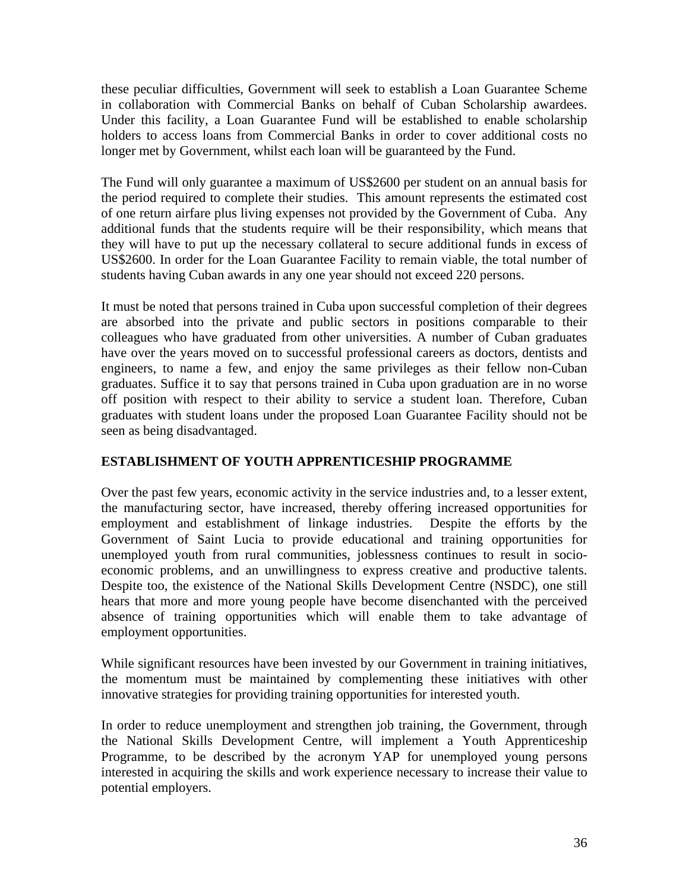these peculiar difficulties, Government will seek to establish a Loan Guarantee Scheme in collaboration with Commercial Banks on behalf of Cuban Scholarship awardees. Under this facility, a Loan Guarantee Fund will be established to enable scholarship holders to access loans from Commercial Banks in order to cover additional costs no longer met by Government, whilst each loan will be guaranteed by the Fund.

The Fund will only guarantee a maximum of US$2600 per student on an annual basis for the period required to complete their studies. This amount represents the estimated cost of one return airfare plus living expenses not provided by the Government of Cuba. Any additional funds that the students require will be their responsibility, which means that they will have to put up the necessary collateral to secure additional funds in excess of US$2600. In order for the Loan Guarantee Facility to remain viable, the total number of students having Cuban awards in any one year should not exceed 220 persons.

It must be noted that persons trained in Cuba upon successful completion of their degrees are absorbed into the private and public sectors in positions comparable to their colleagues who have graduated from other universities. A number of Cuban graduates have over the years moved on to successful professional careers as doctors, dentists and engineers, to name a few, and enjoy the same privileges as their fellow non-Cuban graduates. Suffice it to say that persons trained in Cuba upon graduation are in no worse off position with respect to their ability to service a student loan. Therefore, Cuban graduates with student loans under the proposed Loan Guarantee Facility should not be seen as being disadvantaged.

**ESTABLISHMENT OF YOUTH APPRENTICESHIP PROGRAMME**

Over the past few years, economic activity in the service industries and, to a lesser extent, the manufacturing sector, have increased, thereby offering increased opportunities for employment and establishment of linkage industries. Despite the efforts by the Government of Saint Lucia to provide educational and training opportunities for unemployed youth from rural communities, joblessness continues to result in socio-economic problems, and an unwillingness to express creative and productive talents. Despite too, the existence of the National Skills Development Centre (NSDC), one still hears that more and more young people have become disenchanted with the perceived absence of training opportunities which will enable them to take advantage of employment opportunities.

While significant resources have been invested by our Government in training initiatives, the momentum must be maintained by complementing these initiatives with other innovative strategies for providing training opportunities for interested youth.

In order to reduce unemployment and strengthen job training, the Government, through the National Skills Development Centre, will implement a Youth Apprenticeship Programme, to be described by the acronym YAP for unemployed young persons interested in acquiring the skills and work experience necessary to increase their value to potential employers.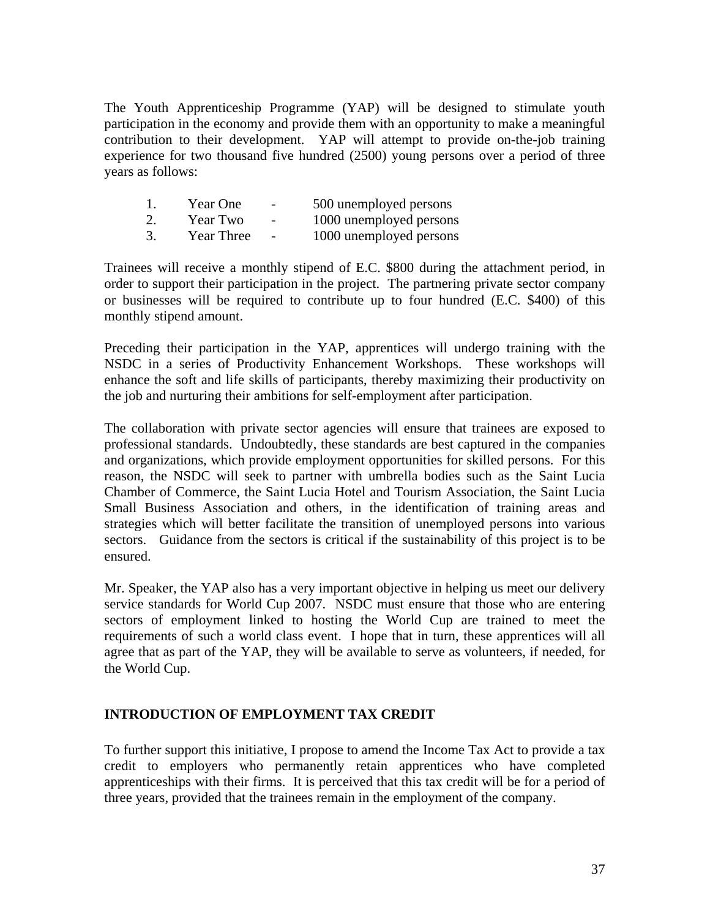The Youth Apprenticeship Programme (YAP) will be designed to stimulate youth participation in the economy and provide them with an opportunity to make a meaningful contribution to their development. YAP will attempt to provide on-the-job training experience for two thousand five hundred (2500) young persons over a period of three years as follows:

1. Year One - 500 unemployed persons
2. Year Two - 1000 unemployed persons
3. Year Three - 1000 unemployed persons

Trainees will receive a monthly stipend of E.C. $800 during the attachment period, in order to support their participation in the project. The partnering private sector company or businesses will be required to contribute up to four hundred (E.C. $400) of this monthly stipend amount.

Preceding their participation in the YAP, apprentices will undergo training with the NSDC in a series of Productivity Enhancement Workshops. These workshops will enhance the soft and life skills of participants, thereby maximizing their productivity on the job and nurturing their ambitions for self-employment after participation.

The collaboration with private sector agencies will ensure that trainees are exposed to professional standards. Undoubtedly, these standards are best captured in the companies and organizations, which provide employment opportunities for skilled persons. For this reason, the NSDC will seek to partner with umbrella bodies such as the Saint Lucia Chamber of Commerce, the Saint Lucia Hotel and Tourism Association, the Saint Lucia Small Business Association and others, in the identification of training areas and strategies which will better facilitate the transition of unemployed persons into various sectors. Guidance from the sectors is critical if the sustainability of this project is to be ensured.

Mr. Speaker, the YAP also has a very important objective in helping us meet our delivery service standards for World Cup 2007. NSDC must ensure that those who are entering sectors of employment linked to hosting the World Cup are trained to meet the requirements of such a world class event. I hope that in turn, these apprentices will all agree that as part of the YAP, they will be available to serve as volunteers, if needed, for the World Cup.

## INTRODUCTION OF EMPLOYMENT TAX CREDIT

To further support this initiative, I propose to amend the Income Tax Act to provide a tax credit to employers who permanently retain apprentices who have completed apprenticeships with their firms. It is perceived that this tax credit will be for a period of three years, provided that the trainees remain in the employment of the company.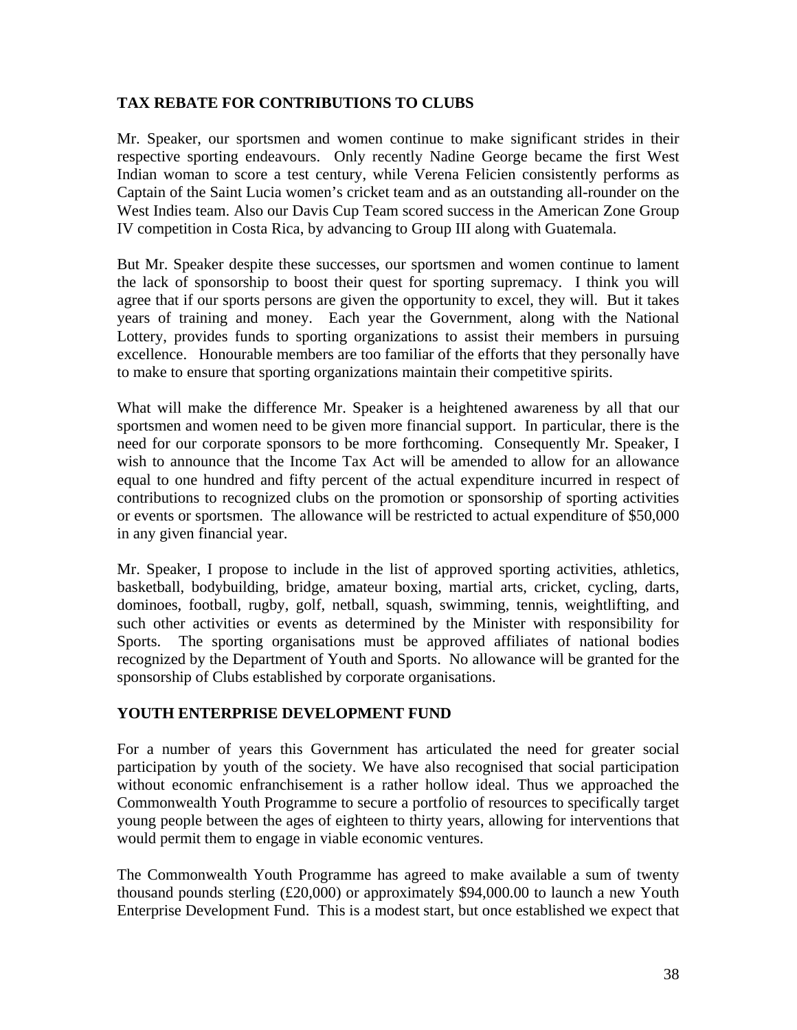## TAX REBATE FOR CONTRIBUTIONS TO CLUBS

Mr. Speaker, our sportsmen and women continue to make significant strides in their respective sporting endeavours. Only recently Nadine George became the first West Indian woman to score a test century, while Verena Felicien consistently performs as Captain of the Saint Lucia women's cricket team and as an outstanding all-rounder on the West Indies team. Also our Davis Cup Team scored success in the American Zone Group IV competition in Costa Rica, by advancing to Group III along with Guatemala.

But Mr. Speaker despite these successes, our sportsmen and women continue to lament the lack of sponsorship to boost their quest for sporting supremacy. I think you will agree that if our sports persons are given the opportunity to excel, they will. But it takes years of training and money. Each year the Government, along with the National Lottery, provides funds to sporting organizations to assist their members in pursuing excellence. Honourable members are too familiar of the efforts that they personally have to make to ensure that sporting organizations maintain their competitive spirits.

What will make the difference Mr. Speaker is a heightened awareness by all that our sportsmen and women need to be given more financial support. In particular, there is the need for our corporate sponsors to be more forthcoming. Consequently Mr. Speaker, I wish to announce that the Income Tax Act will be amended to allow for an allowance equal to one hundred and fifty percent of the actual expenditure incurred in respect of contributions to recognized clubs on the promotion or sponsorship of sporting activities or events or sportsmen. The allowance will be restricted to actual expenditure of $50,000 in any given financial year.

Mr. Speaker, I propose to include in the list of approved sporting activities, athletics, basketball, bodybuilding, bridge, amateur boxing, martial arts, cricket, cycling, darts, dominoes, football, rugby, golf, netball, squash, swimming, tennis, weightlifting, and such other activities or events as determined by the Minister with responsibility for Sports. The sporting organisations must be approved affiliates of national bodies recognized by the Department of Youth and Sports. No allowance will be granted for the sponsorship of Clubs established by corporate organisations.

## YOUTH ENTERPRISE DEVELOPMENT FUND

For a number of years this Government has articulated the need for greater social participation by youth of the society. We have also recognised that social participation without economic enfranchisement is a rather hollow ideal. Thus we approached the Commonwealth Youth Programme to secure a portfolio of resources to specifically target young people between the ages of eighteen to thirty years, allowing for interventions that would permit them to engage in viable economic ventures.

The Commonwealth Youth Programme has agreed to make available a sum of twenty thousand pounds sterling (£20,000) or approximately $94,000.00 to launch a new Youth Enterprise Development Fund. This is a modest start, but once established we expect that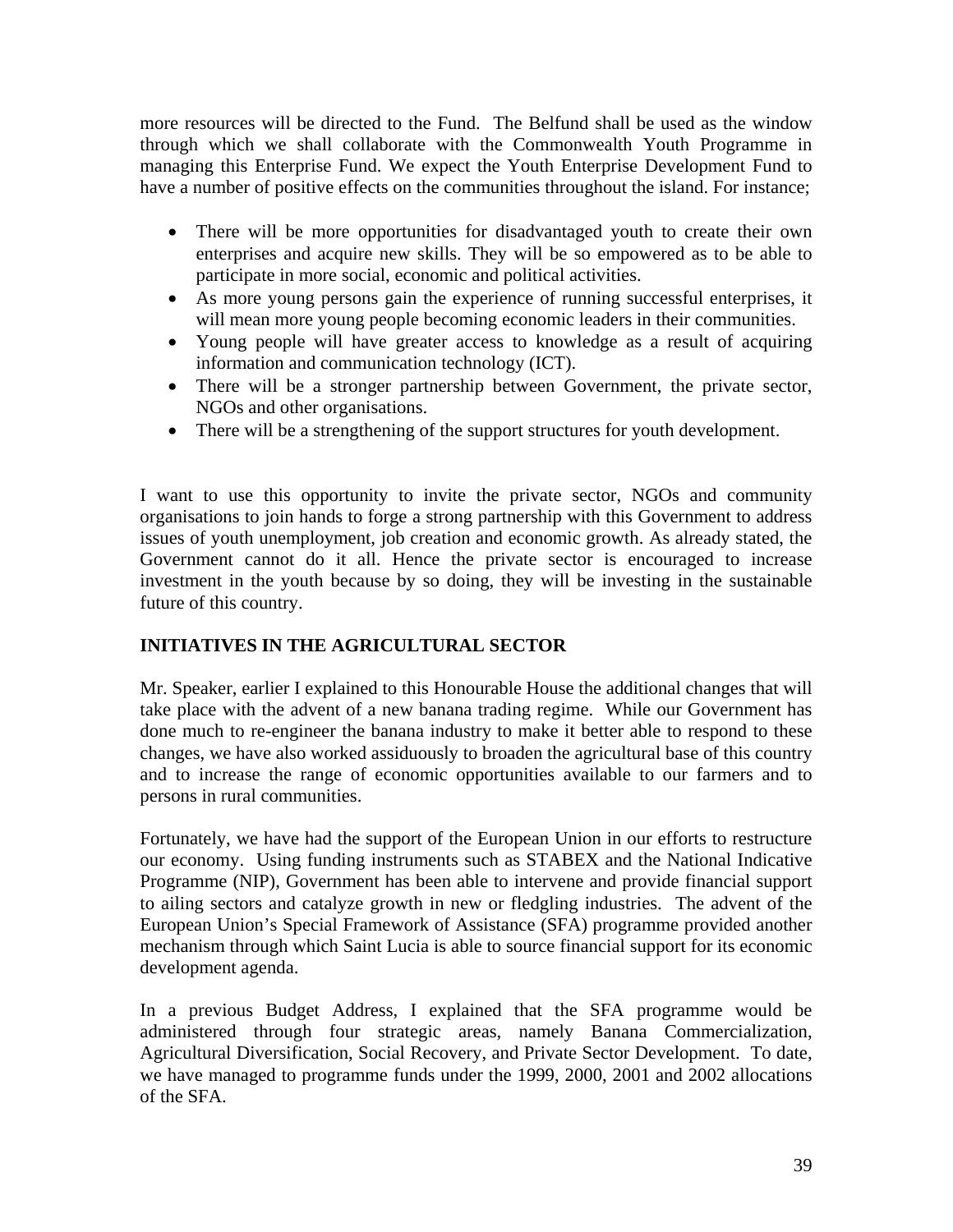more resources will be directed to the Fund. The Belfund shall be used as the window through which we shall collaborate with the Commonwealth Youth Programme in managing this Enterprise Fund. We expect the Youth Enterprise Development Fund to have a number of positive effects on the communities throughout the island. For instance;

- There will be more opportunities for disadvantaged youth to create their own enterprises and acquire new skills. They will be so empowered as to be able to participate in more social, economic and political activities.
- As more young persons gain the experience of running successful enterprises, it will mean more young people becoming economic leaders in their communities.
- Young people will have greater access to knowledge as a result of acquiring information and communication technology (ICT).
- There will be a stronger partnership between Government, the private sector, NGOs and other organisations.
- There will be a strengthening of the support structures for youth development.

I want to use this opportunity to invite the private sector, NGOs and community organisations to join hands to forge a strong partnership with this Government to address issues of youth unemployment, job creation and economic growth. As already stated, the Government cannot do it all. Hence the private sector is encouraged to increase investment in the youth because by so doing, they will be investing in the sustainable future of this country.

## INITIATIVES IN THE AGRICULTURAL SECTOR

Mr. Speaker, earlier I explained to this Honourable House the additional changes that will take place with the advent of a new banana trading regime. While our Government has done much to re-engineer the banana industry to make it better able to respond to these changes, we have also worked assiduously to broaden the agricultural base of this country and to increase the range of economic opportunities available to our farmers and to persons in rural communities.

Fortunately, we have had the support of the European Union in our efforts to restructure our economy. Using funding instruments such as STABEX and the National Indicative Programme (NIP), Government has been able to intervene and provide financial support to ailing sectors and catalyze growth in new or fledgling industries. The advent of the European Union's Special Framework of Assistance (SFA) programme provided another mechanism through which Saint Lucia is able to source financial support for its economic development agenda.

In a previous Budget Address, I explained that the SFA programme would be administered through four strategic areas, namely Banana Commercialization, Agricultural Diversification, Social Recovery, and Private Sector Development. To date, we have managed to programme funds under the 1999, 2000, 2001 and 2002 allocations of the SFA.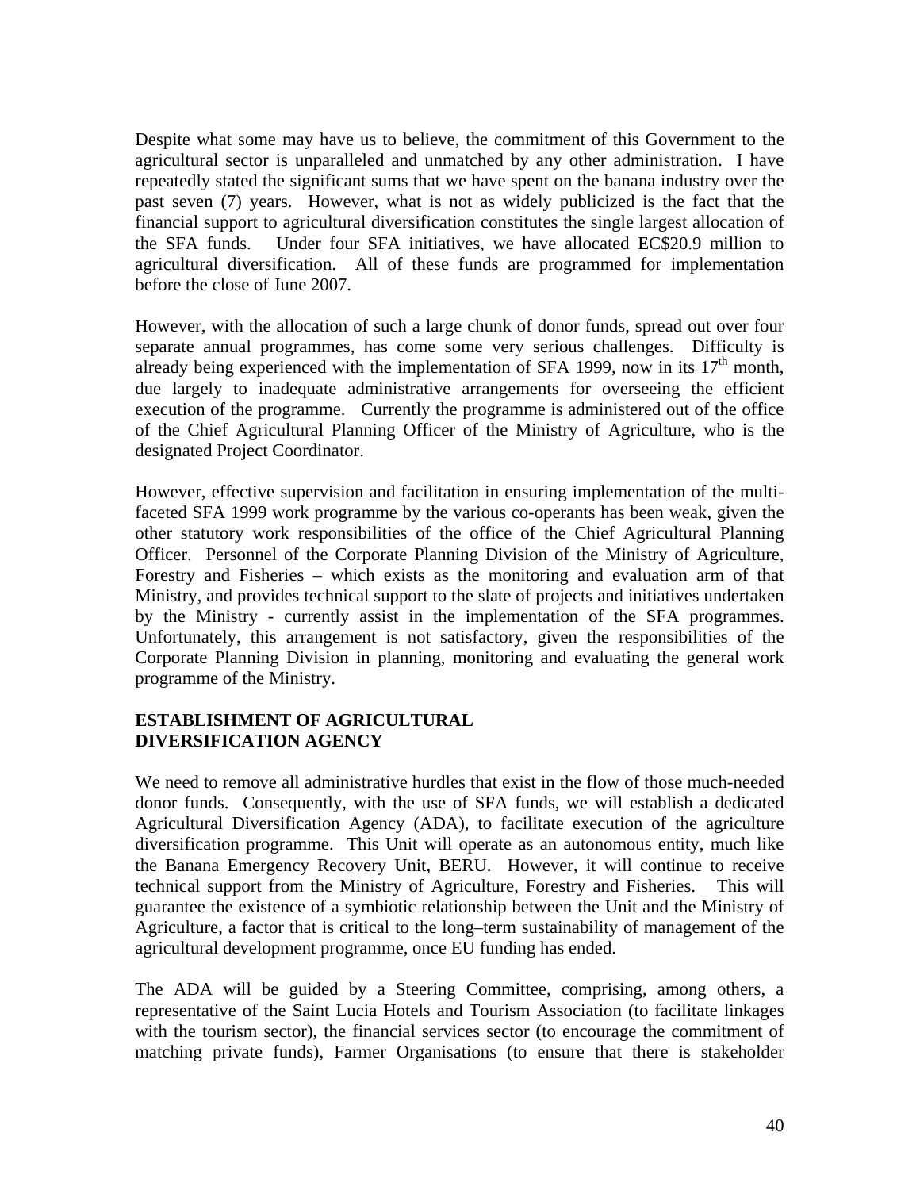Despite what some may have us to believe, the commitment of this Government to the agricultural sector is unparalleled and unmatched by any other administration. I have repeatedly stated the significant sums that we have spent on the banana industry over the past seven (7) years. However, what is not as widely publicized is the fact that the financial support to agricultural diversification constitutes the single largest allocation of the SFA funds. Under four SFA initiatives, we have allocated EC$20.9 million to agricultural diversification. All of these funds are programmed for implementation before the close of June 2007.

However, with the allocation of such a large chunk of donor funds, spread out over four separate annual programmes, has come some very serious challenges. Difficulty is already being experienced with the implementation of SFA 1999, now in its 17th month, due largely to inadequate administrative arrangements for overseeing the efficient execution of the programme. Currently the programme is administered out of the office of the Chief Agricultural Planning Officer of the Ministry of Agriculture, who is the designated Project Coordinator.

However, effective supervision and facilitation in ensuring implementation of the multi-faceted SFA 1999 work programme by the various co-operants has been weak, given the other statutory work responsibilities of the office of the Chief Agricultural Planning Officer. Personnel of the Corporate Planning Division of the Ministry of Agriculture, Forestry and Fisheries – which exists as the monitoring and evaluation arm of that Ministry, and provides technical support to the slate of projects and initiatives undertaken by the Ministry - currently assist in the implementation of the SFA programmes. Unfortunately, this arrangement is not satisfactory, given the responsibilities of the Corporate Planning Division in planning, monitoring and evaluating the general work programme of the Ministry.

**ESTABLISHMENT OF AGRICULTURAL DIVERSIFICATION AGENCY**

We need to remove all administrative hurdles that exist in the flow of those much-needed donor funds. Consequently, with the use of SFA funds, we will establish a dedicated Agricultural Diversification Agency (ADA), to facilitate execution of the agriculture diversification programme. This Unit will operate as an autonomous entity, much like the Banana Emergency Recovery Unit, BERU. However, it will continue to receive technical support from the Ministry of Agriculture, Forestry and Fisheries. This will guarantee the existence of a symbiotic relationship between the Unit and the Ministry of Agriculture, a factor that is critical to the long–term sustainability of management of the agricultural development programme, once EU funding has ended.

The ADA will be guided by a Steering Committee, comprising, among others, a representative of the Saint Lucia Hotels and Tourism Association (to facilitate linkages with the tourism sector), the financial services sector (to encourage the commitment of matching private funds), Farmer Organisations (to ensure that there is stakeholder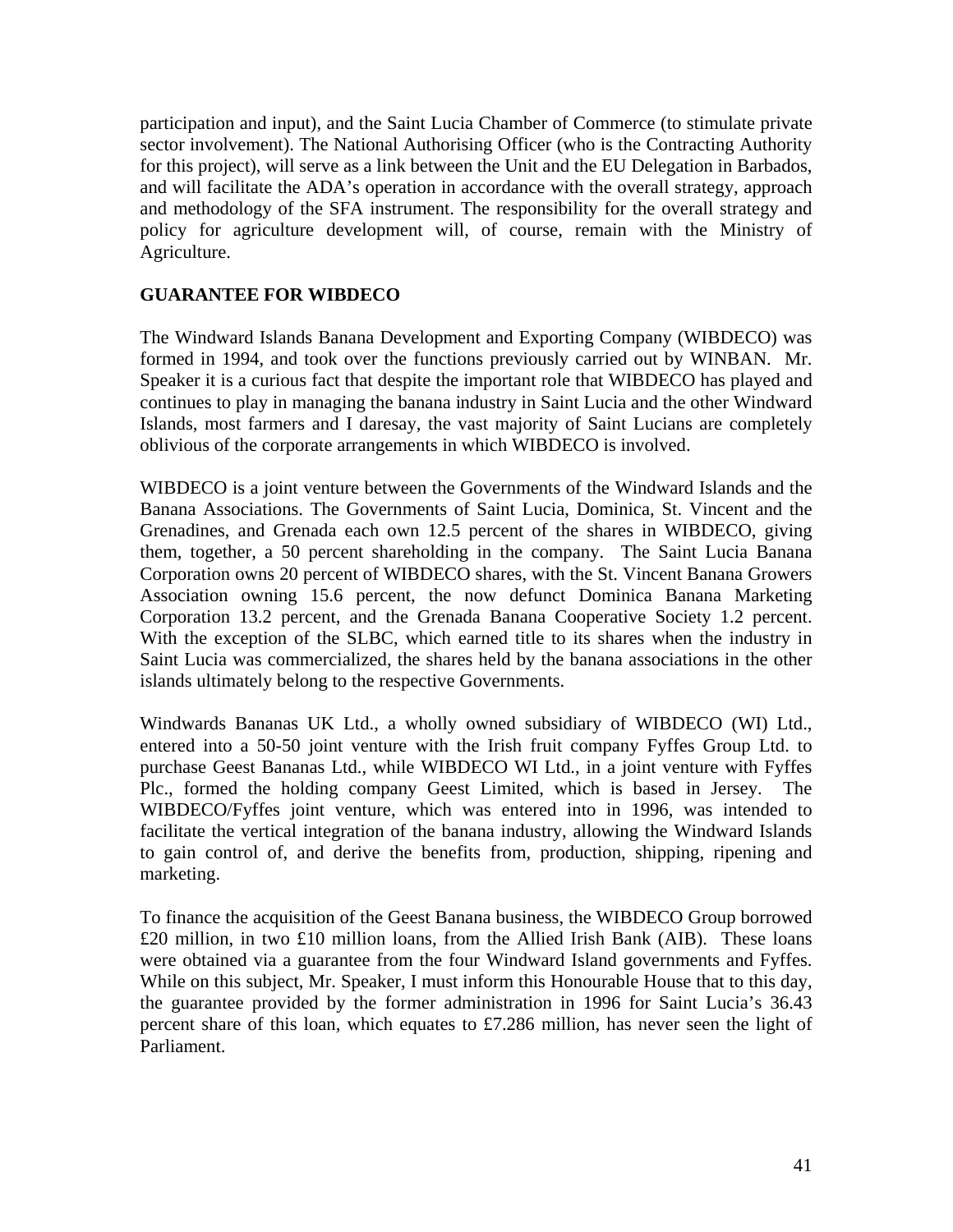participation and input), and the Saint Lucia Chamber of Commerce (to stimulate private sector involvement). The National Authorising Officer (who is the Contracting Authority for this project), will serve as a link between the Unit and the EU Delegation in Barbados, and will facilitate the ADA's operation in accordance with the overall strategy, approach and methodology of the SFA instrument. The responsibility for the overall strategy and policy for agriculture development will, of course, remain with the Ministry of Agriculture.

**GUARANTEE FOR WIBDECO**

The Windward Islands Banana Development and Exporting Company (WIBDECO) was formed in 1994, and took over the functions previously carried out by WINBAN. Mr. Speaker it is a curious fact that despite the important role that WIBDECO has played and continues to play in managing the banana industry in Saint Lucia and the other Windward Islands, most farmers and I daresay, the vast majority of Saint Lucians are completely oblivious of the corporate arrangements in which WIBDECO is involved.

WIBDECO is a joint venture between the Governments of the Windward Islands and the Banana Associations. The Governments of Saint Lucia, Dominica, St. Vincent and the Grenadines, and Grenada each own 12.5 percent of the shares in WIBDECO, giving them, together, a 50 percent shareholding in the company. The Saint Lucia Banana Corporation owns 20 percent of WIBDECO shares, with the St. Vincent Banana Growers Association owning 15.6 percent, the now defunct Dominica Banana Marketing Corporation 13.2 percent, and the Grenada Banana Cooperative Society 1.2 percent. With the exception of the SLBC, which earned title to its shares when the industry in Saint Lucia was commercialized, the shares held by the banana associations in the other islands ultimately belong to the respective Governments.

Windwards Bananas UK Ltd., a wholly owned subsidiary of WIBDECO (WI) Ltd., entered into a 50-50 joint venture with the Irish fruit company Fyffes Group Ltd. to purchase Geest Bananas Ltd., while WIBDECO WI Ltd., in a joint venture with Fyffes Plc., formed the holding company Geest Limited, which is based in Jersey. The WIBDECO/Fyffes joint venture, which was entered into in 1996, was intended to facilitate the vertical integration of the banana industry, allowing the Windward Islands to gain control of, and derive the benefits from, production, shipping, ripening and marketing.

To finance the acquisition of the Geest Banana business, the WIBDECO Group borrowed £20 million, in two £10 million loans, from the Allied Irish Bank (AIB). These loans were obtained via a guarantee from the four Windward Island governments and Fyffes. While on this subject, Mr. Speaker, I must inform this Honourable House that to this day, the guarantee provided by the former administration in 1996 for Saint Lucia's 36.43 percent share of this loan, which equates to £7.286 million, has never seen the light of Parliament.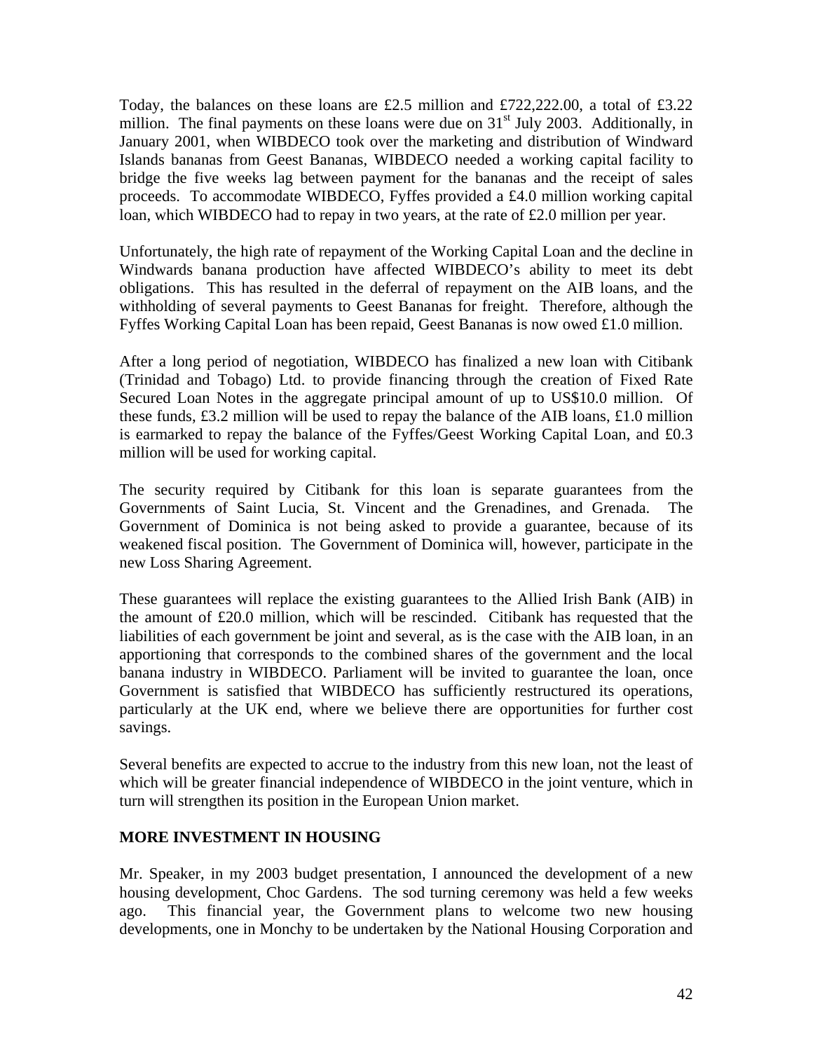Today, the balances on these loans are £2.5 million and £722,222.00, a total of £3.22 million. The final payments on these loans were due on 31st July 2003. Additionally, in January 2001, when WIBDECO took over the marketing and distribution of Windward Islands bananas from Geest Bananas, WIBDECO needed a working capital facility to bridge the five weeks lag between payment for the bananas and the receipt of sales proceeds. To accommodate WIBDECO, Fyffes provided a £4.0 million working capital loan, which WIBDECO had to repay in two years, at the rate of £2.0 million per year.

Unfortunately, the high rate of repayment of the Working Capital Loan and the decline in Windwards banana production have affected WIBDECO's ability to meet its debt obligations. This has resulted in the deferral of repayment on the AIB loans, and the withholding of several payments to Geest Bananas for freight. Therefore, although the Fyffes Working Capital Loan has been repaid, Geest Bananas is now owed £1.0 million.

After a long period of negotiation, WIBDECO has finalized a new loan with Citibank (Trinidad and Tobago) Ltd. to provide financing through the creation of Fixed Rate Secured Loan Notes in the aggregate principal amount of up to US$10.0 million. Of these funds, £3.2 million will be used to repay the balance of the AIB loans, £1.0 million is earmarked to repay the balance of the Fyffes/Geest Working Capital Loan, and £0.3 million will be used for working capital.

The security required by Citibank for this loan is separate guarantees from the Governments of Saint Lucia, St. Vincent and the Grenadines, and Grenada. The Government of Dominica is not being asked to provide a guarantee, because of its weakened fiscal position. The Government of Dominica will, however, participate in the new Loss Sharing Agreement.

These guarantees will replace the existing guarantees to the Allied Irish Bank (AIB) in the amount of £20.0 million, which will be rescinded. Citibank has requested that the liabilities of each government be joint and several, as is the case with the AIB loan, in an apportioning that corresponds to the combined shares of the government and the local banana industry in WIBDECO. Parliament will be invited to guarantee the loan, once Government is satisfied that WIBDECO has sufficiently restructured its operations, particularly at the UK end, where we believe there are opportunities for further cost savings.

Several benefits are expected to accrue to the industry from this new loan, not the least of which will be greater financial independence of WIBDECO in the joint venture, which in turn will strengthen its position in the European Union market.

**MORE INVESTMENT IN HOUSING**

Mr. Speaker, in my 2003 budget presentation, I announced the development of a new housing development, Choc Gardens. The sod turning ceremony was held a few weeks ago. This financial year, the Government plans to welcome two new housing developments, one in Monchy to be undertaken by the National Housing Corporation and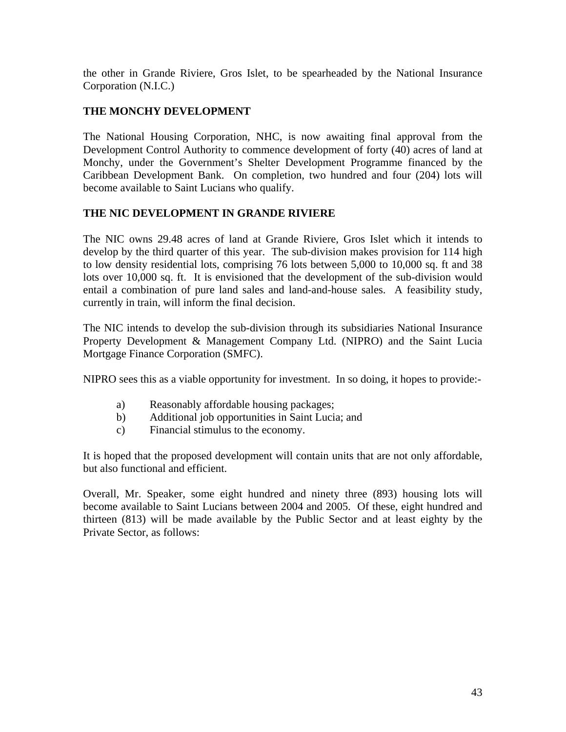the other in Grande Riviere, Gros Islet, to be spearheaded by the National Insurance Corporation (N.I.C.)

**THE MONCHY DEVELOPMENT**

The National Housing Corporation, NHC, is now awaiting final approval from the Development Control Authority to commence development of forty (40) acres of land at Monchy, under the Government's Shelter Development Programme financed by the Caribbean Development Bank. On completion, two hundred and four (204) lots will become available to Saint Lucians who qualify.

**THE NIC DEVELOPMENT IN GRANDE RIVIERE**

The NIC owns 29.48 acres of land at Grande Riviere, Gros Islet which it intends to develop by the third quarter of this year. The sub-division makes provision for 114 high to low density residential lots, comprising 76 lots between 5,000 to 10,000 sq. ft and 38 lots over 10,000 sq. ft. It is envisioned that the development of the sub-division would entail a combination of pure land sales and land-and-house sales. A feasibility study, currently in train, will inform the final decision.

The NIC intends to develop the sub-division through its subsidiaries National Insurance Property Development & Management Company Ltd. (NIPRO) and the Saint Lucia Mortgage Finance Corporation (SMFC).

NIPRO sees this as a viable opportunity for investment. In so doing, it hopes to provide:-

a) Reasonably affordable housing packages;
b) Additional job opportunities in Saint Lucia; and
c) Financial stimulus to the economy.

It is hoped that the proposed development will contain units that are not only affordable, but also functional and efficient.

Overall, Mr. Speaker, some eight hundred and ninety three (893) housing lots will become available to Saint Lucians between 2004 and 2005. Of these, eight hundred and thirteen (813) will be made available by the Public Sector and at least eighty by the Private Sector, as follows: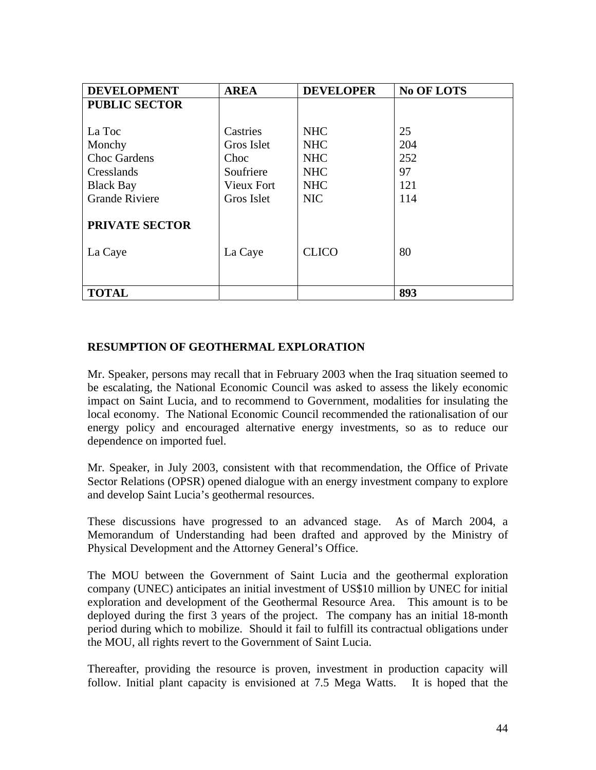| DEVELOPMENT | AREA | DEVELOPER | No OF LOTS |
| --- | --- | --- | --- |
| **PUBLIC SECTOR** | | | |
| La Toc | Castries | NHC | 25 |
| Monchy | Gros Islet | NHC | 204 |
| Choc Gardens | Choc | NHC | 252 |
| Cresslands | Soufriere | NHC | 97 |
| Black Bay | Vieux Fort | NHC | 121 |
| Grande Riviere | Gros Islet | NIC | 114 |
| **PRIVATE SECTOR** | | | |
| La Caye | La Caye | CLICO | 80 |
| **TOTAL** | | | **893** |

## RESUMPTION OF GEOTHERMAL EXPLORATION

Mr. Speaker, persons may recall that in February 2003 when the Iraq situation seemed to be escalating, the National Economic Council was asked to assess the likely economic impact on Saint Lucia, and to recommend to Government, modalities for insulating the local economy. The National Economic Council recommended the rationalisation of our energy policy and encouraged alternative energy investments, so as to reduce our dependence on imported fuel.

Mr. Speaker, in July 2003, consistent with that recommendation, the Office of Private Sector Relations (OPSR) opened dialogue with an energy investment company to explore and develop Saint Lucia's geothermal resources.

These discussions have progressed to an advanced stage. As of March 2004, a Memorandum of Understanding had been drafted and approved by the Ministry of Physical Development and the Attorney General's Office.

The MOU between the Government of Saint Lucia and the geothermal exploration company (UNEC) anticipates an initial investment of US$10 million by UNEC for initial exploration and development of the Geothermal Resource Area. This amount is to be deployed during the first 3 years of the project. The company has an initial 18-month period during which to mobilize. Should it fail to fulfill its contractual obligations under the MOU, all rights revert to the Government of Saint Lucia.

Thereafter, providing the resource is proven, investment in production capacity will follow. Initial plant capacity is envisioned at 7.5 Mega Watts. It is hoped that the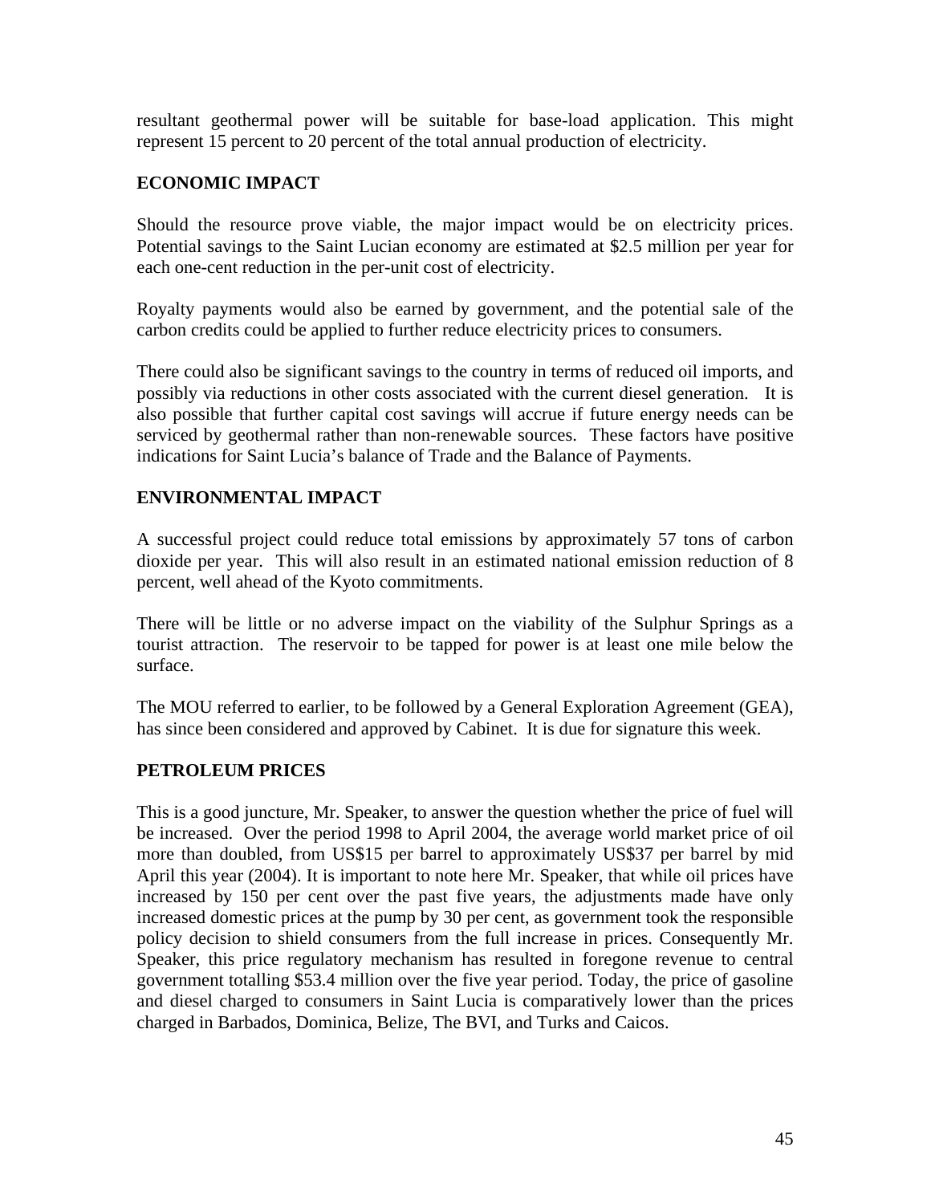resultant geothermal power will be suitable for base-load application. This might represent 15 percent to 20 percent of the total annual production of electricity.

## ECONOMIC IMPACT

Should the resource prove viable, the major impact would be on electricity prices. Potential savings to the Saint Lucian economy are estimated at $2.5 million per year for each one-cent reduction in the per-unit cost of electricity.

Royalty payments would also be earned by government, and the potential sale of the carbon credits could be applied to further reduce electricity prices to consumers.

There could also be significant savings to the country in terms of reduced oil imports, and possibly via reductions in other costs associated with the current diesel generation. It is also possible that further capital cost savings will accrue if future energy needs can be serviced by geothermal rather than non-renewable sources. These factors have positive indications for Saint Lucia's balance of Trade and the Balance of Payments.

## ENVIRONMENTAL IMPACT

A successful project could reduce total emissions by approximately 57 tons of carbon dioxide per year. This will also result in an estimated national emission reduction of 8 percent, well ahead of the Kyoto commitments.

There will be little or no adverse impact on the viability of the Sulphur Springs as a tourist attraction. The reservoir to be tapped for power is at least one mile below the surface.

The MOU referred to earlier, to be followed by a General Exploration Agreement (GEA), has since been considered and approved by Cabinet. It is due for signature this week.

## PETROLEUM PRICES

This is a good juncture, Mr. Speaker, to answer the question whether the price of fuel will be increased. Over the period 1998 to April 2004, the average world market price of oil more than doubled, from US$15 per barrel to approximately US$37 per barrel by mid April this year (2004). It is important to note here Mr. Speaker, that while oil prices have increased by 150 per cent over the past five years, the adjustments made have only increased domestic prices at the pump by 30 per cent, as government took the responsible policy decision to shield consumers from the full increase in prices. Consequently Mr. Speaker, this price regulatory mechanism has resulted in foregone revenue to central government totalling $53.4 million over the five year period. Today, the price of gasoline and diesel charged to consumers in Saint Lucia is comparatively lower than the prices charged in Barbados, Dominica, Belize, The BVI, and Turks and Caicos.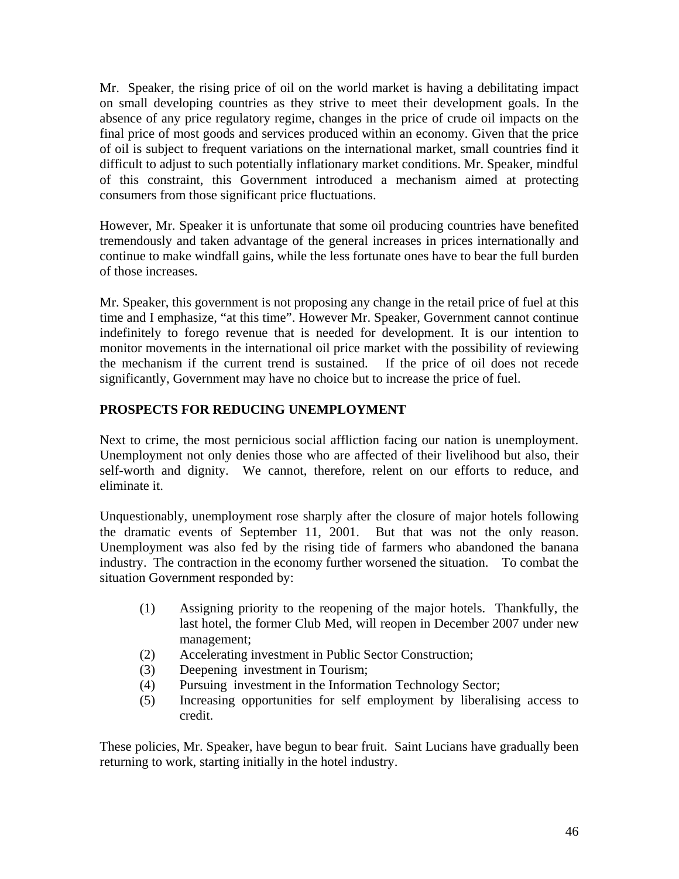Mr. Speaker, the rising price of oil on the world market is having a debilitating impact on small developing countries as they strive to meet their development goals. In the absence of any price regulatory regime, changes in the price of crude oil impacts on the final price of most goods and services produced within an economy. Given that the price of oil is subject to frequent variations on the international market, small countries find it difficult to adjust to such potentially inflationary market conditions. Mr. Speaker, mindful of this constraint, this Government introduced a mechanism aimed at protecting consumers from those significant price fluctuations.

However, Mr. Speaker it is unfortunate that some oil producing countries have benefited tremendously and taken advantage of the general increases in prices internationally and continue to make windfall gains, while the less fortunate ones have to bear the full burden of those increases.

Mr. Speaker, this government is not proposing any change in the retail price of fuel at this time and I emphasize, "at this time". However Mr. Speaker, Government cannot continue indefinitely to forego revenue that is needed for development. It is our intention to monitor movements in the international oil price market with the possibility of reviewing the mechanism if the current trend is sustained. If the price of oil does not recede significantly, Government may have no choice but to increase the price of fuel.

**PROSPECTS FOR REDUCING UNEMPLOYMENT**

Next to crime, the most pernicious social affliction facing our nation is unemployment. Unemployment not only denies those who are affected of their livelihood but also, their self-worth and dignity. We cannot, therefore, relent on our efforts to reduce, and eliminate it.

Unquestionably, unemployment rose sharply after the closure of major hotels following the dramatic events of September 11, 2001. But that was not the only reason. Unemployment was also fed by the rising tide of farmers who abandoned the banana industry. The contraction in the economy further worsened the situation. To combat the situation Government responded by:

(1) Assigning priority to the reopening of the major hotels. Thankfully, the last hotel, the former Club Med, will reopen in December 2007 under new management;
(2) Accelerating investment in Public Sector Construction;
(3) Deepening investment in Tourism;
(4) Pursuing investment in the Information Technology Sector;
(5) Increasing opportunities for self employment by liberalising access to credit.

These policies, Mr. Speaker, have begun to bear fruit. Saint Lucians have gradually been returning to work, starting initially in the hotel industry.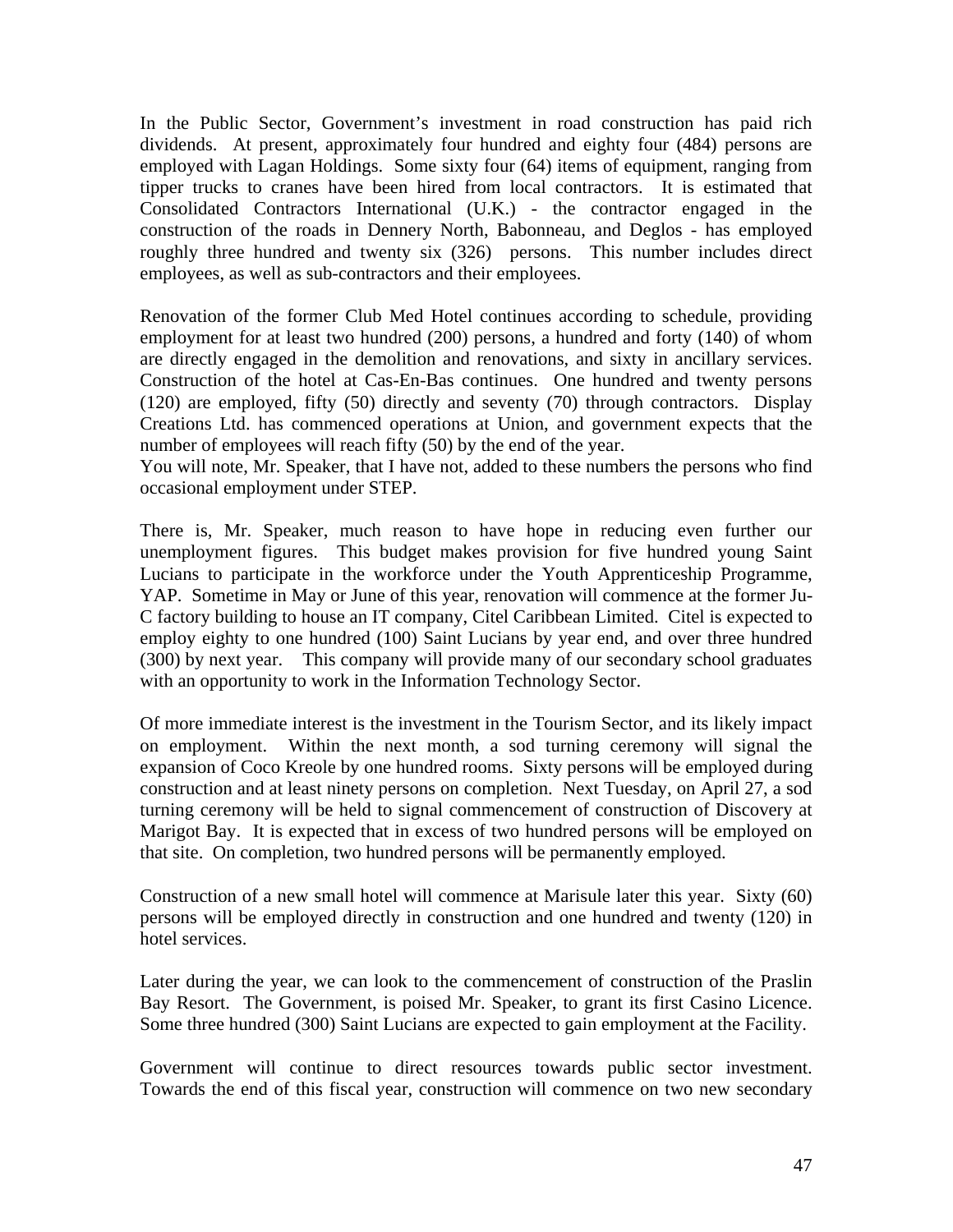In the Public Sector, Government's investment in road construction has paid rich dividends. At present, approximately four hundred and eighty four (484) persons are employed with Lagan Holdings. Some sixty four (64) items of equipment, ranging from tipper trucks to cranes have been hired from local contractors. It is estimated that Consolidated Contractors International (U.K.) - the contractor engaged in the construction of the roads in Dennery North, Babonneau, and Deglos - has employed roughly three hundred and twenty six (326) persons. This number includes direct employees, as well as sub-contractors and their employees.

Renovation of the former Club Med Hotel continues according to schedule, providing employment for at least two hundred (200) persons, a hundred and forty (140) of whom are directly engaged in the demolition and renovations, and sixty in ancillary services. Construction of the hotel at Cas-En-Bas continues. One hundred and twenty persons (120) are employed, fifty (50) directly and seventy (70) through contractors. Display Creations Ltd. has commenced operations at Union, and government expects that the number of employees will reach fifty (50) by the end of the year.

You will note, Mr. Speaker, that I have not, added to these numbers the persons who find occasional employment under STEP.

There is, Mr. Speaker, much reason to have hope in reducing even further our unemployment figures. This budget makes provision for five hundred young Saint Lucians to participate in the workforce under the Youth Apprenticeship Programme, YAP. Sometime in May or June of this year, renovation will commence at the former Ju-C factory building to house an IT company, Citel Caribbean Limited. Citel is expected to employ eighty to one hundred (100) Saint Lucians by year end, and over three hundred (300) by next year. This company will provide many of our secondary school graduates with an opportunity to work in the Information Technology Sector.

Of more immediate interest is the investment in the Tourism Sector, and its likely impact on employment. Within the next month, a sod turning ceremony will signal the expansion of Coco Kreole by one hundred rooms. Sixty persons will be employed during construction and at least ninety persons on completion. Next Tuesday, on April 27, a sod turning ceremony will be held to signal commencement of construction of Discovery at Marigot Bay. It is expected that in excess of two hundred persons will be employed on that site. On completion, two hundred persons will be permanently employed.

Construction of a new small hotel will commence at Marisule later this year. Sixty (60) persons will be employed directly in construction and one hundred and twenty (120) in hotel services.

Later during the year, we can look to the commencement of construction of the Praslin Bay Resort. The Government, is poised Mr. Speaker, to grant its first Casino Licence. Some three hundred (300) Saint Lucians are expected to gain employment at the Facility.

Government will continue to direct resources towards public sector investment. Towards the end of this fiscal year, construction will commence on two new secondary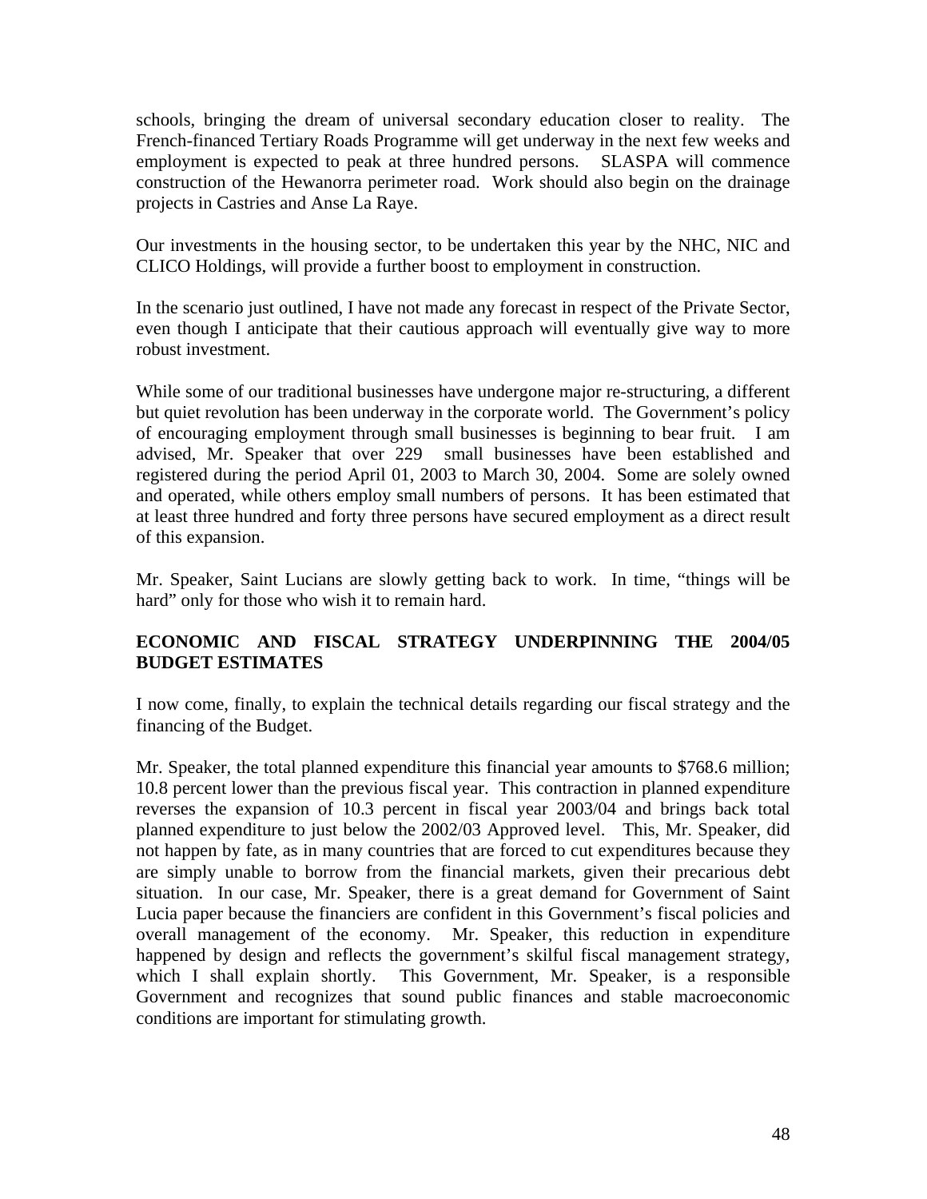schools, bringing the dream of universal secondary education closer to reality. The French-financed Tertiary Roads Programme will get underway in the next few weeks and employment is expected to peak at three hundred persons. SLASPA will commence construction of the Hewanorra perimeter road. Work should also begin on the drainage projects in Castries and Anse La Raye.

Our investments in the housing sector, to be undertaken this year by the NHC, NIC and CLICO Holdings, will provide a further boost to employment in construction.

In the scenario just outlined, I have not made any forecast in respect of the Private Sector, even though I anticipate that their cautious approach will eventually give way to more robust investment.

While some of our traditional businesses have undergone major re-structuring, a different but quiet revolution has been underway in the corporate world. The Government's policy of encouraging employment through small businesses is beginning to bear fruit. I am advised, Mr. Speaker that over 229 small businesses have been established and registered during the period April 01, 2003 to March 30, 2004. Some are solely owned and operated, while others employ small numbers of persons. It has been estimated that at least three hundred and forty three persons have secured employment as a direct result of this expansion.

Mr. Speaker, Saint Lucians are slowly getting back to work. In time, "things will be hard" only for those who wish it to remain hard.

## ECONOMIC AND FISCAL STRATEGY UNDERPINNING THE 2004/05 BUDGET ESTIMATES

I now come, finally, to explain the technical details regarding our fiscal strategy and the financing of the Budget.

Mr. Speaker, the total planned expenditure this financial year amounts to $768.6 million; 10.8 percent lower than the previous fiscal year. This contraction in planned expenditure reverses the expansion of 10.3 percent in fiscal year 2003/04 and brings back total planned expenditure to just below the 2002/03 Approved level. This, Mr. Speaker, did not happen by fate, as in many countries that are forced to cut expenditures because they are simply unable to borrow from the financial markets, given their precarious debt situation. In our case, Mr. Speaker, there is a great demand for Government of Saint Lucia paper because the financiers are confident in this Government's fiscal policies and overall management of the economy. Mr. Speaker, this reduction in expenditure happened by design and reflects the government's skilful fiscal management strategy, which I shall explain shortly. This Government, Mr. Speaker, is a responsible Government and recognizes that sound public finances and stable macroeconomic conditions are important for stimulating growth.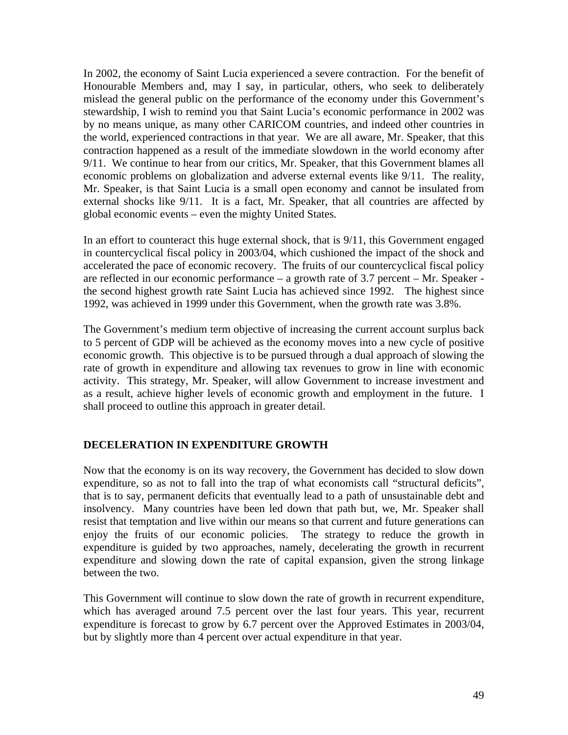In 2002, the economy of Saint Lucia experienced a severe contraction. For the benefit of Honourable Members and, may I say, in particular, others, who seek to deliberately mislead the general public on the performance of the economy under this Government's stewardship, I wish to remind you that Saint Lucia's economic performance in 2002 was by no means unique, as many other CARICOM countries, and indeed other countries in the world, experienced contractions in that year. We are all aware, Mr. Speaker, that this contraction happened as a result of the immediate slowdown in the world economy after 9/11. We continue to hear from our critics, Mr. Speaker, that this Government blames all economic problems on globalization and adverse external events like 9/11. The reality, Mr. Speaker, is that Saint Lucia is a small open economy and cannot be insulated from external shocks like 9/11. It is a fact, Mr. Speaker, that all countries are affected by global economic events – even the mighty United States.

In an effort to counteract this huge external shock, that is 9/11, this Government engaged in countercyclical fiscal policy in 2003/04, which cushioned the impact of the shock and accelerated the pace of economic recovery. The fruits of our countercyclical fiscal policy are reflected in our economic performance – a growth rate of 3.7 percent – Mr. Speaker - the second highest growth rate Saint Lucia has achieved since 1992. The highest since 1992, was achieved in 1999 under this Government, when the growth rate was 3.8%.

The Government's medium term objective of increasing the current account surplus back to 5 percent of GDP will be achieved as the economy moves into a new cycle of positive economic growth. This objective is to be pursued through a dual approach of slowing the rate of growth in expenditure and allowing tax revenues to grow in line with economic activity. This strategy, Mr. Speaker, will allow Government to increase investment and as a result, achieve higher levels of economic growth and employment in the future. I shall proceed to outline this approach in greater detail.

## DECELERATION IN EXPENDITURE GROWTH

Now that the economy is on its way recovery, the Government has decided to slow down expenditure, so as not to fall into the trap of what economists call "structural deficits", that is to say, permanent deficits that eventually lead to a path of unsustainable debt and insolvency. Many countries have been led down that path but, we, Mr. Speaker shall resist that temptation and live within our means so that current and future generations can enjoy the fruits of our economic policies. The strategy to reduce the growth in expenditure is guided by two approaches, namely, decelerating the growth in recurrent expenditure and slowing down the rate of capital expansion, given the strong linkage between the two.

This Government will continue to slow down the rate of growth in recurrent expenditure, which has averaged around 7.5 percent over the last four years. This year, recurrent expenditure is forecast to grow by 6.7 percent over the Approved Estimates in 2003/04, but by slightly more than 4 percent over actual expenditure in that year.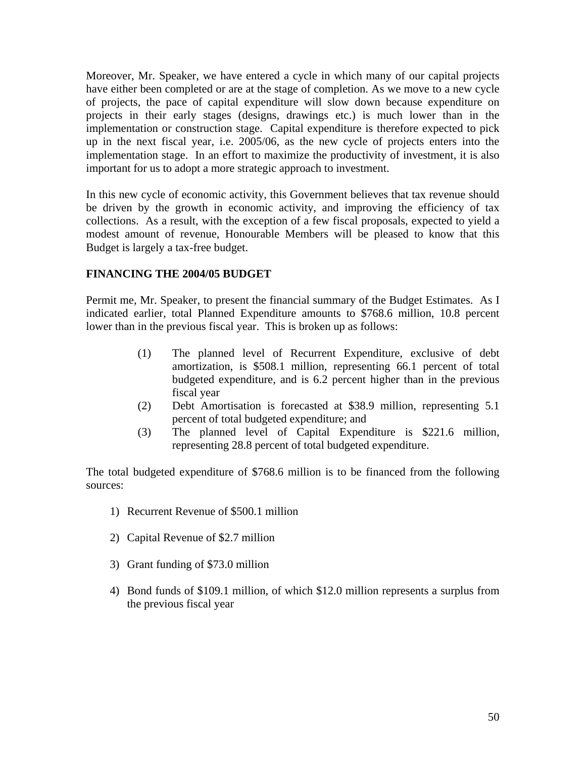Moreover, Mr. Speaker, we have entered a cycle in which many of our capital projects have either been completed or are at the stage of completion. As we move to a new cycle of projects, the pace of capital expenditure will slow down because expenditure on projects in their early stages (designs, drawings etc.) is much lower than in the implementation or construction stage. Capital expenditure is therefore expected to pick up in the next fiscal year, i.e. 2005/06, as the new cycle of projects enters into the implementation stage. In an effort to maximize the productivity of investment, it is also important for us to adopt a more strategic approach to investment.

In this new cycle of economic activity, this Government believes that tax revenue should be driven by the growth in economic activity, and improving the efficiency of tax collections. As a result, with the exception of a few fiscal proposals, expected to yield a modest amount of revenue, Honourable Members will be pleased to know that this Budget is largely a tax-free budget.

## FINANCING THE 2004/05 BUDGET

Permit me, Mr. Speaker, to present the financial summary of the Budget Estimates. As I indicated earlier, total Planned Expenditure amounts to $768.6 million, 10.8 percent lower than in the previous fiscal year. This is broken up as follows:

(1) The planned level of Recurrent Expenditure, exclusive of debt amortization, is $508.1 million, representing 66.1 percent of total budgeted expenditure, and is 6.2 percent higher than in the previous fiscal year

(2) Debt Amortisation is forecasted at $38.9 million, representing 5.1 percent of total budgeted expenditure; and

(3) The planned level of Capital Expenditure is $221.6 million, representing 28.8 percent of total budgeted expenditure.

The total budgeted expenditure of $768.6 million is to be financed from the following sources:

1) Recurrent Revenue of $500.1 million

2) Capital Revenue of $2.7 million

3) Grant funding of $73.0 million

4) Bond funds of $109.1 million, of which $12.0 million represents a surplus from the previous fiscal year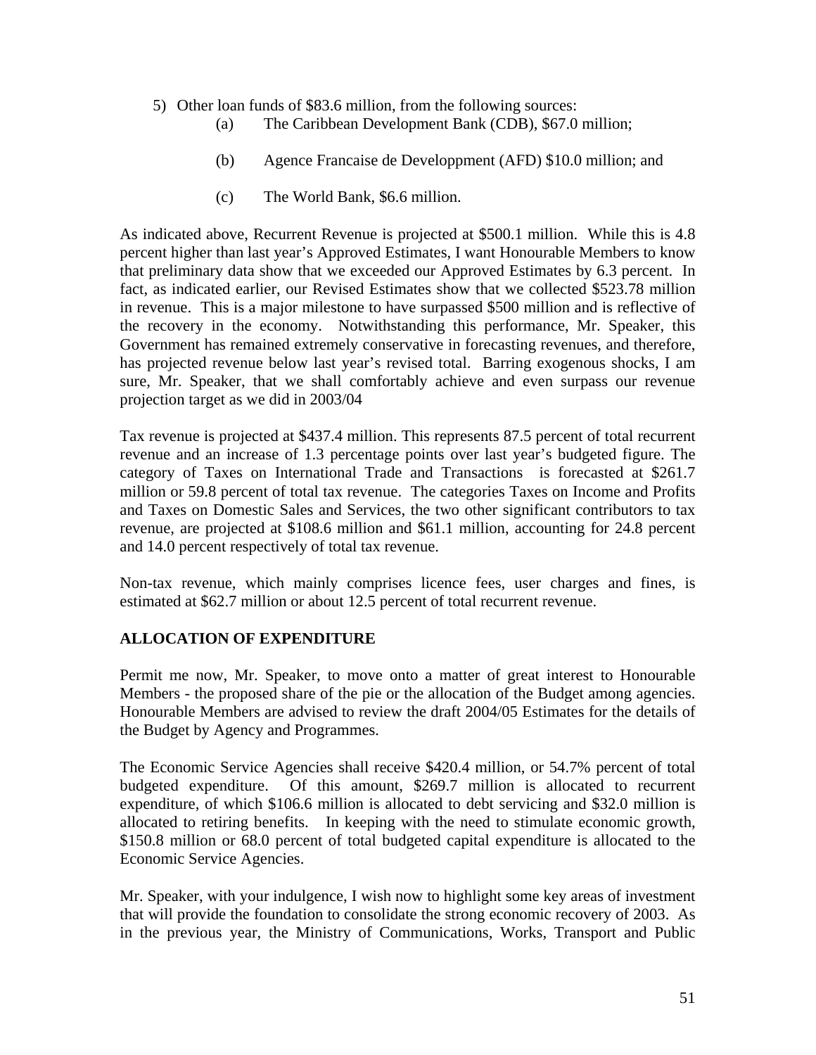5) Other loan funds of \$83.6 million, from the following sources:
   - (a) The Caribbean Development Bank (CDB), \$67.0 million;
   - (b) Agence Francaise de Developpment (AFD) \$10.0 million; and
   - (c) The World Bank, \$6.6 million.

As indicated above, Recurrent Revenue is projected at \$500.1 million. While this is 4.8 percent higher than last year's Approved Estimates, I want Honourable Members to know that preliminary data show that we exceeded our Approved Estimates by 6.3 percent. In fact, as indicated earlier, our Revised Estimates show that we collected \$523.78 million in revenue. This is a major milestone to have surpassed \$500 million and is reflective of the recovery in the economy. Notwithstanding this performance, Mr. Speaker, this Government has remained extremely conservative in forecasting revenues, and therefore, has projected revenue below last year's revised total. Barring exogenous shocks, I am sure, Mr. Speaker, that we shall comfortably achieve and even surpass our revenue projection target as we did in 2003/04

Tax revenue is projected at \$437.4 million. This represents 87.5 percent of total recurrent revenue and an increase of 1.3 percentage points over last year's budgeted figure. The category of Taxes on International Trade and Transactions is forecasted at \$261.7 million or 59.8 percent of total tax revenue. The categories Taxes on Income and Profits and Taxes on Domestic Sales and Services, the two other significant contributors to tax revenue, are projected at \$108.6 million and \$61.1 million, accounting for 24.8 percent and 14.0 percent respectively of total tax revenue.

Non-tax revenue, which mainly comprises licence fees, user charges and fines, is estimated at \$62.7 million or about 12.5 percent of total recurrent revenue.

**ALLOCATION OF EXPENDITURE**

Permit me now, Mr. Speaker, to move onto a matter of great interest to Honourable Members - the proposed share of the pie or the allocation of the Budget among agencies. Honourable Members are advised to review the draft 2004/05 Estimates for the details of the Budget by Agency and Programmes.

The Economic Service Agencies shall receive \$420.4 million, or 54.7% percent of total budgeted expenditure. Of this amount, \$269.7 million is allocated to recurrent expenditure, of which \$106.6 million is allocated to debt servicing and \$32.0 million is allocated to retiring benefits. In keeping with the need to stimulate economic growth, \$150.8 million or 68.0 percent of total budgeted capital expenditure is allocated to the Economic Service Agencies.

Mr. Speaker, with your indulgence, I wish now to highlight some key areas of investment that will provide the foundation to consolidate the strong economic recovery of 2003. As in the previous year, the Ministry of Communications, Works, Transport and Public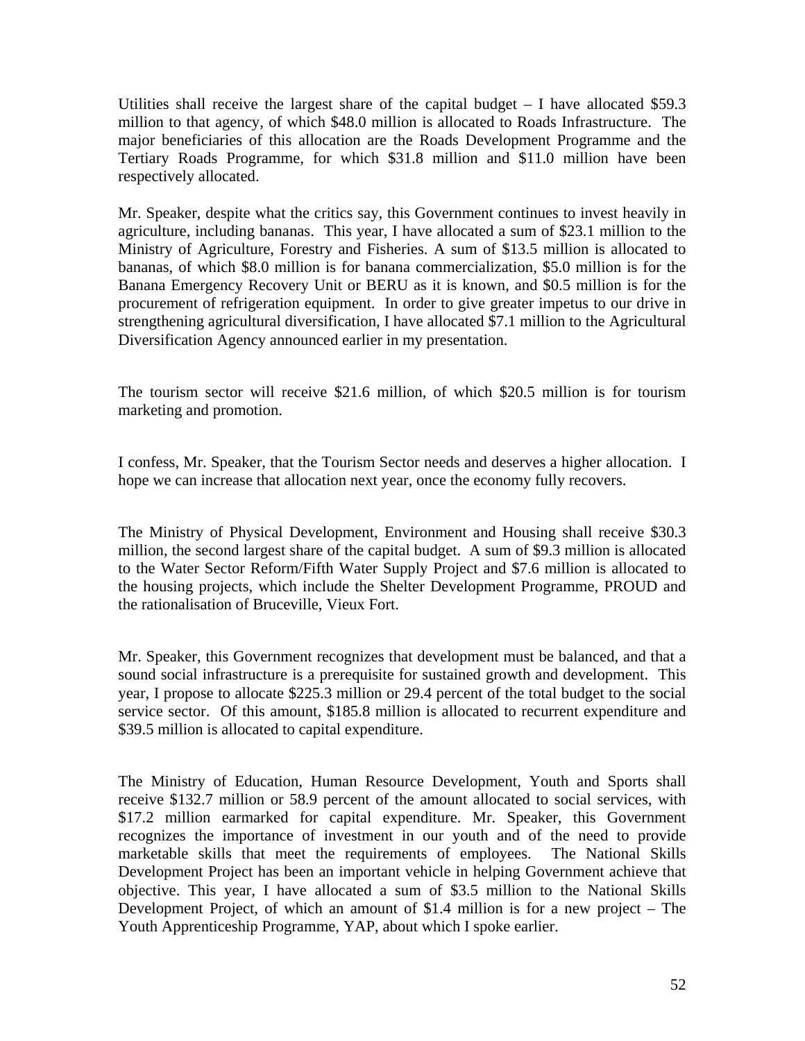Utilities shall receive the largest share of the capital budget – I have allocated $59.3 million to that agency, of which $48.0 million is allocated to Roads Infrastructure. The major beneficiaries of this allocation are the Roads Development Programme and the Tertiary Roads Programme, for which $31.8 million and $11.0 million have been respectively allocated.

Mr. Speaker, despite what the critics say, this Government continues to invest heavily in agriculture, including bananas. This year, I have allocated a sum of $23.1 million to the Ministry of Agriculture, Forestry and Fisheries. A sum of $13.5 million is allocated to bananas, of which $8.0 million is for banana commercialization, $5.0 million is for the Banana Emergency Recovery Unit or BERU as it is known, and $0.5 million is for the procurement of refrigeration equipment. In order to give greater impetus to our drive in strengthening agricultural diversification, I have allocated $7.1 million to the Agricultural Diversification Agency announced earlier in my presentation.

The tourism sector will receive $21.6 million, of which $20.5 million is for tourism marketing and promotion.

I confess, Mr. Speaker, that the Tourism Sector needs and deserves a higher allocation. I hope we can increase that allocation next year, once the economy fully recovers.

The Ministry of Physical Development, Environment and Housing shall receive $30.3 million, the second largest share of the capital budget. A sum of $9.3 million is allocated to the Water Sector Reform/Fifth Water Supply Project and $7.6 million is allocated to the housing projects, which include the Shelter Development Programme, PROUD and the rationalisation of Bruceville, Vieux Fort.

Mr. Speaker, this Government recognizes that development must be balanced, and that a sound social infrastructure is a prerequisite for sustained growth and development. This year, I propose to allocate $225.3 million or 29.4 percent of the total budget to the social service sector. Of this amount, $185.8 million is allocated to recurrent expenditure and $39.5 million is allocated to capital expenditure.

The Ministry of Education, Human Resource Development, Youth and Sports shall receive $132.7 million or 58.9 percent of the amount allocated to social services, with $17.2 million earmarked for capital expenditure. Mr. Speaker, this Government recognizes the importance of investment in our youth and of the need to provide marketable skills that meet the requirements of employees. The National Skills Development Project has been an important vehicle in helping Government achieve that objective. This year, I have allocated a sum of $3.5 million to the National Skills Development Project, of which an amount of $1.4 million is for a new project – The Youth Apprenticeship Programme, YAP, about which I spoke earlier.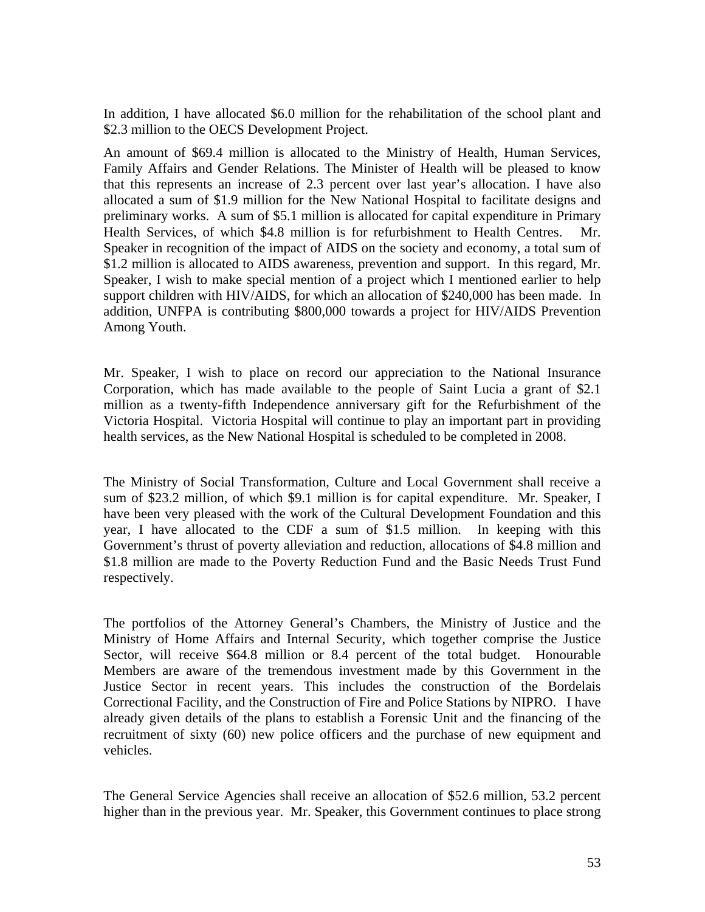In addition, I have allocated $6.0 million for the rehabilitation of the school plant and $2.3 million to the OECS Development Project.

An amount of $69.4 million is allocated to the Ministry of Health, Human Services, Family Affairs and Gender Relations. The Minister of Health will be pleased to know that this represents an increase of 2.3 percent over last year's allocation. I have also allocated a sum of $1.9 million for the New National Hospital to facilitate designs and preliminary works. A sum of $5.1 million is allocated for capital expenditure in Primary Health Services, of which $4.8 million is for refurbishment to Health Centres. Mr. Speaker in recognition of the impact of AIDS on the society and economy, a total sum of $1.2 million is allocated to AIDS awareness, prevention and support. In this regard, Mr. Speaker, I wish to make special mention of a project which I mentioned earlier to help support children with HIV/AIDS, for which an allocation of $240,000 has been made. In addition, UNFPA is contributing $800,000 towards a project for HIV/AIDS Prevention Among Youth.

Mr. Speaker, I wish to place on record our appreciation to the National Insurance Corporation, which has made available to the people of Saint Lucia a grant of $2.1 million as a twenty-fifth Independence anniversary gift for the Refurbishment of the Victoria Hospital. Victoria Hospital will continue to play an important part in providing health services, as the New National Hospital is scheduled to be completed in 2008.

The Ministry of Social Transformation, Culture and Local Government shall receive a sum of $23.2 million, of which $9.1 million is for capital expenditure. Mr. Speaker, I have been very pleased with the work of the Cultural Development Foundation and this year, I have allocated to the CDF a sum of $1.5 million. In keeping with this Government's thrust of poverty alleviation and reduction, allocations of $4.8 million and $1.8 million are made to the Poverty Reduction Fund and the Basic Needs Trust Fund respectively.

The portfolios of the Attorney General's Chambers, the Ministry of Justice and the Ministry of Home Affairs and Internal Security, which together comprise the Justice Sector, will receive $64.8 million or 8.4 percent of the total budget. Honourable Members are aware of the tremendous investment made by this Government in the Justice Sector in recent years. This includes the construction of the Bordelais Correctional Facility, and the Construction of Fire and Police Stations by NIPRO. I have already given details of the plans to establish a Forensic Unit and the financing of the recruitment of sixty (60) new police officers and the purchase of new equipment and vehicles.

The General Service Agencies shall receive an allocation of $52.6 million, 53.2 percent higher than in the previous year. Mr. Speaker, this Government continues to place strong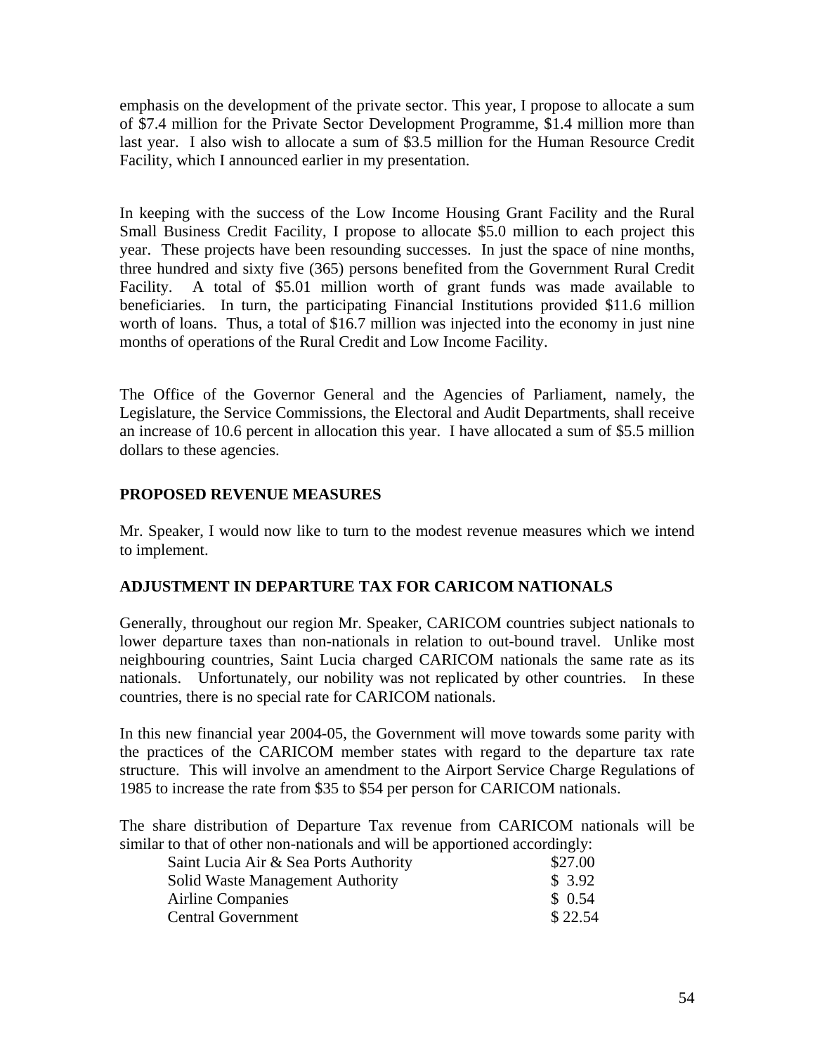emphasis on the development of the private sector. This year, I propose to allocate a sum of $7.4 million for the Private Sector Development Programme, $1.4 million more than last year. I also wish to allocate a sum of $3.5 million for the Human Resource Credit Facility, which I announced earlier in my presentation.

In keeping with the success of the Low Income Housing Grant Facility and the Rural Small Business Credit Facility, I propose to allocate $5.0 million to each project this year. These projects have been resounding successes. In just the space of nine months, three hundred and sixty five (365) persons benefited from the Government Rural Credit Facility. A total of $5.01 million worth of grant funds was made available to beneficiaries. In turn, the participating Financial Institutions provided $11.6 million worth of loans. Thus, a total of $16.7 million was injected into the economy in just nine months of operations of the Rural Credit and Low Income Facility.

The Office of the Governor General and the Agencies of Parliament, namely, the Legislature, the Service Commissions, the Electoral and Audit Departments, shall receive an increase of 10.6 percent in allocation this year. I have allocated a sum of $5.5 million dollars to these agencies.

## PROPOSED REVENUE MEASURES

Mr. Speaker, I would now like to turn to the modest revenue measures which we intend to implement.

## ADJUSTMENT IN DEPARTURE TAX FOR CARICOM NATIONALS

Generally, throughout our region Mr. Speaker, CARICOM countries subject nationals to lower departure taxes than non-nationals in relation to out-bound travel. Unlike most neighbouring countries, Saint Lucia charged CARICOM nationals the same rate as its nationals. Unfortunately, our nobility was not replicated by other countries. In these countries, there is no special rate for CARICOM nationals.

In this new financial year 2004-05, the Government will move towards some parity with the practices of the CARICOM member states with regard to the departure tax rate structure. This will involve an amendment to the Airport Service Charge Regulations of 1985 to increase the rate from $35 to $54 per person for CARICOM nationals.

The share distribution of Departure Tax revenue from CARICOM nationals will be similar to that of other non-nationals and will be apportioned accordingly:

| | |
|---|---|
| Saint Lucia Air & Sea Ports Authority | $27.00 |
| Solid Waste Management Authority | $ 3.92 |
| Airline Companies | $ 0.54 |
| Central Government | $ 22.54 |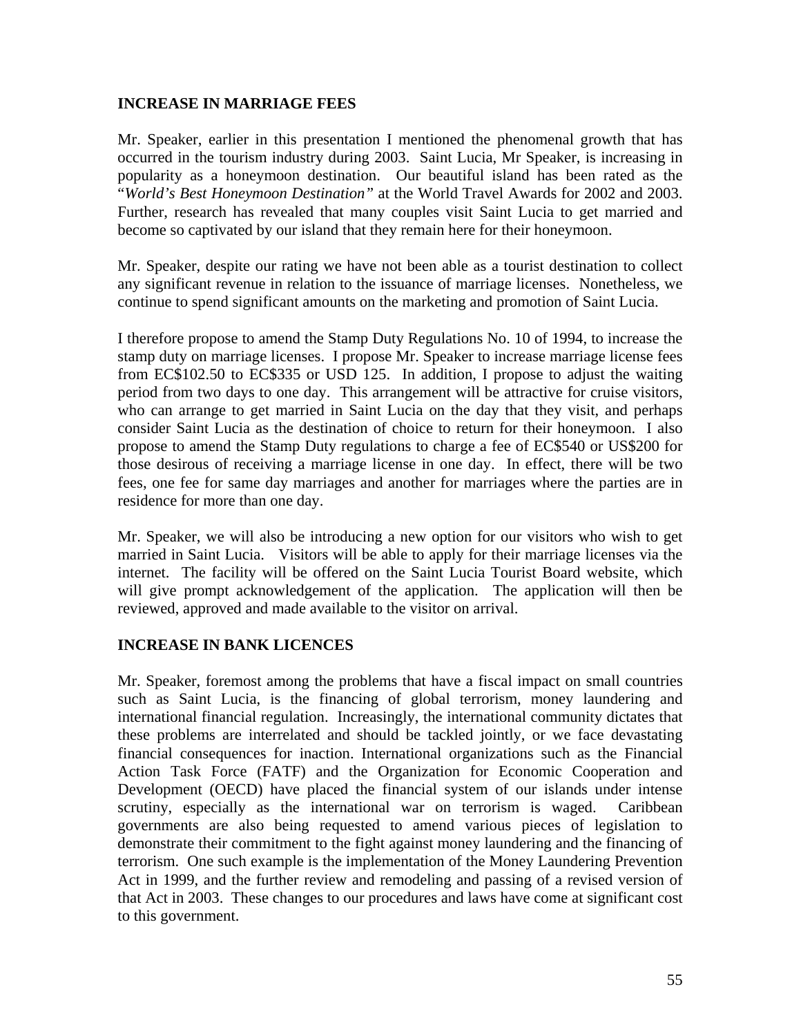**INCREASE IN MARRIAGE FEES**

Mr. Speaker, earlier in this presentation I mentioned the phenomenal growth that has occurred in the tourism industry during 2003. Saint Lucia, Mr Speaker, is increasing in popularity as a honeymoon destination. Our beautiful island has been rated as the "*World's Best Honeymoon Destination"* at the World Travel Awards for 2002 and 2003. Further, research has revealed that many couples visit Saint Lucia to get married and become so captivated by our island that they remain here for their honeymoon.

Mr. Speaker, despite our rating we have not been able as a tourist destination to collect any significant revenue in relation to the issuance of marriage licenses. Nonetheless, we continue to spend significant amounts on the marketing and promotion of Saint Lucia.

I therefore propose to amend the Stamp Duty Regulations No. 10 of 1994, to increase the stamp duty on marriage licenses. I propose Mr. Speaker to increase marriage license fees from EC$102.50 to EC$335 or USD 125. In addition, I propose to adjust the waiting period from two days to one day. This arrangement will be attractive for cruise visitors, who can arrange to get married in Saint Lucia on the day that they visit, and perhaps consider Saint Lucia as the destination of choice to return for their honeymoon. I also propose to amend the Stamp Duty regulations to charge a fee of EC$540 or US$200 for those desirous of receiving a marriage license in one day. In effect, there will be two fees, one fee for same day marriages and another for marriages where the parties are in residence for more than one day.

Mr. Speaker, we will also be introducing a new option for our visitors who wish to get married in Saint Lucia. Visitors will be able to apply for their marriage licenses via the internet. The facility will be offered on the Saint Lucia Tourist Board website, which will give prompt acknowledgement of the application. The application will then be reviewed, approved and made available to the visitor on arrival.

**INCREASE IN BANK LICENCES**

Mr. Speaker, foremost among the problems that have a fiscal impact on small countries such as Saint Lucia, is the financing of global terrorism, money laundering and international financial regulation. Increasingly, the international community dictates that these problems are interrelated and should be tackled jointly, or we face devastating financial consequences for inaction. International organizations such as the Financial Action Task Force (FATF) and the Organization for Economic Cooperation and Development (OECD) have placed the financial system of our islands under intense scrutiny, especially as the international war on terrorism is waged. Caribbean governments are also being requested to amend various pieces of legislation to demonstrate their commitment to the fight against money laundering and the financing of terrorism. One such example is the implementation of the Money Laundering Prevention Act in 1999, and the further review and remodeling and passing of a revised version of that Act in 2003. These changes to our procedures and laws have come at significant cost to this government.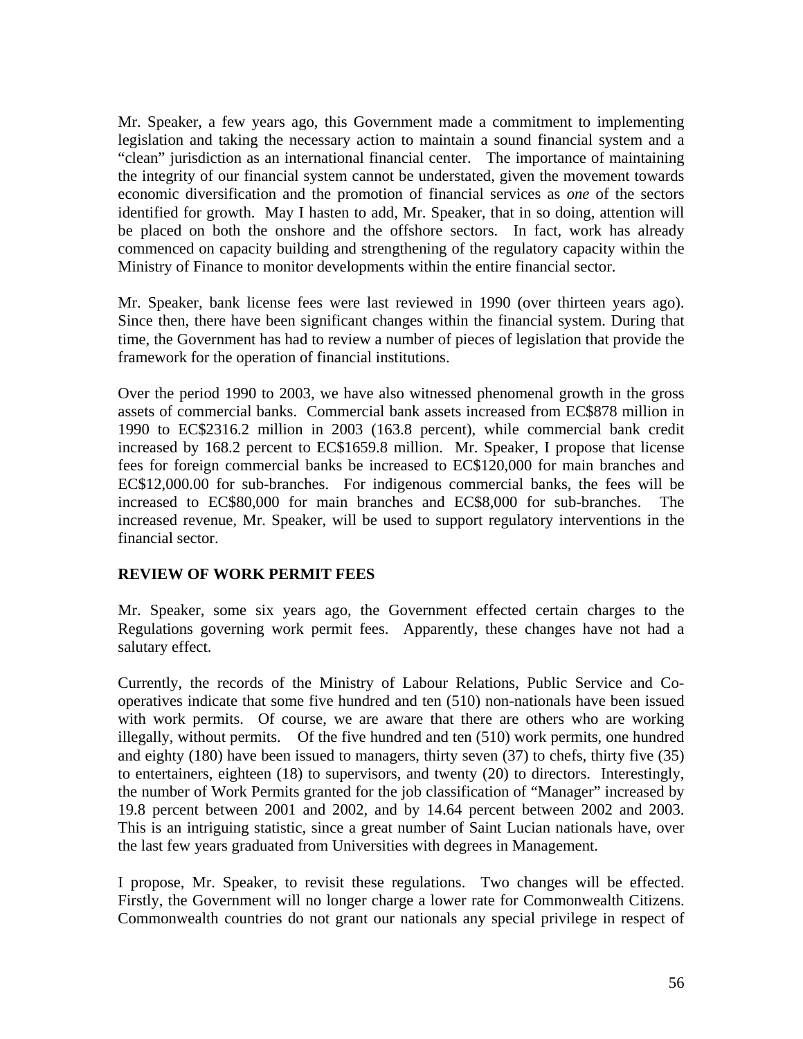Mr. Speaker, a few years ago, this Government made a commitment to implementing legislation and taking the necessary action to maintain a sound financial system and a "clean" jurisdiction as an international financial center. The importance of maintaining the integrity of our financial system cannot be understated, given the movement towards economic diversification and the promotion of financial services as *one* of the sectors identified for growth. May I hasten to add, Mr. Speaker, that in so doing, attention will be placed on both the onshore and the offshore sectors. In fact, work has already commenced on capacity building and strengthening of the regulatory capacity within the Ministry of Finance to monitor developments within the entire financial sector.

Mr. Speaker, bank license fees were last reviewed in 1990 (over thirteen years ago). Since then, there have been significant changes within the financial system. During that time, the Government has had to review a number of pieces of legislation that provide the framework for the operation of financial institutions.

Over the period 1990 to 2003, we have also witnessed phenomenal growth in the gross assets of commercial banks. Commercial bank assets increased from EC$878 million in 1990 to EC$2316.2 million in 2003 (163.8 percent), while commercial bank credit increased by 168.2 percent to EC$1659.8 million. Mr. Speaker, I propose that license fees for foreign commercial banks be increased to EC$120,000 for main branches and EC$12,000.00 for sub-branches. For indigenous commercial banks, the fees will be increased to EC$80,000 for main branches and EC$8,000 for sub-branches. The increased revenue, Mr. Speaker, will be used to support regulatory interventions in the financial sector.

**REVIEW OF WORK PERMIT FEES**

Mr. Speaker, some six years ago, the Government effected certain charges to the Regulations governing work permit fees. Apparently, these changes have not had a salutary effect.

Currently, the records of the Ministry of Labour Relations, Public Service and Co-operatives indicate that some five hundred and ten (510) non-nationals have been issued with work permits. Of course, we are aware that there are others who are working illegally, without permits. Of the five hundred and ten (510) work permits, one hundred and eighty (180) have been issued to managers, thirty seven (37) to chefs, thirty five (35) to entertainers, eighteen (18) to supervisors, and twenty (20) to directors. Interestingly, the number of Work Permits granted for the job classification of "Manager" increased by 19.8 percent between 2001 and 2002, and by 14.64 percent between 2002 and 2003. This is an intriguing statistic, since a great number of Saint Lucian nationals have, over the last few years graduated from Universities with degrees in Management.

I propose, Mr. Speaker, to revisit these regulations. Two changes will be effected. Firstly, the Government will no longer charge a lower rate for Commonwealth Citizens. Commonwealth countries do not grant our nationals any special privilege in respect of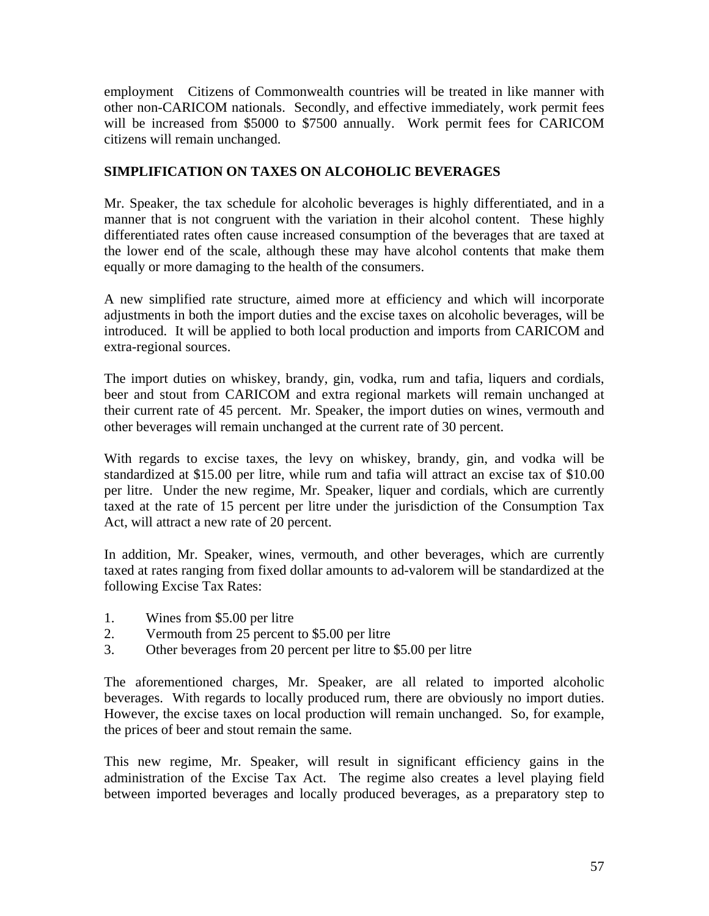employment Citizens of Commonwealth countries will be treated in like manner with other non-CARICOM nationals. Secondly, and effective immediately, work permit fees will be increased from $5000 to $7500 annually. Work permit fees for CARICOM citizens will remain unchanged.

**SIMPLIFICATION ON TAXES ON ALCOHOLIC BEVERAGES**

Mr. Speaker, the tax schedule for alcoholic beverages is highly differentiated, and in a manner that is not congruent with the variation in their alcohol content. These highly differentiated rates often cause increased consumption of the beverages that are taxed at the lower end of the scale, although these may have alcohol contents that make them equally or more damaging to the health of the consumers.

A new simplified rate structure, aimed more at efficiency and which will incorporate adjustments in both the import duties and the excise taxes on alcoholic beverages, will be introduced. It will be applied to both local production and imports from CARICOM and extra-regional sources.

The import duties on whiskey, brandy, gin, vodka, rum and tafia, liquers and cordials, beer and stout from CARICOM and extra regional markets will remain unchanged at their current rate of 45 percent. Mr. Speaker, the import duties on wines, vermouth and other beverages will remain unchanged at the current rate of 30 percent.

With regards to excise taxes, the levy on whiskey, brandy, gin, and vodka will be standardized at $15.00 per litre, while rum and tafia will attract an excise tax of $10.00 per litre. Under the new regime, Mr. Speaker, liquer and cordials, which are currently taxed at the rate of 15 percent per litre under the jurisdiction of the Consumption Tax Act, will attract a new rate of 20 percent.

In addition, Mr. Speaker, wines, vermouth, and other beverages, which are currently taxed at rates ranging from fixed dollar amounts to ad-valorem will be standardized at the following Excise Tax Rates:

1. Wines from $5.00 per litre
2. Vermouth from 25 percent to $5.00 per litre
3. Other beverages from 20 percent per litre to $5.00 per litre

The aforementioned charges, Mr. Speaker, are all related to imported alcoholic beverages. With regards to locally produced rum, there are obviously no import duties. However, the excise taxes on local production will remain unchanged. So, for example, the prices of beer and stout remain the same.

This new regime, Mr. Speaker, will result in significant efficiency gains in the administration of the Excise Tax Act. The regime also creates a level playing field between imported beverages and locally produced beverages, as a preparatory step to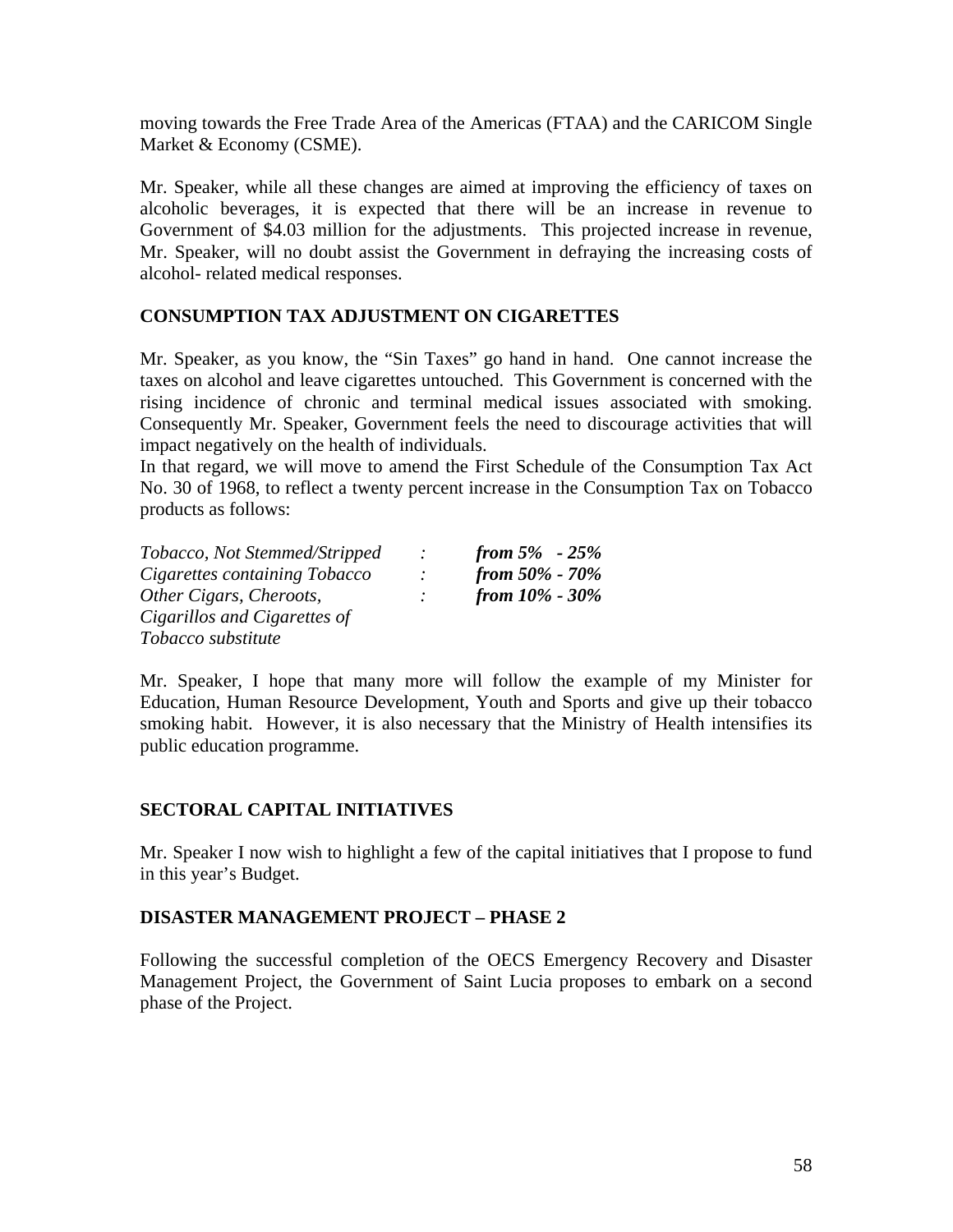moving towards the Free Trade Area of the Americas (FTAA) and the CARICOM Single Market & Economy (CSME).

Mr. Speaker, while all these changes are aimed at improving the efficiency of taxes on alcoholic beverages, it is expected that there will be an increase in revenue to Government of $4.03 million for the adjustments. This projected increase in revenue, Mr. Speaker, will no doubt assist the Government in defraying the increasing costs of alcohol- related medical responses.

## CONSUMPTION TAX ADJUSTMENT ON CIGARETTES

Mr. Speaker, as you know, the "Sin Taxes" go hand in hand. One cannot increase the taxes on alcohol and leave cigarettes untouched. This Government is concerned with the rising incidence of chronic and terminal medical issues associated with smoking. Consequently Mr. Speaker, Government feels the need to discourage activities that will impact negatively on the health of individuals.

In that regard, we will move to amend the First Schedule of the Consumption Tax Act No. 30 of 1968, to reflect a twenty percent increase in the Consumption Tax on Tobacco products as follows:

| | | |
|---|---|---|
| *Tobacco, Not Stemmed/Stripped* | *:* | ***from 5% - 25%*** |
| *Cigarettes containing Tobacco* | *:* | ***from 50% - 70%*** |
| *Other Cigars, Cheroots, Cigarillos and Cigarettes of Tobacco substitute* | *:* | ***from 10% - 30%*** |

Mr. Speaker, I hope that many more will follow the example of my Minister for Education, Human Resource Development, Youth and Sports and give up their tobacco smoking habit. However, it is also necessary that the Ministry of Health intensifies its public education programme.

## SECTORAL CAPITAL INITIATIVES

Mr. Speaker I now wish to highlight a few of the capital initiatives that I propose to fund in this year's Budget.

## DISASTER MANAGEMENT PROJECT – PHASE 2

Following the successful completion of the OECS Emergency Recovery and Disaster Management Project, the Government of Saint Lucia proposes to embark on a second phase of the Project.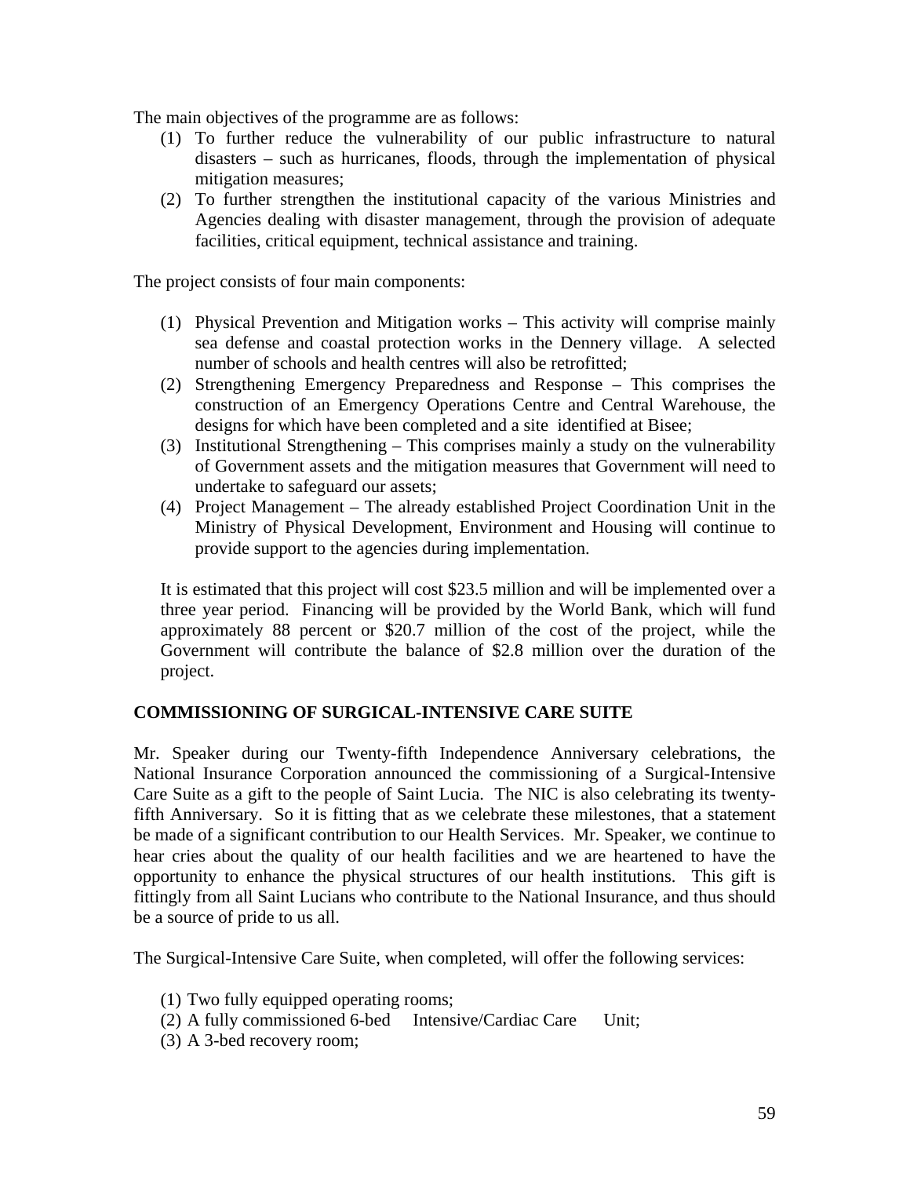The main objectives of the programme are as follows:

(1) To further reduce the vulnerability of our public infrastructure to natural disasters – such as hurricanes, floods, through the implementation of physical mitigation measures;
(2) To further strengthen the institutional capacity of the various Ministries and Agencies dealing with disaster management, through the provision of adequate facilities, critical equipment, technical assistance and training.

The project consists of four main components:

(1) Physical Prevention and Mitigation works – This activity will comprise mainly sea defense and coastal protection works in the Dennery village. A selected number of schools and health centres will also be retrofitted;
(2) Strengthening Emergency Preparedness and Response – This comprises the construction of an Emergency Operations Centre and Central Warehouse, the designs for which have been completed and a site identified at Bisee;
(3) Institutional Strengthening – This comprises mainly a study on the vulnerability of Government assets and the mitigation measures that Government will need to undertake to safeguard our assets;
(4) Project Management – The already established Project Coordination Unit in the Ministry of Physical Development, Environment and Housing will continue to provide support to the agencies during implementation.

It is estimated that this project will cost $23.5 million and will be implemented over a three year period. Financing will be provided by the World Bank, which will fund approximately 88 percent or $20.7 million of the cost of the project, while the Government will contribute the balance of $2.8 million over the duration of the project.

**COMMISSIONING OF SURGICAL-INTENSIVE CARE SUITE**

Mr. Speaker during our Twenty-fifth Independence Anniversary celebrations, the National Insurance Corporation announced the commissioning of a Surgical-Intensive Care Suite as a gift to the people of Saint Lucia. The NIC is also celebrating its twenty-fifth Anniversary. So it is fitting that as we celebrate these milestones, that a statement be made of a significant contribution to our Health Services. Mr. Speaker, we continue to hear cries about the quality of our health facilities and we are heartened to have the opportunity to enhance the physical structures of our health institutions. This gift is fittingly from all Saint Lucians who contribute to the National Insurance, and thus should be a source of pride to us all.

The Surgical-Intensive Care Suite, when completed, will offer the following services:

(1) Two fully equipped operating rooms;
(2) A fully commissioned 6-bed Intensive/Cardiac Care Unit;
(3) A 3-bed recovery room;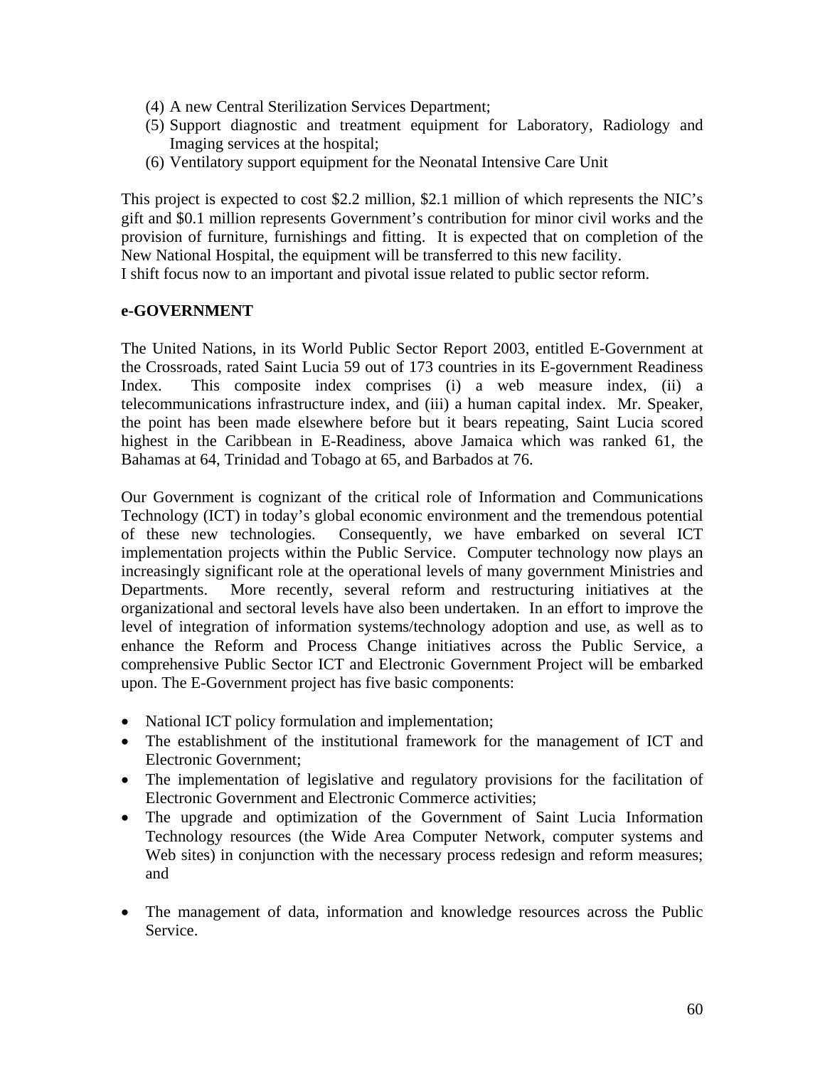(4) A new Central Sterilization Services Department;
(5) Support diagnostic and treatment equipment for Laboratory, Radiology and Imaging services at the hospital;
(6) Ventilatory support equipment for the Neonatal Intensive Care Unit

This project is expected to cost $2.2 million, $2.1 million of which represents the NIC's gift and $0.1 million represents Government's contribution for minor civil works and the provision of furniture, furnishings and fitting. It is expected that on completion of the New National Hospital, the equipment will be transferred to this new facility.
I shift focus now to an important and pivotal issue related to public sector reform.

**e-GOVERNMENT**

The United Nations, in its World Public Sector Report 2003, entitled E-Government at the Crossroads, rated Saint Lucia 59 out of 173 countries in its E-government Readiness Index. This composite index comprises (i) a web measure index, (ii) a telecommunications infrastructure index, and (iii) a human capital index. Mr. Speaker, the point has been made elsewhere before but it bears repeating, Saint Lucia scored highest in the Caribbean in E-Readiness, above Jamaica which was ranked 61, the Bahamas at 64, Trinidad and Tobago at 65, and Barbados at 76.

Our Government is cognizant of the critical role of Information and Communications Technology (ICT) in today's global economic environment and the tremendous potential of these new technologies. Consequently, we have embarked on several ICT implementation projects within the Public Service. Computer technology now plays an increasingly significant role at the operational levels of many government Ministries and Departments. More recently, several reform and restructuring initiatives at the organizational and sectoral levels have also been undertaken. In an effort to improve the level of integration of information systems/technology adoption and use, as well as to enhance the Reform and Process Change initiatives across the Public Service, a comprehensive Public Sector ICT and Electronic Government Project will be embarked upon. The E-Government project has five basic components:

- National ICT policy formulation and implementation;
- The establishment of the institutional framework for the management of ICT and Electronic Government;
- The implementation of legislative and regulatory provisions for the facilitation of Electronic Government and Electronic Commerce activities;
- The upgrade and optimization of the Government of Saint Lucia Information Technology resources (the Wide Area Computer Network, computer systems and Web sites) in conjunction with the necessary process redesign and reform measures; and
- The management of data, information and knowledge resources across the Public Service.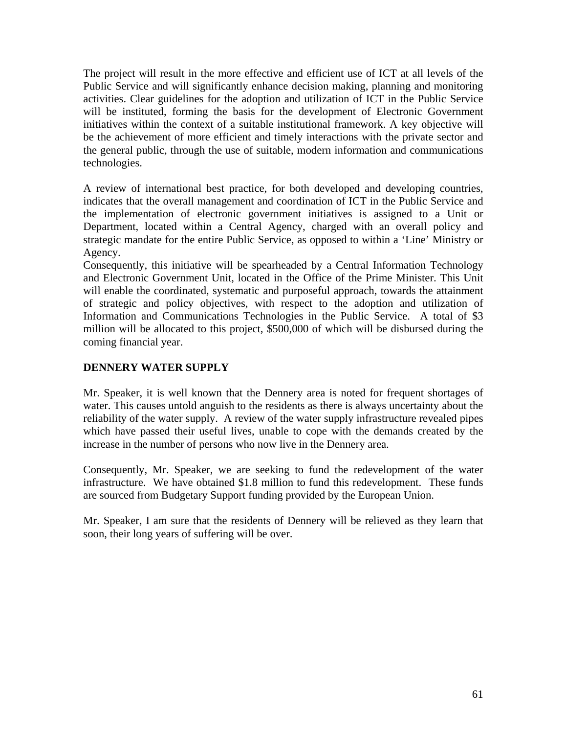The project will result in the more effective and efficient use of ICT at all levels of the Public Service and will significantly enhance decision making, planning and monitoring activities. Clear guidelines for the adoption and utilization of ICT in the Public Service will be instituted, forming the basis for the development of Electronic Government initiatives within the context of a suitable institutional framework. A key objective will be the achievement of more efficient and timely interactions with the private sector and the general public, through the use of suitable, modern information and communications technologies.

A review of international best practice, for both developed and developing countries, indicates that the overall management and coordination of ICT in the Public Service and the implementation of electronic government initiatives is assigned to a Unit or Department, located within a Central Agency, charged with an overall policy and strategic mandate for the entire Public Service, as opposed to within a 'Line' Ministry or Agency.
Consequently, this initiative will be spearheaded by a Central Information Technology and Electronic Government Unit, located in the Office of the Prime Minister. This Unit will enable the coordinated, systematic and purposeful approach, towards the attainment of strategic and policy objectives, with respect to the adoption and utilization of Information and Communications Technologies in the Public Service. A total of $3 million will be allocated to this project, $500,000 of which will be disbursed during the coming financial year.

**DENNERY WATER SUPPLY**

Mr. Speaker, it is well known that the Dennery area is noted for frequent shortages of water. This causes untold anguish to the residents as there is always uncertainty about the reliability of the water supply. A review of the water supply infrastructure revealed pipes which have passed their useful lives, unable to cope with the demands created by the increase in the number of persons who now live in the Dennery area.

Consequently, Mr. Speaker, we are seeking to fund the redevelopment of the water infrastructure. We have obtained $1.8 million to fund this redevelopment. These funds are sourced from Budgetary Support funding provided by the European Union.

Mr. Speaker, I am sure that the residents of Dennery will be relieved as they learn that soon, their long years of suffering will be over.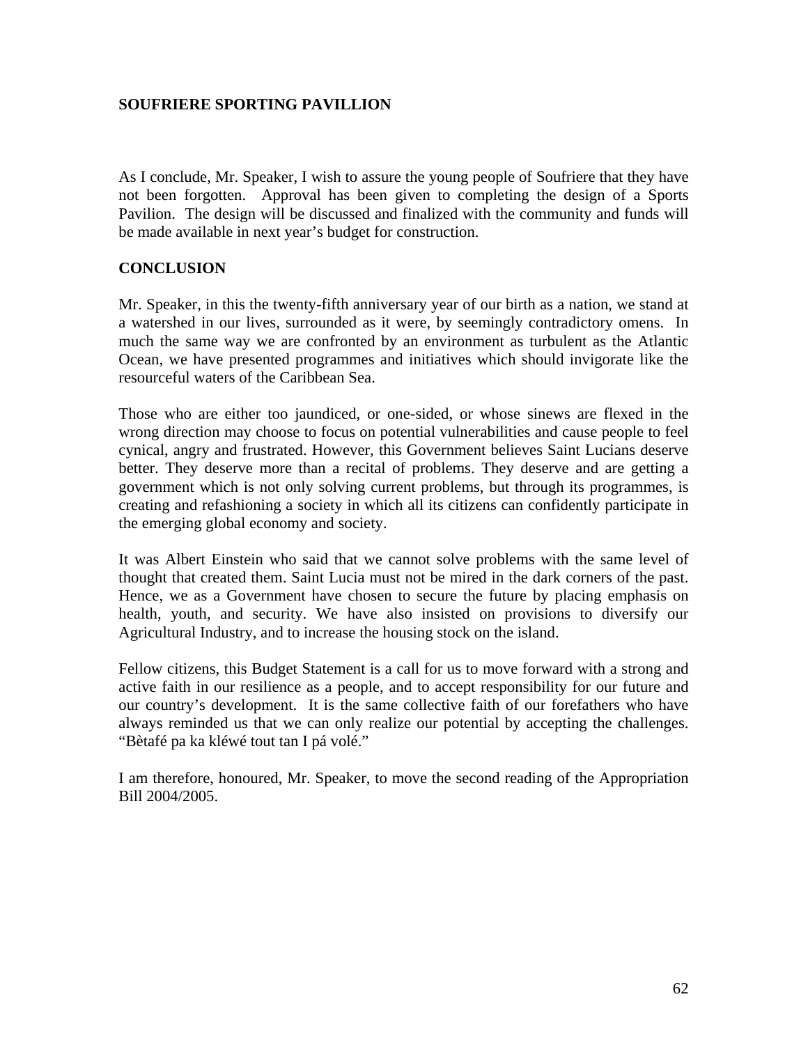**SOUFRIERE SPORTING PAVILLION**

As I conclude, Mr. Speaker, I wish to assure the young people of Soufriere that they have not been forgotten. Approval has been given to completing the design of a Sports Pavilion. The design will be discussed and finalized with the community and funds will be made available in next year's budget for construction.

**CONCLUSION**

Mr. Speaker, in this the twenty-fifth anniversary year of our birth as a nation, we stand at a watershed in our lives, surrounded as it were, by seemingly contradictory omens. In much the same way we are confronted by an environment as turbulent as the Atlantic Ocean, we have presented programmes and initiatives which should invigorate like the resourceful waters of the Caribbean Sea.

Those who are either too jaundiced, or one-sided, or whose sinews are flexed in the wrong direction may choose to focus on potential vulnerabilities and cause people to feel cynical, angry and frustrated. However, this Government believes Saint Lucians deserve better. They deserve more than a recital of problems. They deserve and are getting a government which is not only solving current problems, but through its programmes, is creating and refashioning a society in which all its citizens can confidently participate in the emerging global economy and society.

It was Albert Einstein who said that we cannot solve problems with the same level of thought that created them. Saint Lucia must not be mired in the dark corners of the past. Hence, we as a Government have chosen to secure the future by placing emphasis on health, youth, and security. We have also insisted on provisions to diversify our Agricultural Industry, and to increase the housing stock on the island.

Fellow citizens, this Budget Statement is a call for us to move forward with a strong and active faith in our resilience as a people, and to accept responsibility for our future and our country's development. It is the same collective faith of our forefathers who have always reminded us that we can only realize our potential by accepting the challenges. "Bètafé pa ka kléwé tout tan I pá volé."

I am therefore, honoured, Mr. Speaker, to move the second reading of the Appropriation Bill 2004/2005.